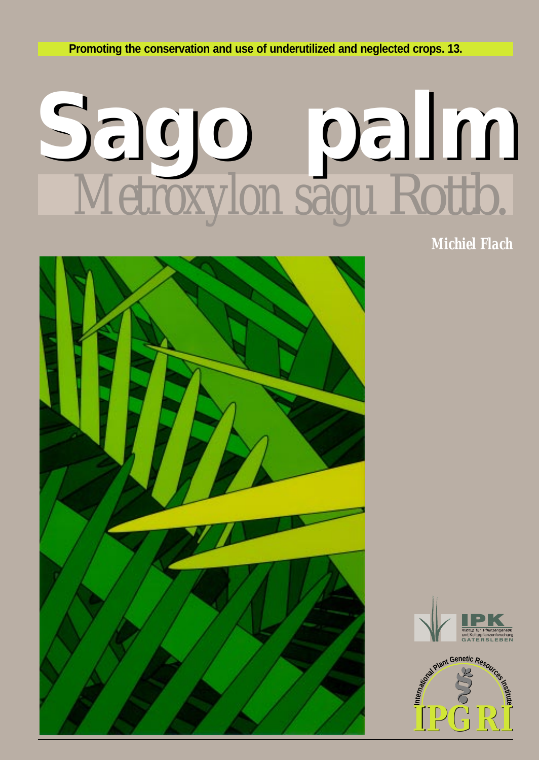Promoting the conservation and use of underutilized and neglected crops. 13.

# Sago palm

## *Metroxylon sagu* Rottb.

**Michiel Flach**

IPK
Institut für Pflanzengenetik und Kulturpflanzenforschung
GATERSLEBEN

International Plant Genetic Resources Institute
IPGRI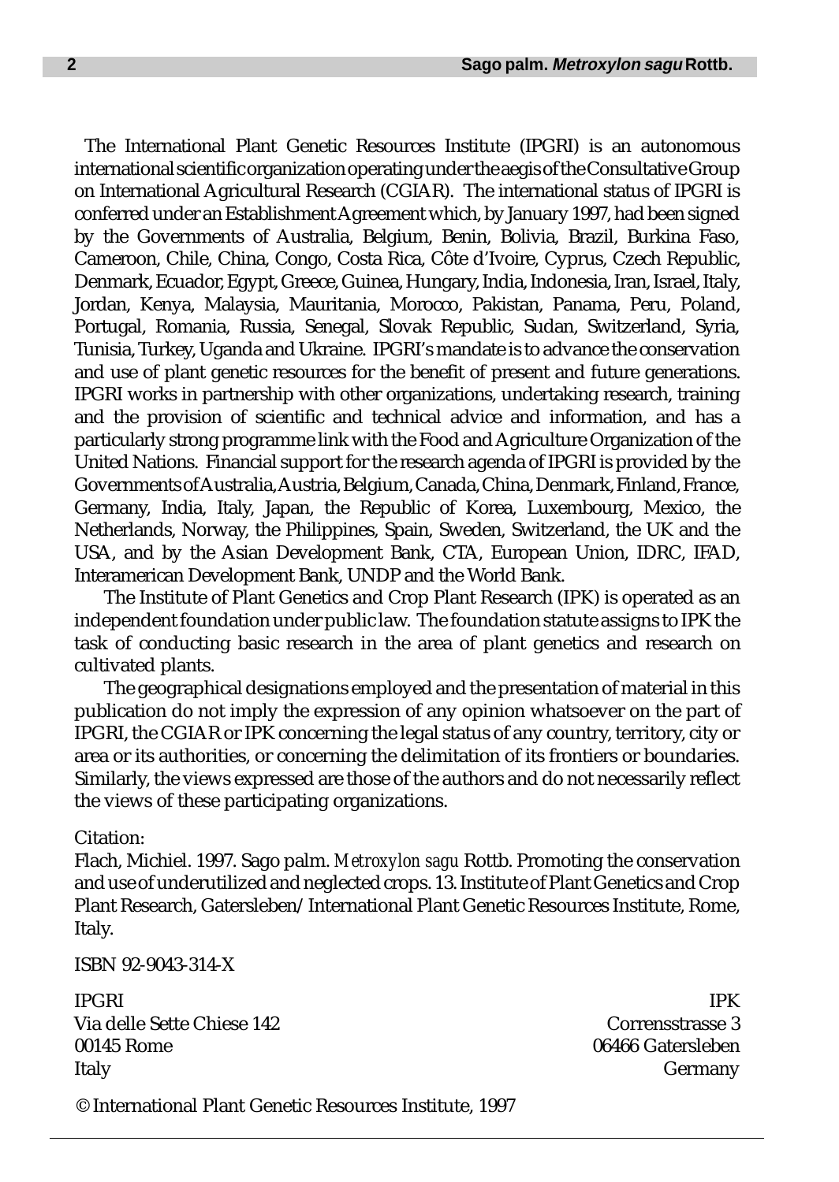The International Plant Genetic Resources Institute (IPGRI) is an autonomous international scientific organization operating under the aegis of the Consultative Group on International Agricultural Research (CGIAR). The international status of IPGRI is conferred under an Establishment Agreement which, by January 1997, had been signed by the Governments of Australia, Belgium, Benin, Bolivia, Brazil, Burkina Faso, Cameroon, Chile, China, Congo, Costa Rica, Côte d'Ivoire, Cyprus, Czech Republic, Denmark, Ecuador, Egypt, Greece, Guinea, Hungary, India, Indonesia, Iran, Israel, Italy, Jordan, Kenya, Malaysia, Mauritania, Morocco, Pakistan, Panama, Peru, Poland, Portugal, Romania, Russia, Senegal, Slovak Republic, Sudan, Switzerland, Syria, Tunisia, Turkey, Uganda and Ukraine. IPGRI's mandate is to advance the conservation and use of plant genetic resources for the benefit of present and future generations. IPGRI works in partnership with other organizations, undertaking research, training and the provision of scientific and technical advice and information, and has a particularly strong programme link with the Food and Agriculture Organization of the United Nations. Financial support for the research agenda of IPGRI is provided by the Governments of Australia, Austria, Belgium, Canada, China, Denmark, Finland, France, Germany, India, Italy, Japan, the Republic of Korea, Luxembourg, Mexico, the Netherlands, Norway, the Philippines, Spain, Sweden, Switzerland, the UK and the USA, and by the Asian Development Bank, CTA, European Union, IDRC, IFAD, Interamerican Development Bank, UNDP and the World Bank.

The Institute of Plant Genetics and Crop Plant Research (IPK) is operated as an independent foundation under public law. The foundation statute assigns to IPK the task of conducting basic research in the area of plant genetics and research on cultivated plants.

The geographical designations employed and the presentation of material in this publication do not imply the expression of any opinion whatsoever on the part of IPGRI, the CGIAR or IPK concerning the legal status of any country, territory, city or area or its authorities, or concerning the delimitation of its frontiers or boundaries. Similarly, the views expressed are those of the authors and do not necessarily reflect the views of these participating organizations.

Citation:
Flach, Michiel. 1997. Sago palm. *Metroxylon sagu* Rottb. Promoting the conservation and use of underutilized and neglected crops. 13. Institute of Plant Genetics and Crop Plant Research, Gatersleben/International Plant Genetic Resources Institute, Rome, Italy.

ISBN 92-9043-314-X

IPGRI
Via delle Sette Chiese 142
00145 Rome
Italy

IPK
Corrensstrasse 3
06466 Gatersleben
Germany

© International Plant Genetic Resources Institute, 1997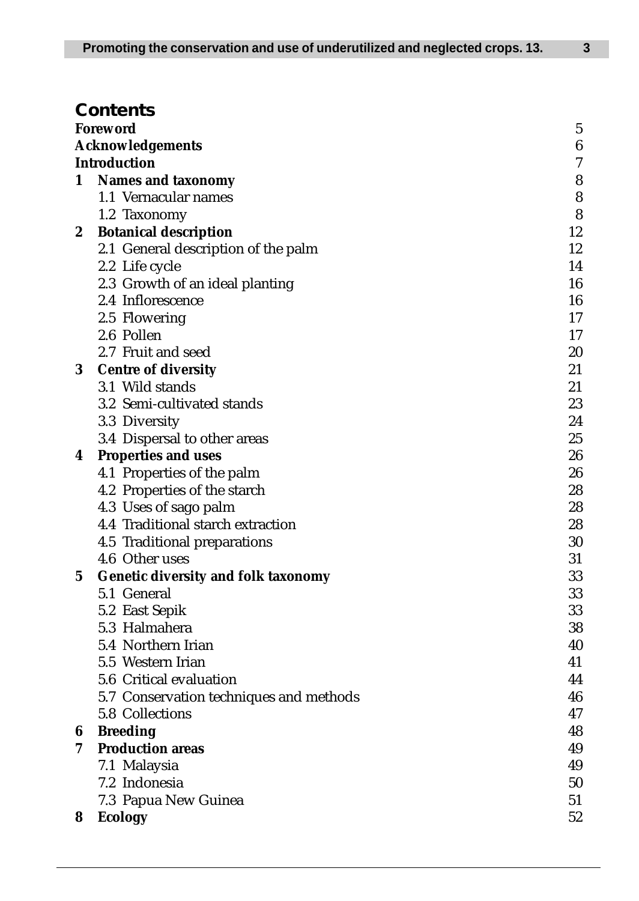## Contents

| | | |
|---|---|---|
| **Foreword** | | 5 |
| **Acknowledgements** | | 6 |
| **Introduction** | | 7 |
| **1** | **Names and taxonomy** | 8 |
| | 1.1 Vernacular names | 8 |
| | 1.2 Taxonomy | 8 |
| **2** | **Botanical description** | 12 |
| | 2.1 General description of the palm | 12 |
| | 2.2 Life cycle | 14 |
| | 2.3 Growth of an ideal planting | 16 |
| | 2.4 Inflorescence | 16 |
| | 2.5 Flowering | 17 |
| | 2.6 Pollen | 17 |
| | 2.7 Fruit and seed | 20 |
| **3** | **Centre of diversity** | 21 |
| | 3.1 Wild stands | 21 |
| | 3.2 Semi-cultivated stands | 23 |
| | 3.3 Diversity | 24 |
| | 3.4 Dispersal to other areas | 25 |
| **4** | **Properties and uses** | 26 |
| | 4.1 Properties of the palm | 26 |
| | 4.2 Properties of the starch | 28 |
| | 4.3 Uses of sago palm | 28 |
| | 4.4 Traditional starch extraction | 28 |
| | 4.5 Traditional preparations | 30 |
| | 4.6 Other uses | 31 |
| **5** | **Genetic diversity and folk taxonomy** | 33 |
| | 5.1 General | 33 |
| | 5.2 East Sepik | 33 |
| | 5.3 Halmahera | 38 |
| | 5.4 Northern Irian | 40 |
| | 5.5 Western Irian | 41 |
| | 5.6 Critical evaluation | 44 |
| | 5.7 Conservation techniques and methods | 46 |
| | 5.8 Collections | 47 |
| **6** | **Breeding** | 48 |
| **7** | **Production areas** | 49 |
| | 7.1 Malaysia | 49 |
| | 7.2 Indonesia | 50 |
| | 7.3 Papua New Guinea | 51 |
| **8** | **Ecology** | 52 |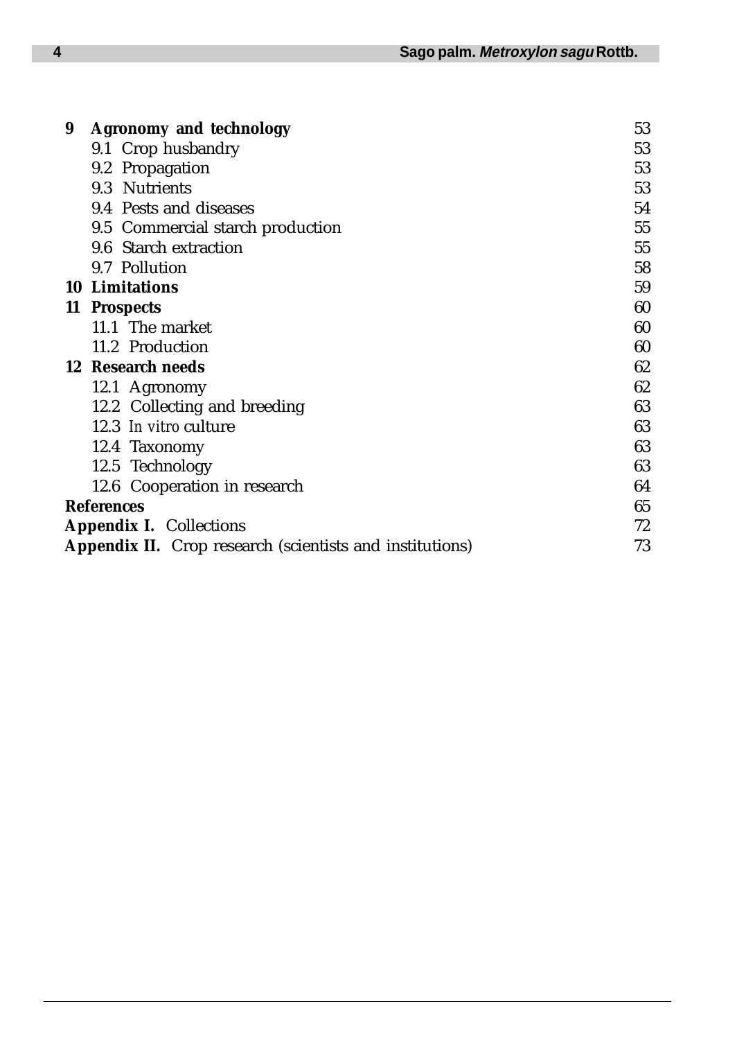| | |
|---|---|
| **9 Agronomy and technology** | 53 |
| 9.1 Crop husbandry | 53 |
| 9.2 Propagation | 53 |
| 9.3 Nutrients | 53 |
| 9.4 Pests and diseases | 54 |
| 9.5 Commercial starch production | 55 |
| 9.6 Starch extraction | 55 |
| 9.7 Pollution | 58 |
| **10 Limitations** | 59 |
| **11 Prospects** | 60 |
| 11.1 The market | 60 |
| 11.2 Production | 60 |
| **12 Research needs** | 62 |
| 12.1 Agronomy | 62 |
| 12.2 Collecting and breeding | 63 |
| 12.3 *In vitro* culture | 63 |
| 12.4 Taxonomy | 63 |
| 12.5 Technology | 63 |
| 12.6 Cooperation in research | 64 |
| **References** | 65 |
| **Appendix I.** Collections | 72 |
| **Appendix II.** Crop research (scientists and institutions) | 73 |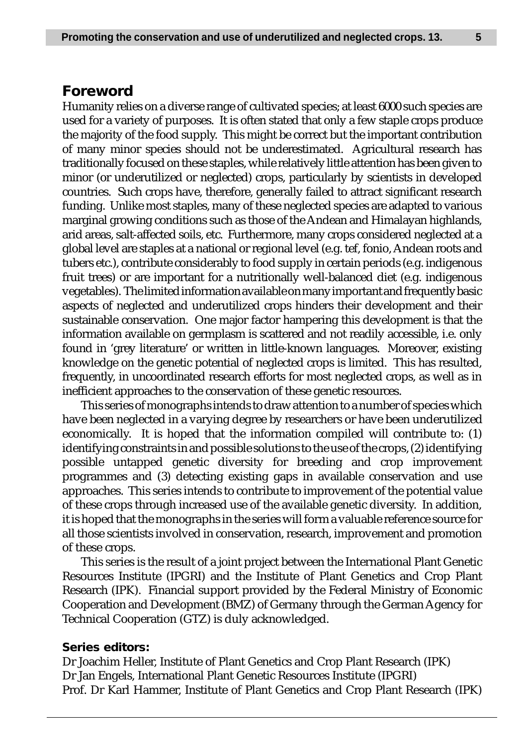## Foreword

Humanity relies on a diverse range of cultivated species; at least 6000 such species are used for a variety of purposes. It is often stated that only a few staple crops produce the majority of the food supply. This might be correct but the important contribution of many minor species should not be underestimated. Agricultural research has traditionally focused on these staples, while relatively little attention has been given to minor (or underutilized or neglected) crops, particularly by scientists in developed countries. Such crops have, therefore, generally failed to attract significant research funding. Unlike most staples, many of these neglected species are adapted to various marginal growing conditions such as those of the Andean and Himalayan highlands, arid areas, salt-affected soils, etc. Furthermore, many crops considered neglected at a global level are staples at a national or regional level (e.g. tef, fonio, Andean roots and tubers etc.), contribute considerably to food supply in certain periods (e.g. indigenous fruit trees) or are important for a nutritionally well-balanced diet (e.g. indigenous vegetables). The limited information available on many important and frequently basic aspects of neglected and underutilized crops hinders their development and their sustainable conservation. One major factor hampering this development is that the information available on germplasm is scattered and not readily accessible, i.e. only found in 'grey literature' or written in little-known languages. Moreover, existing knowledge on the genetic potential of neglected crops is limited. This has resulted, frequently, in uncoordinated research efforts for most neglected crops, as well as in inefficient approaches to the conservation of these genetic resources.

This series of monographs intends to draw attention to a number of species which have been neglected in a varying degree by researchers or have been underutilized economically. It is hoped that the information compiled will contribute to: (1) identifying constraints in and possible solutions to the use of the crops, (2) identifying possible untapped genetic diversity for breeding and crop improvement programmes and (3) detecting existing gaps in available conservation and use approaches. This series intends to contribute to improvement of the potential value of these crops through increased use of the available genetic diversity. In addition, it is hoped that the monographs in the series will form a valuable reference source for all those scientists involved in conservation, research, improvement and promotion of these crops.

This series is the result of a joint project between the International Plant Genetic Resources Institute (IPGRI) and the Institute of Plant Genetics and Crop Plant Research (IPK). Financial support provided by the Federal Ministry of Economic Cooperation and Development (BMZ) of Germany through the German Agency for Technical Cooperation (GTZ) is duly acknowledged.

**Series editors:**

Dr Joachim Heller, Institute of Plant Genetics and Crop Plant Research (IPK)
Dr Jan Engels, International Plant Genetic Resources Institute (IPGRI)
Prof. Dr Karl Hammer, Institute of Plant Genetics and Crop Plant Research (IPK)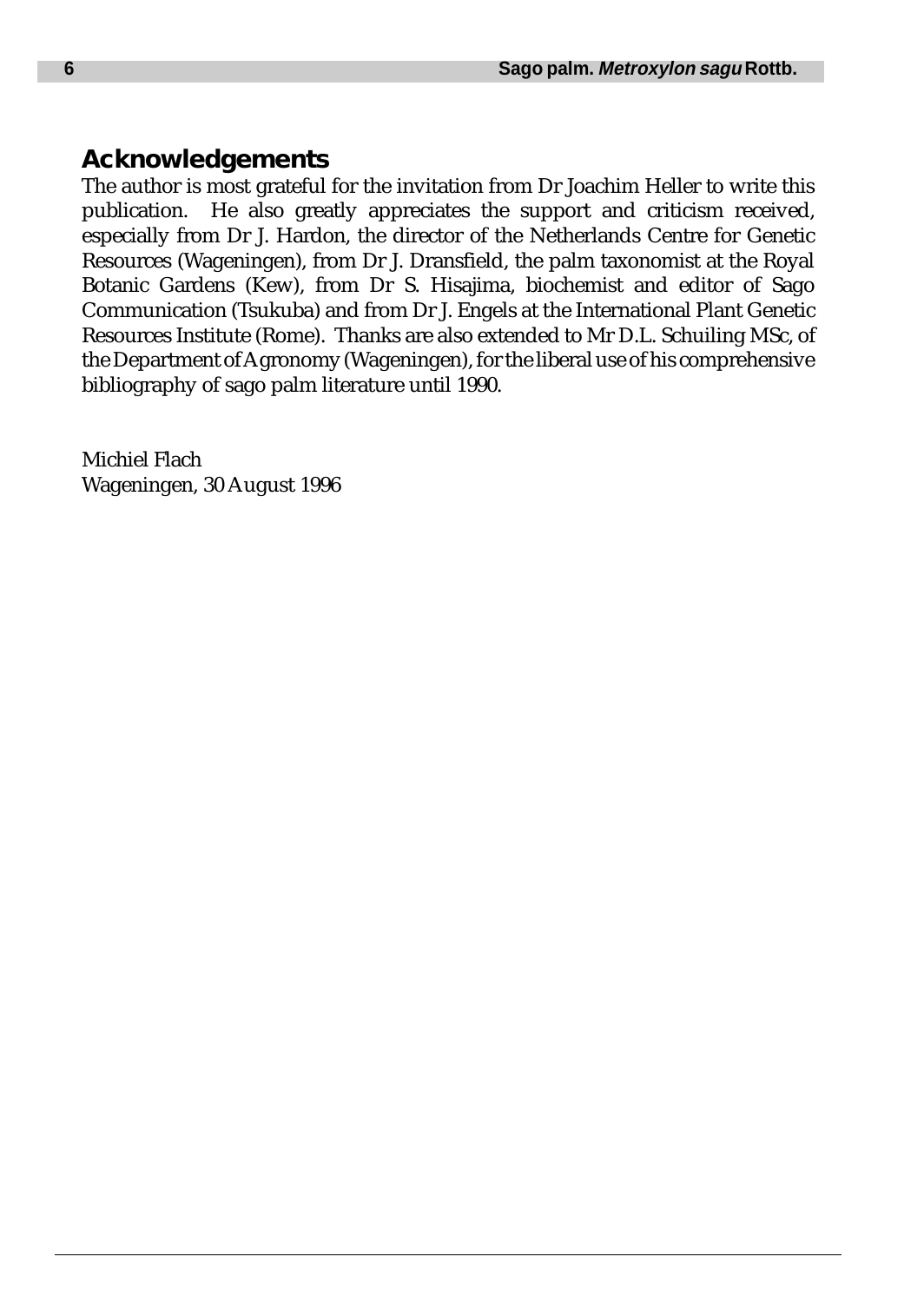## Acknowledgements

The author is most grateful for the invitation from Dr Joachim Heller to write this publication. He also greatly appreciates the support and criticism received, especially from Dr J. Hardon, the director of the Netherlands Centre for Genetic Resources (Wageningen), from Dr J. Dransfield, the palm taxonomist at the Royal Botanic Gardens (Kew), from Dr S. Hisajima, biochemist and editor of Sago Communication (Tsukuba) and from Dr J. Engels at the International Plant Genetic Resources Institute (Rome). Thanks are also extended to Mr D.L. Schuiling MSc, of the Department of Agronomy (Wageningen), for the liberal use of his comprehensive bibliography of sago palm literature until 1990.

Michiel Flach
Wageningen, 30 August 1996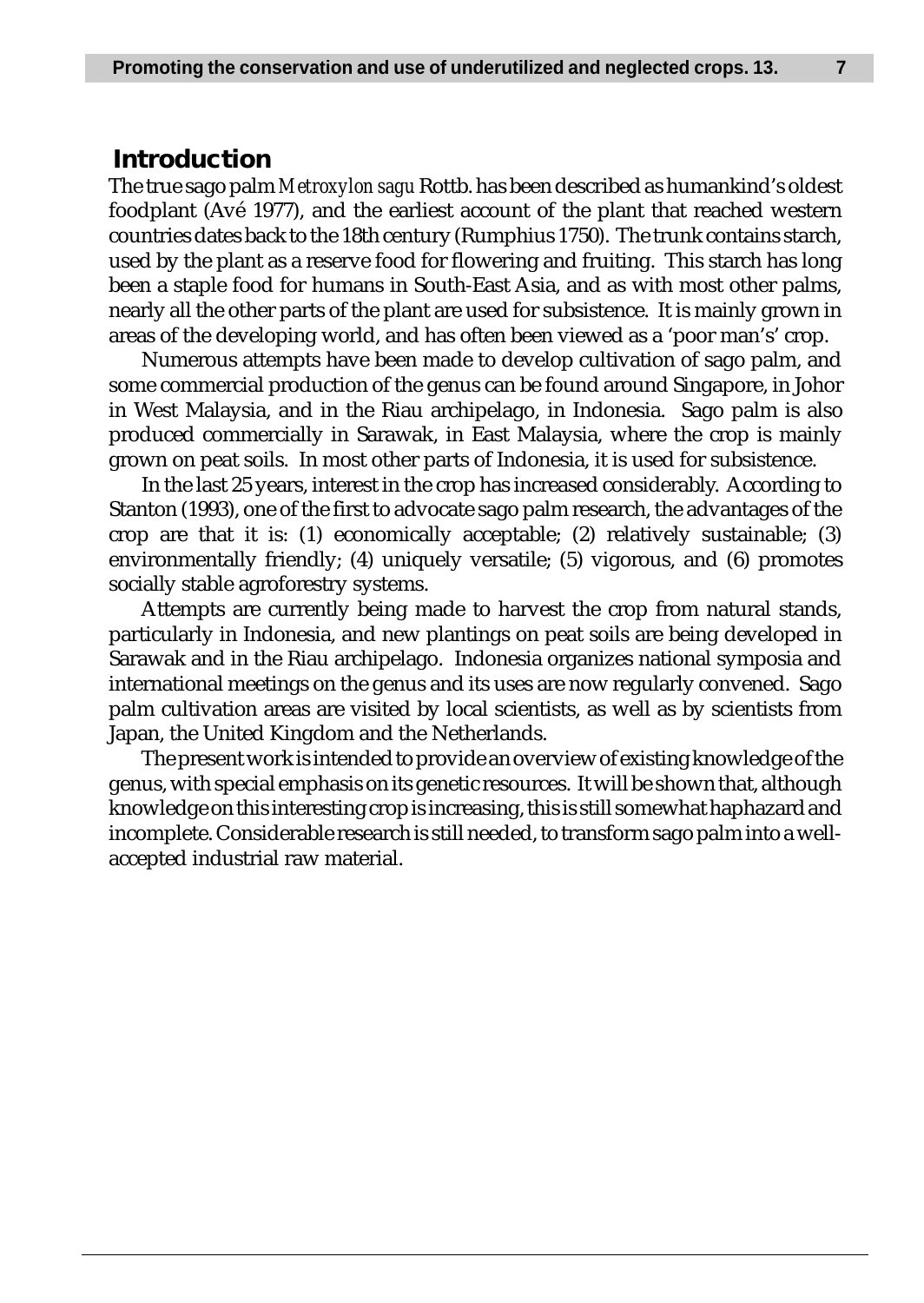# Introduction

The true sago palm *Metroxylon sagu* Rottb. has been described as humankind's oldest foodplant (Avé 1977), and the earliest account of the plant that reached western countries dates back to the 18th century (Rumphius 1750). The trunk contains starch, used by the plant as a reserve food for flowering and fruiting. This starch has long been a staple food for humans in South-East Asia, and as with most other palms, nearly all the other parts of the plant are used for subsistence. It is mainly grown in areas of the developing world, and has often been viewed as a 'poor man's' crop.

Numerous attempts have been made to develop cultivation of sago palm, and some commercial production of the genus can be found around Singapore, in Johor in West Malaysia, and in the Riau archipelago, in Indonesia. Sago palm is also produced commercially in Sarawak, in East Malaysia, where the crop is mainly grown on peat soils. In most other parts of Indonesia, it is used for subsistence.

In the last 25 years, interest in the crop has increased considerably. According to Stanton (1993), one of the first to advocate sago palm research, the advantages of the crop are that it is: (1) economically acceptable; (2) relatively sustainable; (3) environmentally friendly; (4) uniquely versatile; (5) vigorous, and (6) promotes socially stable agroforestry systems.

Attempts are currently being made to harvest the crop from natural stands, particularly in Indonesia, and new plantings on peat soils are being developed in Sarawak and in the Riau archipelago. Indonesia organizes national symposia and international meetings on the genus and its uses are now regularly convened. Sago palm cultivation areas are visited by local scientists, as well as by scientists from Japan, the United Kingdom and the Netherlands.

The present work is intended to provide an overview of existing knowledge of the genus, with special emphasis on its genetic resources. It will be shown that, although knowledge on this interesting crop is increasing, this is still somewhat haphazard and incomplete. Considerable research is still needed, to transform sago palm into a well-accepted industrial raw material.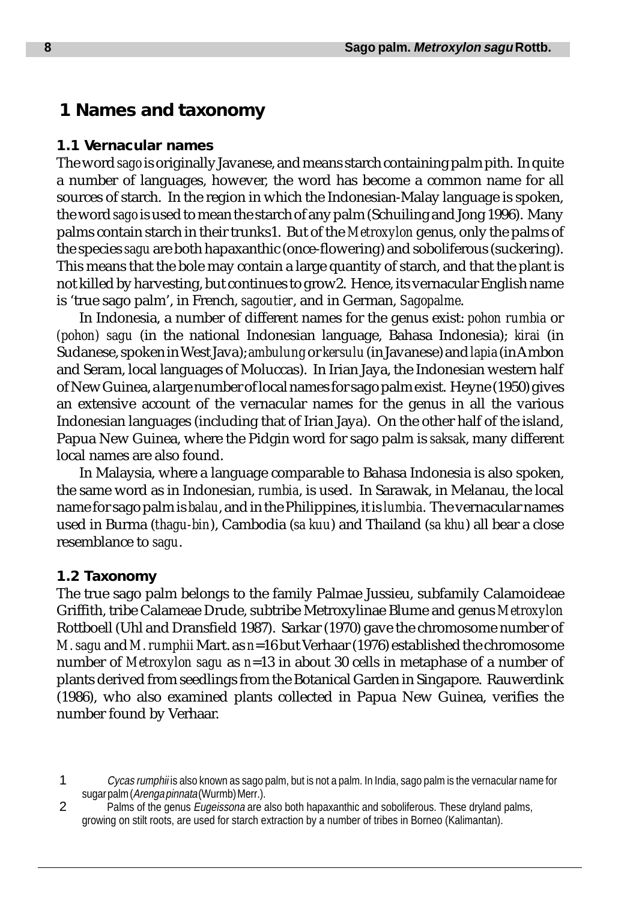# 1 Names and taxonomy

## 1.1 Vernacular names

The word *sago* is originally Javanese, and means starch containing palm pith. In quite a number of languages, however, the word has become a common name for all sources of starch. In the region in which the Indonesian-Malay language is spoken, the word *sago* is used to mean the starch of any palm (Schuiling and Jong 1996). Many palms contain starch in their trunks[1]. But of the *Metroxylon* genus, only the palms of the species *sagu* are both hapaxanthic (once-flowering) and soboliferous (suckering). This means that the bole may contain a large quantity of starch, and that the plant is not killed by harvesting, but continues to grow[2]. Hence, its vernacular English name is 'true sago palm', in French, *sagoutier*, and in German, *Sagopalme*.

In Indonesia, a number of different names for the genus exist: *pohon rumbia* or *(pohon) sagu* (in the national Indonesian language, Bahasa Indonesia); *kirai* (in Sudanese, spoken in West Java); *ambulung* or *kersulu* (in Javanese) and *lapia* (in Ambon and Seram, local languages of Moluccas). In Irian Jaya, the Indonesian western half of New Guinea, a large number of local names for sago palm exist. Heyne (1950) gives an extensive account of the vernacular names for the genus in all the various Indonesian languages (including that of Irian Jaya). On the other half of the island, Papua New Guinea, where the Pidgin word for sago palm is *saksak*, many different local names are also found.

In Malaysia, where a language comparable to Bahasa Indonesia is also spoken, the same word as in Indonesian, *rumbia*, is used. In Sarawak, in Melanau, the local name for sago palm is *balau*, and in the Philippines, it is *lumbia*. The vernacular names used in Burma (*thagu-bin*), Cambodia (*sa kuu*) and Thailand (*sa khu*) all bear a close resemblance to *sagu*.

## 1.2 Taxonomy

The true sago palm belongs to the family Palmae Jussieu, subfamily Calamoideae Griffith, tribe Calameae Drude, subtribe Metroxylinae Blume and genus *Metroxylon* Rottboell (Uhl and Dransfield 1987). Sarkar (1970) gave the chromosome number of *M. sagu* and *M. rumphii* Mart. as *n*=16 but Verhaar (1976) established the chromosome number of *Metroxylon sagu* as *n*=13 in about 30 cells in metaphase of a number of plants derived from seedlings from the Botanical Garden in Singapore. Rauwerdink (1986), who also examined plants collected in Papua New Guinea, verifies the number found by Verhaar.

---

1 *Cycas rumphii* is also known as sago palm, but is not a palm. In India, sago palm is the vernacular name for sugar palm (*Arenga pinnata* (Wurmb) Merr.).

2 Palms of the genus *Eugeissona* are also both hapaxanthic and soboliferous. These dryland palms, growing on stilt roots, are used for starch extraction by a number of tribes in Borneo (Kalimantan).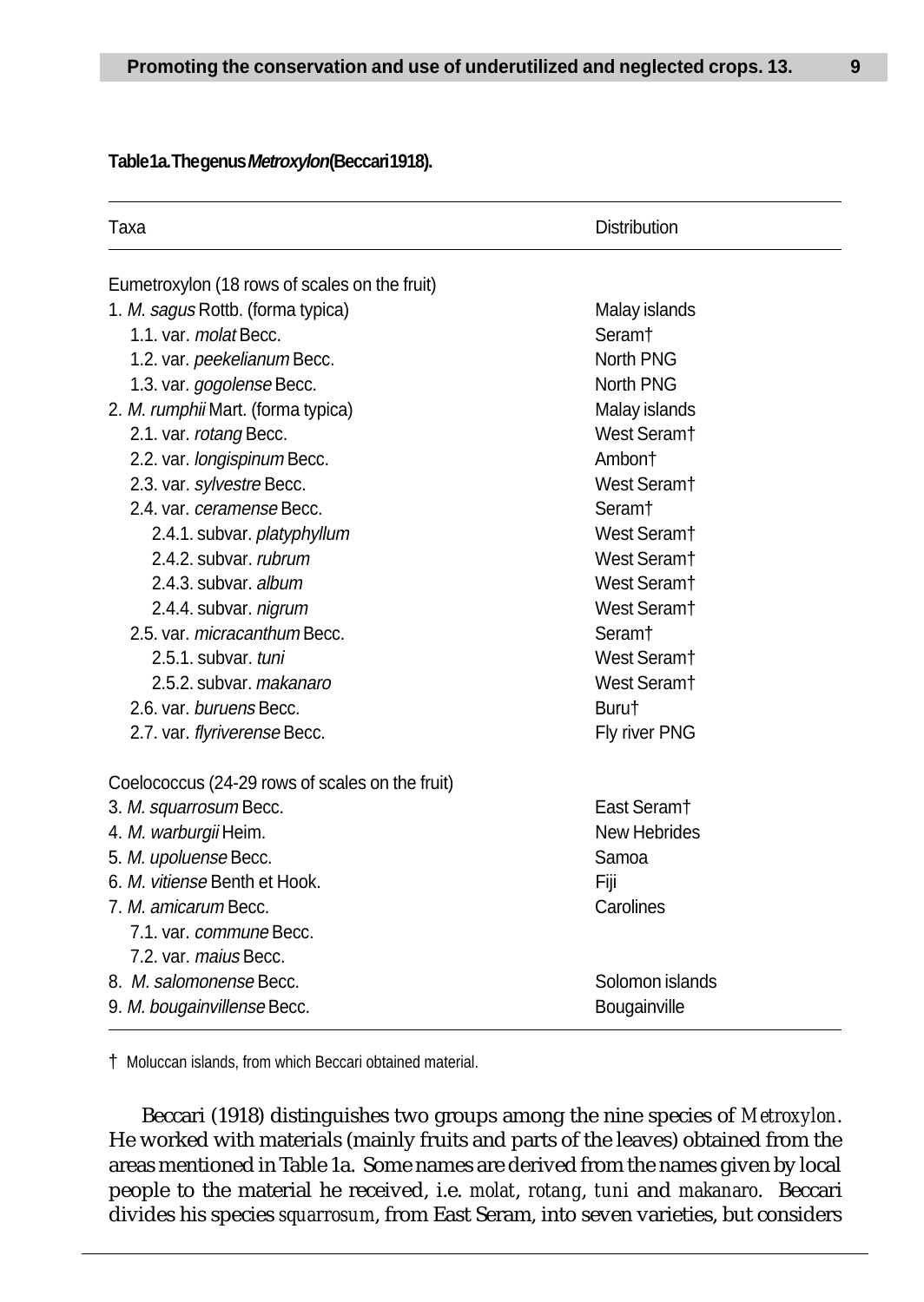**Table 1a. The genus *Metroxylon* (Beccari 1918).**

| Taxa | Distribution |
|---|---|
| Eumetroxylon (18 rows of scales on the fruit) | |
| 1. *M. sagus* Rottb. (forma typica) | Malay islands |
| 1.1. var. *molat* Becc. | Seram† |
| 1.2. var. *peekelianum* Becc. | North PNG |
| 1.3. var. *gogolense* Becc. | North PNG |
| 2. *M. rumphii* Mart. (forma typica) | Malay islands |
| 2.1. var. *rotang* Becc. | West Seram† |
| 2.2. var. *longispinum* Becc. | Ambon† |
| 2.3. var. *sylvestre* Becc. | West Seram† |
| 2.4. var. *ceramense* Becc. | Seram† |
| 2.4.1. subvar. *platyphyllum* | West Seram† |
| 2.4.2. subvar. *rubrum* | West Seram† |
| 2.4.3. subvar. *album* | West Seram† |
| 2.4.4. subvar. *nigrum* | West Seram† |
| 2.5. var. *micracanthum* Becc. | Seram† |
| 2.5.1. subvar. *tuni* | West Seram† |
| 2.5.2. subvar. *makanaro* | West Seram† |
| 2.6. var. *buruens* Becc. | Buru† |
| 2.7. var. *flyriverense* Becc. | Fly river PNG |
| Coelococcus (24-29 rows of scales on the fruit) | |
| 3. *M. squarrosum* Becc. | East Seram† |
| 4. *M. warburgii* Heim. | New Hebrides |
| 5. *M. upoluense* Becc. | Samoa |
| 6. *M. vitiense* Benth et Hook. | Fiji |
| 7. *M. amicarum* Becc. | Carolines |
| 7.1. var. *commune* Becc. | |
| 7.2. var. *maius* Becc. | |
| 8. *M. salomonense* Becc. | Solomon islands |
| 9. *M. bougainvillense* Becc. | Bougainville |

† Moluccan islands, from which Beccari obtained material.

Beccari (1918) distinguishes two groups among the nine species of *Metroxylon*. He worked with materials (mainly fruits and parts of the leaves) obtained from the areas mentioned in Table 1a. Some names are derived from the names given by local people to the material he received, i.e. *molat*, *rotang*, *tuni* and *makanaro*. Beccari divides his species *squarrosum*, from East Seram, into seven varieties, but considers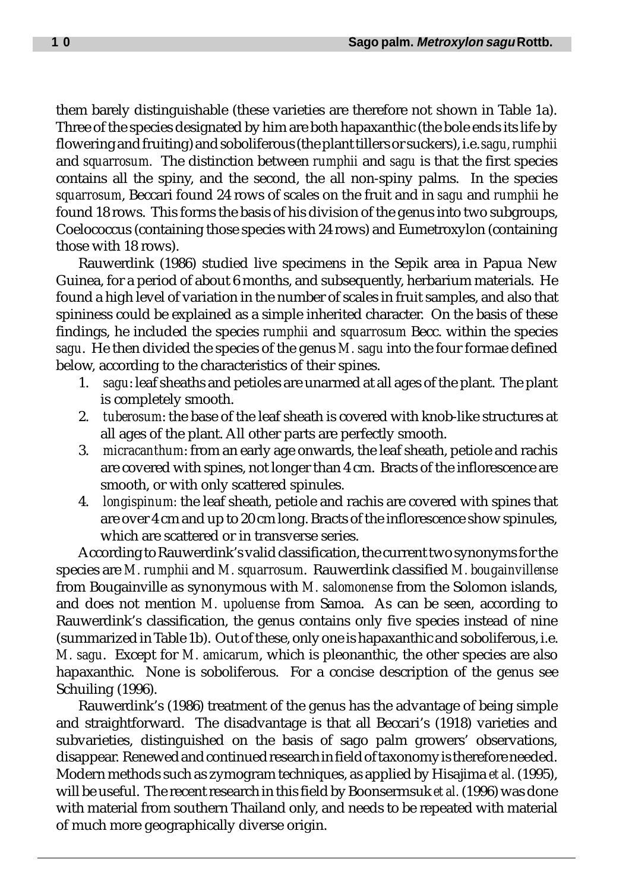them barely distinguishable (these varieties are therefore not shown in Table 1a). Three of the species designated by him are both hapaxanthic (the bole ends its life by flowering and fruiting) and soboliferous (the plant tillers or suckers), i.e. *sagu, rumphii* and *squarrosum.* The distinction between *rumphii* and *sagu* is that the first species contains all the spiny, and the second, the all non-spiny palms. In the species *squarrosum*, Beccari found 24 rows of scales on the fruit and in *sagu* and *rumphii* he found 18 rows. This forms the basis of his division of the genus into two subgroups, Coelococcus (containing those species with 24 rows) and Eumetroxylon (containing those with 18 rows).

Rauwerdink (1986) studied live specimens in the Sepik area in Papua New Guinea, for a period of about 6 months, and subsequently, herbarium materials. He found a high level of variation in the number of scales in fruit samples, and also that spininess could be explained as a simple inherited character. On the basis of these findings, he included the species *rumphii* and *squarrosum* Becc. within the species *sagu*. He then divided the species of the genus *M. sagu* into the four formae defined below, according to the characteristics of their spines.

1. *sagu*: leaf sheaths and petioles are unarmed at all ages of the plant. The plant is completely smooth.
2. *tuberosum*: the base of the leaf sheath is covered with knob-like structures at all ages of the plant. All other parts are perfectly smooth.
3. *micracanthum*: from an early age onwards, the leaf sheath, petiole and rachis are covered with spines, not longer than 4 cm. Bracts of the inflorescence are smooth, or with only scattered spinules.
4. *longispinum:* the leaf sheath, petiole and rachis are covered with spines that are over 4 cm and up to 20 cm long. Bracts of the inflorescence show spinules, which are scattered or in transverse series.

According to Rauwerdink's valid classification, the current two synonyms for the species are *M. rumphii* and *M. squarrosum*. Rauwerdink classified *M. bougainvillense* from Bougainville as synonymous with *M. salomonense* from the Solomon islands, and does not mention *M. upoluense* from Samoa. As can be seen, according to Rauwerdink's classification, the genus contains only five species instead of nine (summarized in Table 1b). Out of these, only one is hapaxanthic and soboliferous, i.e. *M. sagu*. Except for *M. amicarum*, which is pleonanthic, the other species are also hapaxanthic. None is soboliferous. For a concise description of the genus see Schuiling (1996).

Rauwerdink's (1986) treatment of the genus has the advantage of being simple and straightforward. The disadvantage is that all Beccari's (1918) varieties and subvarieties, distinguished on the basis of sago palm growers' observations, disappear. Renewed and continued research in field of taxonomy is therefore needed. Modern methods such as zymogram techniques, as applied by Hisajima *et al.* (1995), will be useful. The recent research in this field by Boonsermsuk *et al.* (1996) was done with material from southern Thailand only, and needs to be repeated with material of much more geographically diverse origin.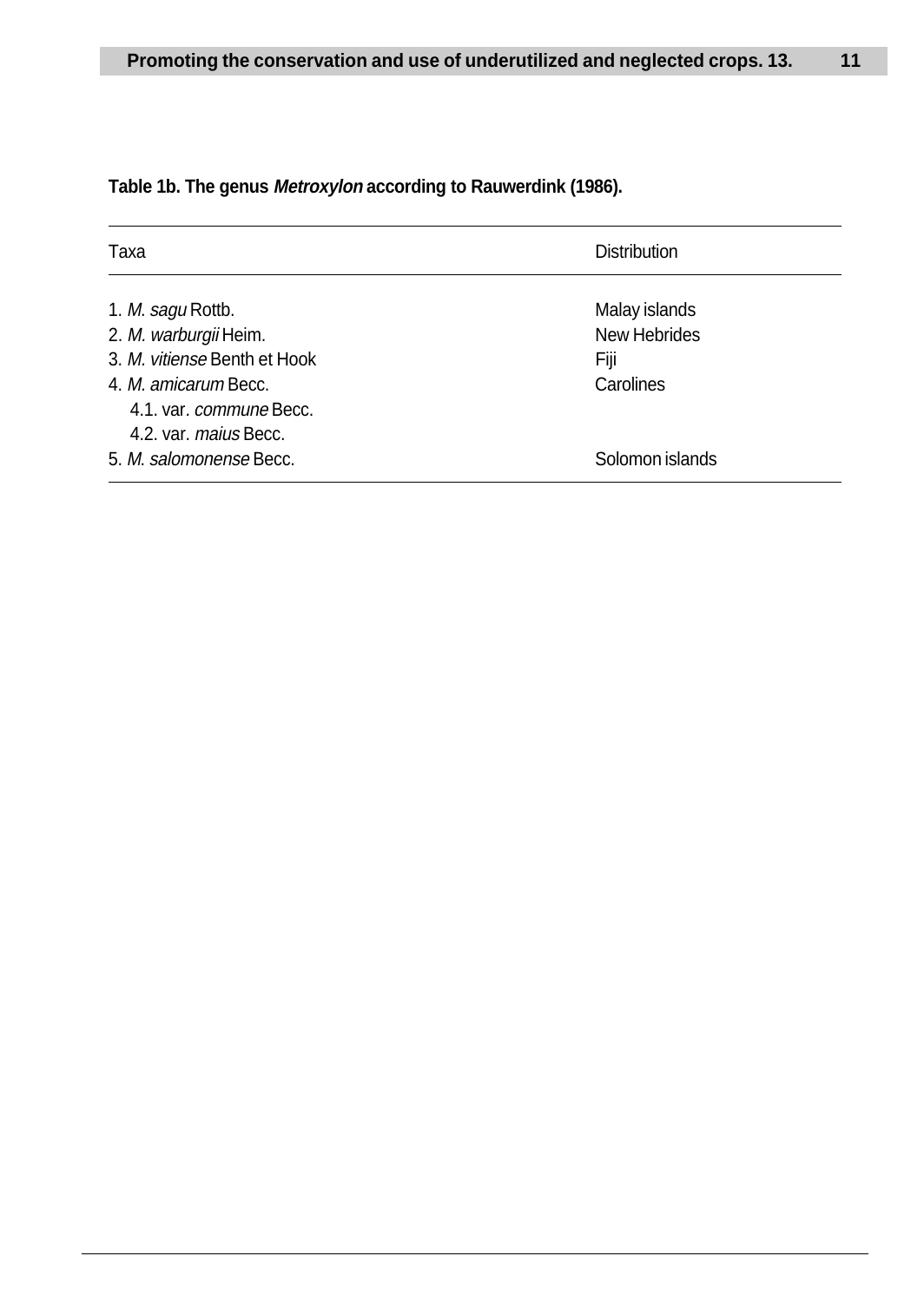**Table 1b. The genus *Metroxylon* according to Rauwerdink (1986).**

| Taxa | Distribution |
|---|---|
| 1. *M. sagu* Rottb. | Malay islands |
| 2. *M. warburgii* Heim. | New Hebrides |
| 3. *M. vitiense* Benth et Hook | Fiji |
| 4. *M. amicarum* Becc. | Carolines |
| 4.1. var. *commune* Becc. | |
| 4.2. var. *maius* Becc. | |
| 5. *M. salomonense* Becc. | Solomon islands |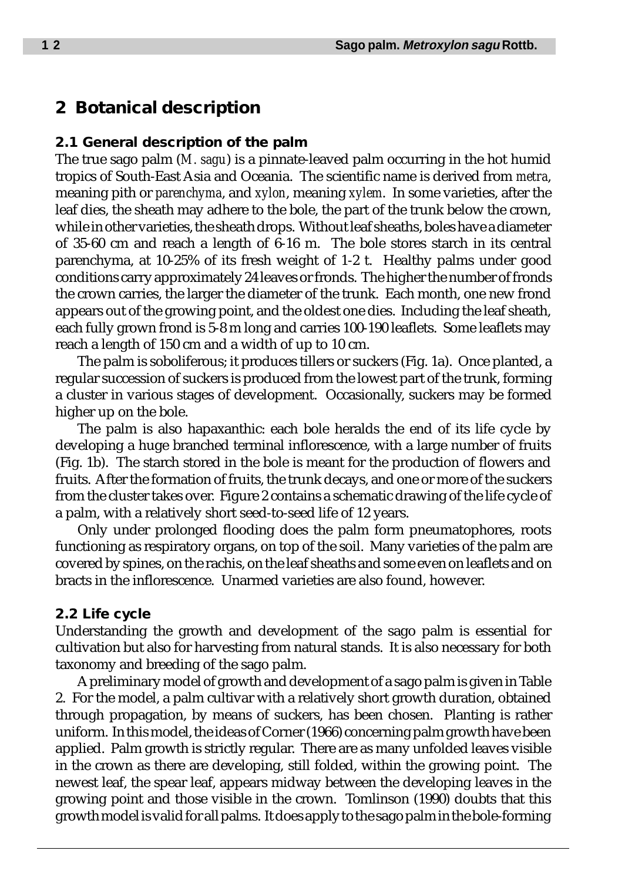## 2 Botanical description

### 2.1 General description of the palm

The true sago palm (*M. sagu*) is a pinnate-leaved palm occurring in the hot humid tropics of South-East Asia and Oceania. The scientific name is derived from *metra*, meaning pith or *parenchyma*, and *xylon*, meaning *xylem*. In some varieties, after the leaf dies, the sheath may adhere to the bole, the part of the trunk below the crown, while in other varieties, the sheath drops. Without leaf sheaths, boles have a diameter of 35-60 cm and reach a length of 6-16 m. The bole stores starch in its central parenchyma, at 10-25% of its fresh weight of 1-2 t. Healthy palms under good conditions carry approximately 24 leaves or fronds. The higher the number of fronds the crown carries, the larger the diameter of the trunk. Each month, one new frond appears out of the growing point, and the oldest one dies. Including the leaf sheath, each fully grown frond is 5-8 m long and carries 100-190 leaflets. Some leaflets may reach a length of 150 cm and a width of up to 10 cm.

The palm is soboliferous; it produces tillers or suckers (Fig. 1a). Once planted, a regular succession of suckers is produced from the lowest part of the trunk, forming a cluster in various stages of development. Occasionally, suckers may be formed higher up on the bole.

The palm is also hapaxanthic: each bole heralds the end of its life cycle by developing a huge branched terminal inflorescence, with a large number of fruits (Fig. 1b). The starch stored in the bole is meant for the production of flowers and fruits. After the formation of fruits, the trunk decays, and one or more of the suckers from the cluster takes over. Figure 2 contains a schematic drawing of the life cycle of a palm, with a relatively short seed-to-seed life of 12 years.

Only under prolonged flooding does the palm form pneumatophores, roots functioning as respiratory organs, on top of the soil. Many varieties of the palm are covered by spines, on the rachis, on the leaf sheaths and some even on leaflets and on bracts in the inflorescence. Unarmed varieties are also found, however.

### 2.2 Life cycle

Understanding the growth and development of the sago palm is essential for cultivation but also for harvesting from natural stands. It is also necessary for both taxonomy and breeding of the sago palm.

A preliminary model of growth and development of a sago palm is given in Table 2. For the model, a palm cultivar with a relatively short growth duration, obtained through propagation, by means of suckers, has been chosen. Planting is rather uniform. In this model, the ideas of Corner (1966) concerning palm growth have been applied. Palm growth is strictly regular. There are as many unfolded leaves visible in the crown as there are developing, still folded, within the growing point. The newest leaf, the spear leaf, appears midway between the developing leaves in the growing point and those visible in the crown. Tomlinson (1990) doubts that this growth model is valid for all palms. It does apply to the sago palm in the bole-forming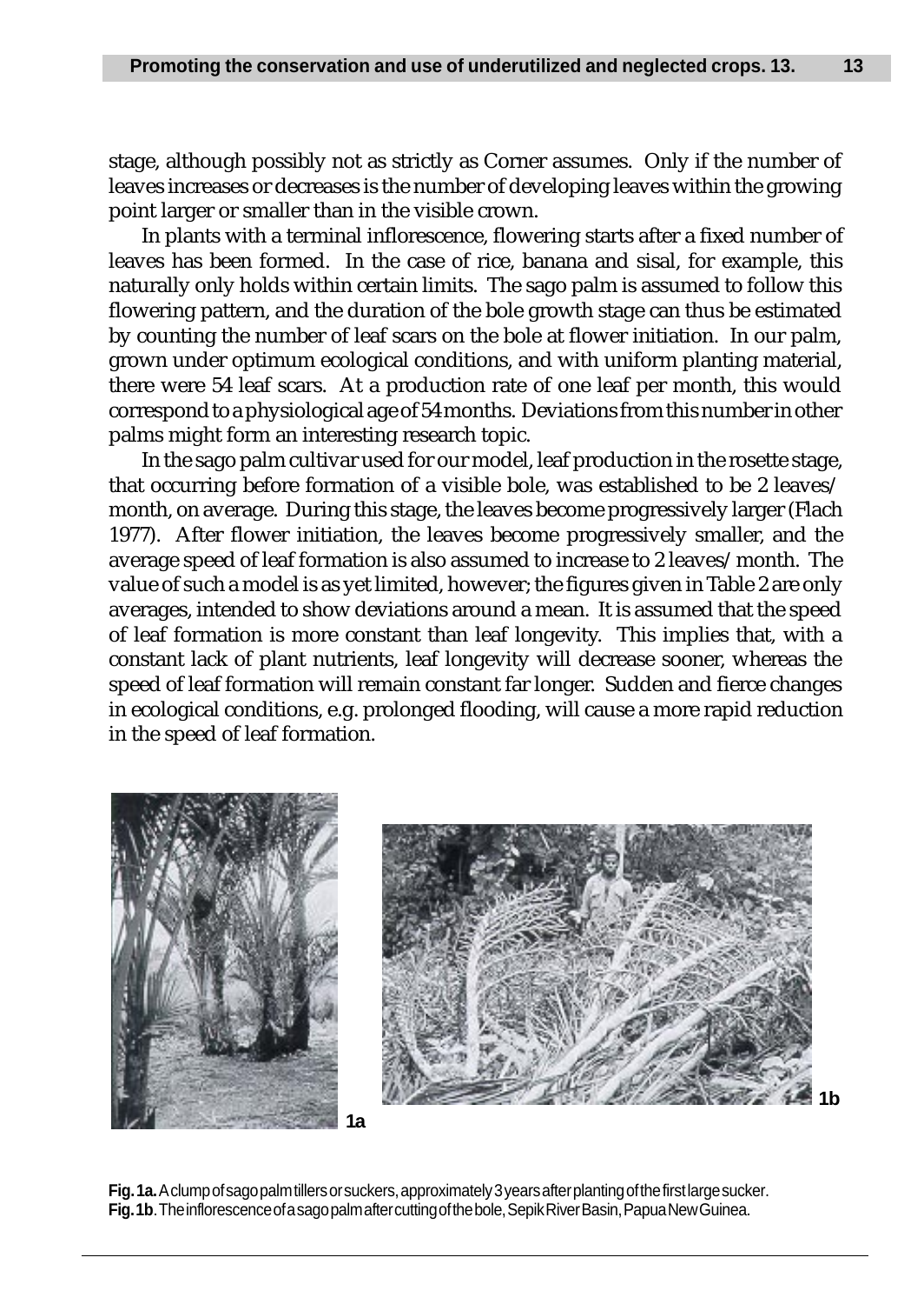stage, although possibly not as strictly as Corner assumes. Only if the number of leaves increases or decreases is the number of developing leaves within the growing point larger or smaller than in the visible crown.

In plants with a terminal inflorescence, flowering starts after a fixed number of leaves has been formed. In the case of rice, banana and sisal, for example, this naturally only holds within certain limits. The sago palm is assumed to follow this flowering pattern, and the duration of the bole growth stage can thus be estimated by counting the number of leaf scars on the bole at flower initiation. In our palm, grown under optimum ecological conditions, and with uniform planting material, there were 54 leaf scars. At a production rate of one leaf per month, this would correspond to a physiological age of 54 months. Deviations from this number in other palms might form an interesting research topic.

In the sago palm cultivar used for our model, leaf production in the rosette stage, that occurring before formation of a visible bole, was established to be 2 leaves/ month, on average. During this stage, the leaves become progressively larger (Flach 1977). After flower initiation, the leaves become progressively smaller, and the average speed of leaf formation is also assumed to increase to 2 leaves/ month. The value of such a model is as yet limited, however; the figures given in Table 2 are only averages, intended to show deviations around a mean. It is assumed that the speed of leaf formation is more constant than leaf longevity. This implies that, with a constant lack of plant nutrients, leaf longevity will decrease sooner, whereas the speed of leaf formation will remain constant far longer. Sudden and fierce changes in ecological conditions, e.g. prolonged flooding, will cause a more rapid reduction in the speed of leaf formation.

**Fig. 1a.** A clump of sago palm tillers or suckers, approximately 3 years after planting of the first large sucker.
**Fig. 1b**. The inflorescence of a sago palm after cutting of the bole, Sepik River Basin, Papua New Guinea.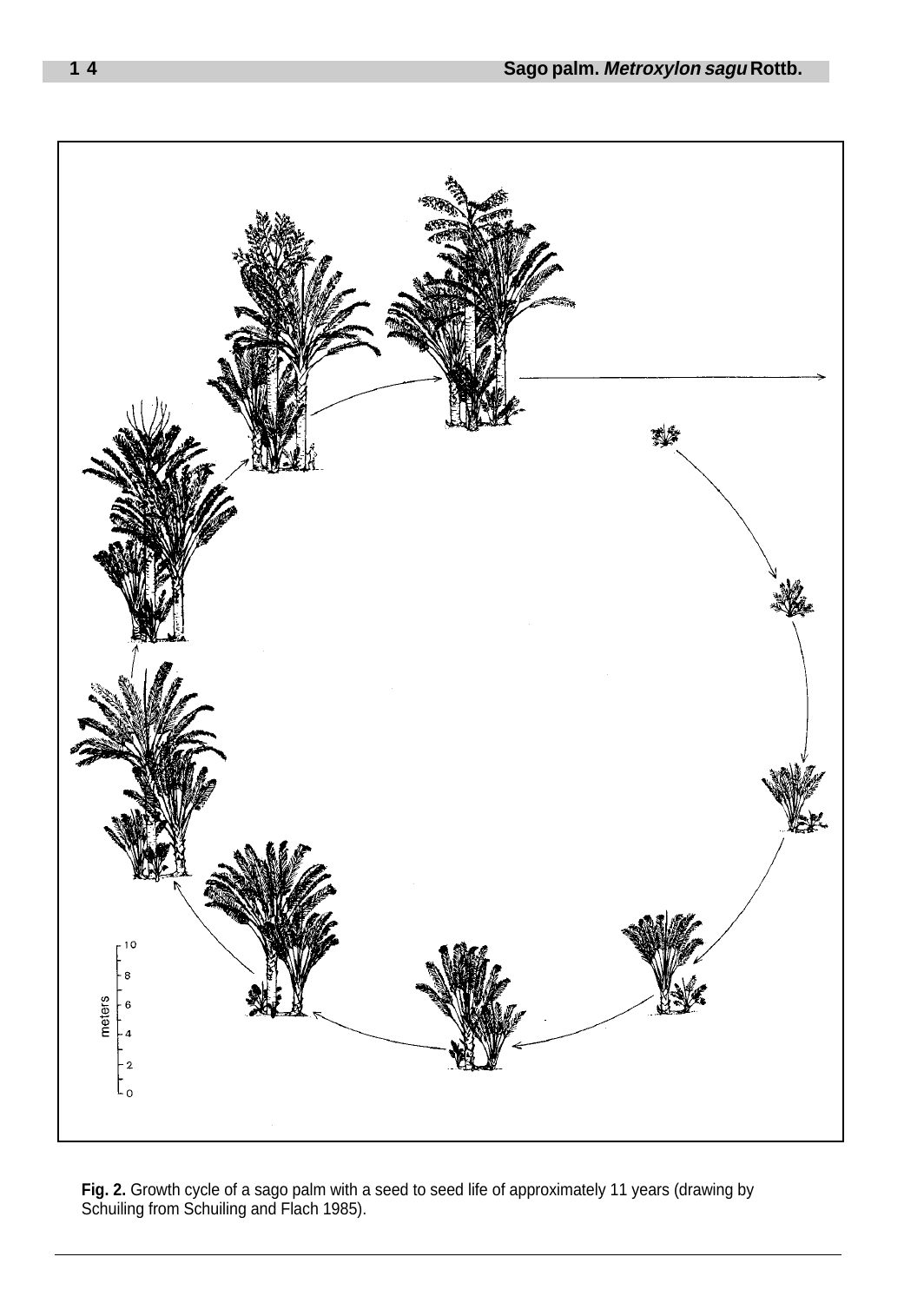**Fig. 2.** Growth cycle of a sago palm with a seed to seed life of approximately 11 years (drawing by Schuiling from Schuiling and Flach 1985).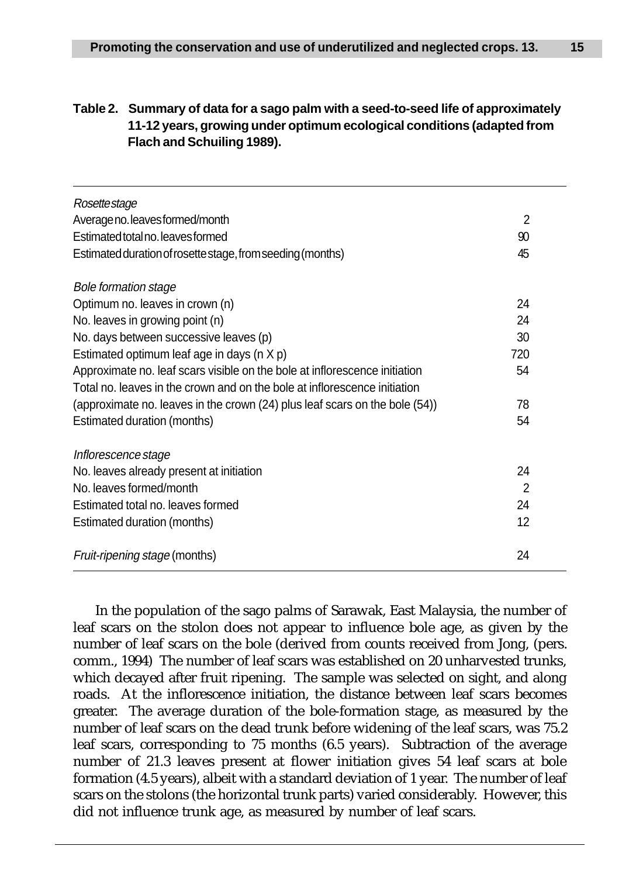**Table 2. Summary of data for a sago palm with a seed-to-seed life of approximately 11-12 years, growing under optimum ecological conditions (adapted from Flach and Schuiling 1989).**

| | |
|---|---|
| *Rosette stage* | |
| Average no. leaves formed/month | 2 |
| Estimated total no. leaves formed | 90 |
| Estimated duration of rosette stage, from seeding (months) | 45 |
| *Bole formation stage* | |
| Optimum no. leaves in crown (n) | 24 |
| No. leaves in growing point (n) | 24 |
| No. days between successive leaves (p) | 30 |
| Estimated optimum leaf age in days (n X p) | 720 |
| Approximate no. leaf scars visible on the bole at inflorescence initiation | 54 |
| Total no. leaves in the crown and on the bole at inflorescence initiation (approximate no. leaves in the crown (24) plus leaf scars on the bole (54)) | 78 |
| Estimated duration (months) | 54 |
| *Inflorescence stage* | |
| No. leaves already present at initiation | 24 |
| No. leaves formed/month | 2 |
| Estimated total no. leaves formed | 24 |
| Estimated duration (months) | 12 |
| *Fruit-ripening stage* (months) | 24 |

In the population of the sago palms of Sarawak, East Malaysia, the number of leaf scars on the stolon does not appear to influence bole age, as given by the number of leaf scars on the bole (derived from counts received from Jong, (pers. comm., 1994) The number of leaf scars was established on 20 unharvested trunks, which decayed after fruit ripening. The sample was selected on sight, and along roads. At the inflorescence initiation, the distance between leaf scars becomes greater. The average duration of the bole-formation stage, as measured by the number of leaf scars on the dead trunk before widening of the leaf scars, was 75.2 leaf scars, corresponding to 75 months (6.5 years). Subtraction of the average number of 21.3 leaves present at flower initiation gives 54 leaf scars at bole formation (4.5 years), albeit with a standard deviation of 1 year. The number of leaf scars on the stolons (the horizontal trunk parts) varied considerably. However, this did not influence trunk age, as measured by number of leaf scars.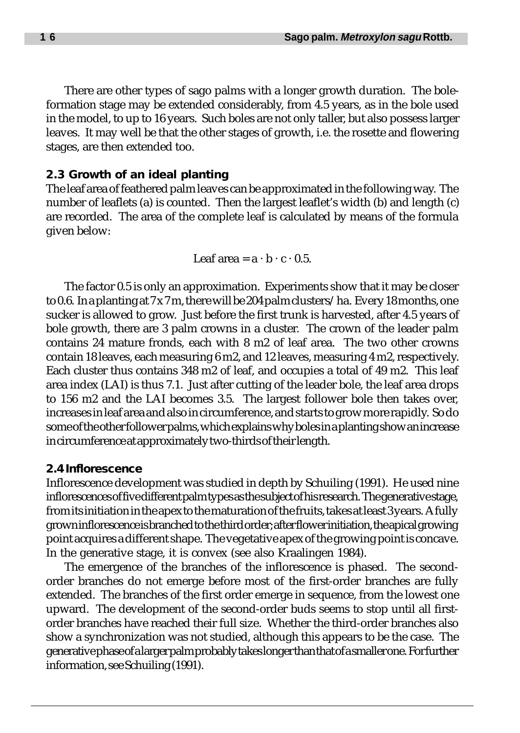There are other types of sago palms with a longer growth duration. The bole-formation stage may be extended considerably, from 4.5 years, as in the bole used in the model, to up to 16 years. Such boles are not only taller, but also possess larger leaves. It may well be that the other stages of growth, i.e. the rosette and flowering stages, are then extended too.

## 2.3 Growth of an ideal planting

The leaf area of feathered palm leaves can be approximated in the following way. The number of leaflets (a) is counted. Then the largest leaflet's width (b) and length (c) are recorded. The area of the complete leaf is calculated by means of the formula given below:

$$\text{Leaf area} = a \cdot b \cdot c \cdot 0.5.$$

The factor 0.5 is only an approximation. Experiments show that it may be closer to 0.6. In a planting at 7 x 7 m, there will be 204 palm clusters/ha. Every 18 months, one sucker is allowed to grow. Just before the first trunk is harvested, after 4.5 years of bole growth, there are 3 palm crowns in a cluster. The crown of the leader palm contains 24 mature fronds, each with 8 m2 of leaf area. The two other crowns contain 18 leaves, each measuring 6 m2, and 12 leaves, measuring 4 m2, respectively. Each cluster thus contains 348 m2 of leaf, and occupies a total of 49 m2. This leaf area index (LAI) is thus 7.1. Just after cutting of the leader bole, the leaf area drops to 156 m2 and the LAI becomes 3.5. The largest follower bole then takes over, increases in leaf area and also in circumference, and starts to grow more rapidly. So do some of the other follower palms, which explains why boles in a planting show an increase in circumference at approximately two-thirds of their length.

## 2.4 Inflorescence

Inflorescence development was studied in depth by Schuiling (1991). He used nine inflorescences of five different palm types as the subject of his research. The generative stage, from its initiation in the apex to the maturation of the fruits, takes at least 3 years. A fully grown inflorescence is branched to the third order; after flower initiation, the apical growing point acquires a different shape. The vegetative apex of the growing point is concave. In the generative stage, it is convex (see also Kraalingen 1984).

The emergence of the branches of the inflorescence is phased. The second-order branches do not emerge before most of the first-order branches are fully extended. The branches of the first order emerge in sequence, from the lowest one upward. The development of the second-order buds seems to stop until all first-order branches have reached their full size. Whether the third-order branches also show a synchronization was not studied, although this appears to be the case. The generative phase of a larger palm probably takes longer than that of a smaller one. For further information, see Schuiling (1991).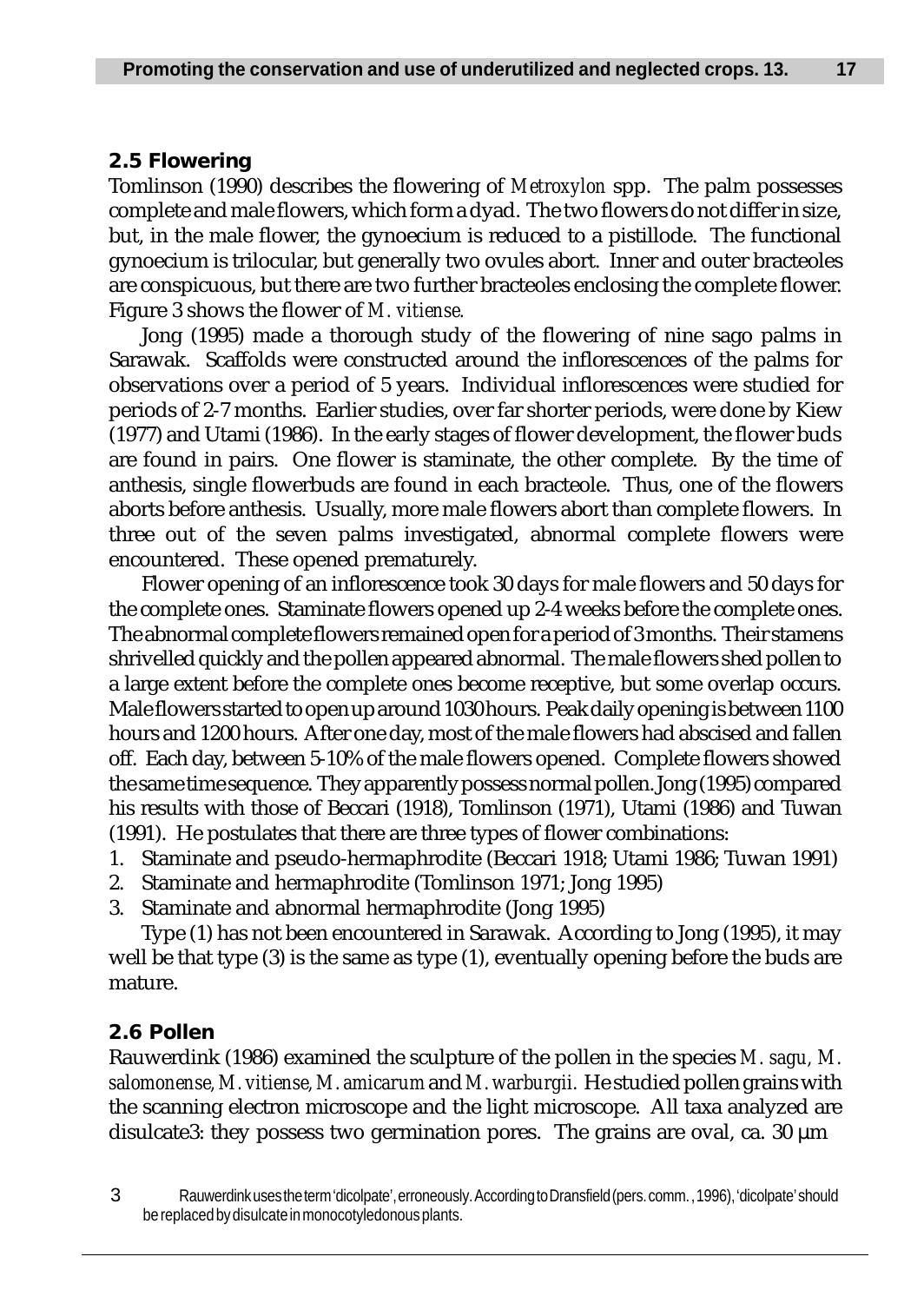## 2.5 Flowering

Tomlinson (1990) describes the flowering of *Metroxylon* spp. The palm possesses complete and male flowers, which form a dyad. The two flowers do not differ in size, but, in the male flower, the gynoecium is reduced to a pistillode. The functional gynoecium is trilocular, but generally two ovules abort. Inner and outer bracteoles are conspicuous, but there are two further bracteoles enclosing the complete flower. Figure 3 shows the flower of *M. vitiense.*

Jong (1995) made a thorough study of the flowering of nine sago palms in Sarawak. Scaffolds were constructed around the inflorescences of the palms for observations over a period of 5 years. Individual inflorescences were studied for periods of 2-7 months. Earlier studies, over far shorter periods, were done by Kiew (1977) and Utami (1986). In the early stages of flower development, the flower buds are found in pairs. One flower is staminate, the other complete. By the time of anthesis, single flowerbuds are found in each bracteole. Thus, one of the flowers aborts before anthesis. Usually, more male flowers abort than complete flowers. In three out of the seven palms investigated, abnormal complete flowers were encountered. These opened prematurely.

Flower opening of an inflorescence took 30 days for male flowers and 50 days for the complete ones. Staminate flowers opened up 2-4 weeks before the complete ones. The abnormal complete flowers remained open for a period of 3 months. Their stamens shrivelled quickly and the pollen appeared abnormal. The male flowers shed pollen to a large extent before the complete ones become receptive, but some overlap occurs. Male flowers started to open up around 1030 hours. Peak daily opening is between 1100 hours and 1200 hours. After one day, most of the male flowers had abscised and fallen off. Each day, between 5-10% of the male flowers opened. Complete flowers showed the same time sequence. They apparently possess normal pollen. Jong (1995) compared his results with those of Beccari (1918), Tomlinson (1971), Utami (1986) and Tuwan (1991). He postulates that there are three types of flower combinations:

1. Staminate and pseudo-hermaphrodite (Beccari 1918; Utami 1986; Tuwan 1991)
2. Staminate and hermaphrodite (Tomlinson 1971; Jong 1995)
3. Staminate and abnormal hermaphrodite (Jong 1995)

Type (1) has not been encountered in Sarawak. According to Jong (1995), it may well be that type (3) is the same as type (1), eventually opening before the buds are mature.

## 2.6 Pollen

Rauwerdink (1986) examined the sculpture of the pollen in the species *M. sagu, M. salomonense, M. vitiense, M. amicarum* and *M. warburgii.* He studied pollen grains with the scanning electron microscope and the light microscope. All taxa analyzed are disulcate[3]: they possess two germination pores. The grains are oval, ca. 30 µm

[3] Rauwerdink uses the term 'dicolpate', erroneously. According to Dransfield (pers. comm., 1996), 'dicolpate' should be replaced by disulcate in monocotyledonous plants.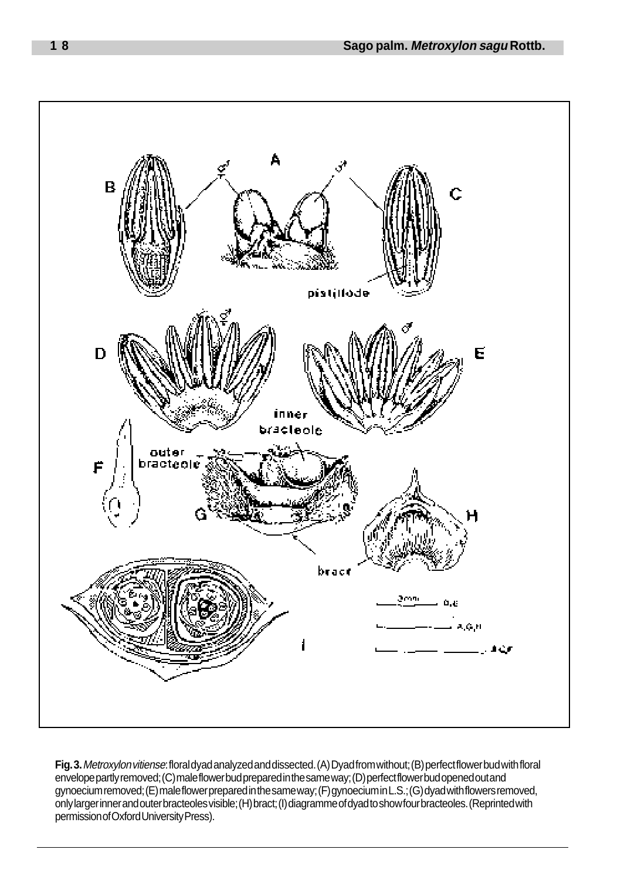**Fig. 3.** *Metroxylon vitiense*: floral dyad analyzed and dissected. (A) Dyad from without; (B) perfect flower bud with floral envelope partly removed; (C) male flower bud prepared in the same way; (D) perfect flower bud opened out and gynoecium removed; (E) male flower prepared in the same way; (F) gynoecium in L.S.; (G) dyad with flowers removed, only larger inner and outer bracteoles visible; (H) bract; (I) diagramme of dyad to show four bracteoles. (Reprinted with permission of Oxford University Press).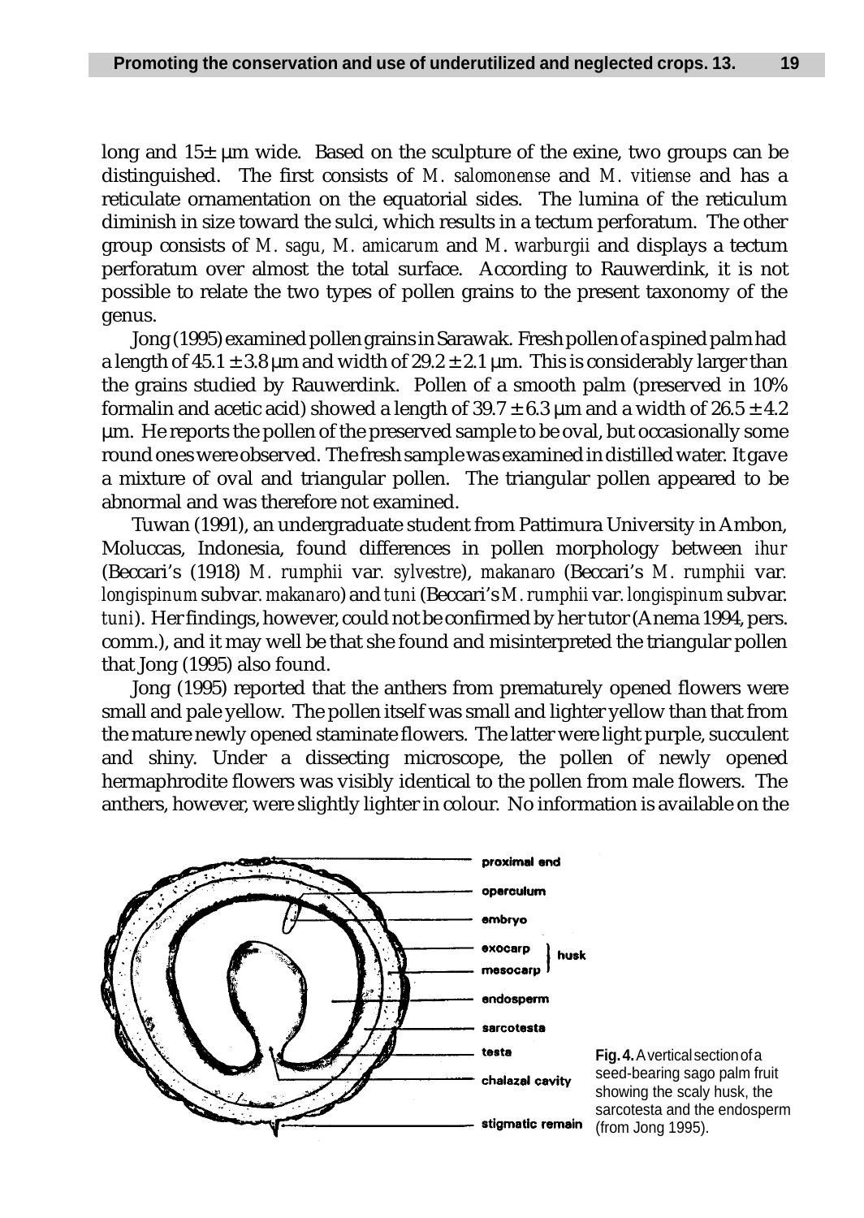long and 15± µm wide. Based on the sculpture of the exine, two groups can be distinguished. The first consists of *M. salomonense* and *M. vitiense* and has a reticulate ornamentation on the equatorial sides. The lumina of the reticulum diminish in size toward the sulci, which results in a tectum perforatum. The other group consists of *M. sagu*, *M. amicarum* and *M. warburgii* and displays a tectum perforatum over almost the total surface. According to Rauwerdink, it is not possible to relate the two types of pollen grains to the present taxonomy of the genus.

Jong (1995) examined pollen grains in Sarawak. Fresh pollen of a spined palm had a length of 45.1 ± 3.8 µm and width of 29.2 ± 2.1 µm. This is considerably larger than the grains studied by Rauwerdink. Pollen of a smooth palm (preserved in 10% formalin and acetic acid) showed a length of 39.7 ± 6.3 µm and a width of 26.5 ± 4.2 µm. He reports the pollen of the preserved sample to be oval, but occasionally some round ones were observed. The fresh sample was examined in distilled water. It gave a mixture of oval and triangular pollen. The triangular pollen appeared to be abnormal and was therefore not examined.

Tuwan (1991), an undergraduate student from Pattimura University in Ambon, Moluccas, Indonesia, found differences in pollen morphology between *ihur* (Beccari's (1918) *M. rumphii* var. *sylvestre*), *makanaro* (Beccari's *M. rumphii* var. *longispinum* subvar. *makanaro*) and *tuni* (Beccari's *M. rumphii* var. *longispinum* subvar. *tuni*). Her findings, however, could not be confirmed by her tutor (Anema 1994, pers. comm.), and it may well be that she found and misinterpreted the triangular pollen that Jong (1995) also found.

Jong (1995) reported that the anthers from prematurely opened flowers were small and pale yellow. The pollen itself was small and lighter yellow than that from the mature newly opened staminate flowers. The latter were light purple, succulent and shiny. Under a dissecting microscope, the pollen of newly opened hermaphrodite flowers was visibly identical to the pollen from male flowers. The anthers, however, were slightly lighter in colour. No information is available on the

proximal end, operculum, embryo, exocarp, mesocarp (husk), endosperm, sarcotesta, testa, chalazal cavity, stigmatic remain

**Fig. 4.** A vertical section of a seed-bearing sago palm fruit showing the scaly husk, the sarcotesta and the endosperm (from Jong 1995).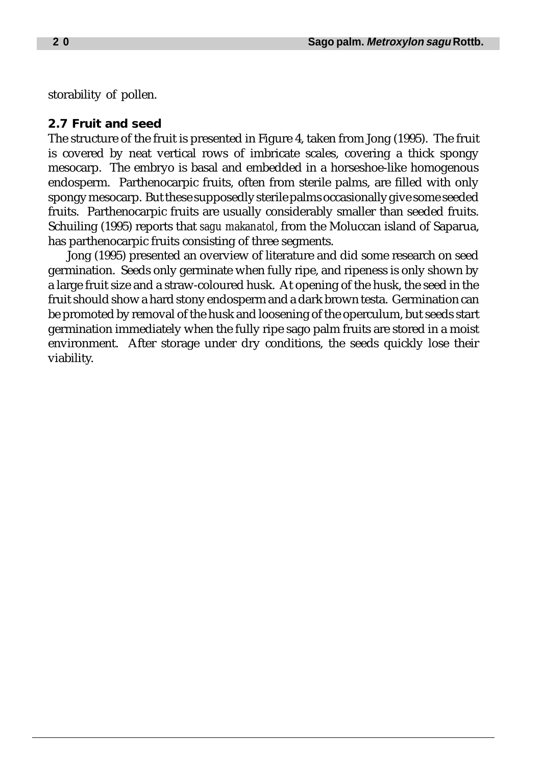storability of pollen.

## 2.7 Fruit and seed

The structure of the fruit is presented in Figure 4, taken from Jong (1995). The fruit is covered by neat vertical rows of imbricate scales, covering a thick spongy mesocarp. The embryo is basal and embedded in a horseshoe-like homogenous endosperm. Parthenocarpic fruits, often from sterile palms, are filled with only spongy mesocarp. But these supposedly sterile palms occasionally give some seeded fruits. Parthenocarpic fruits are usually considerably smaller than seeded fruits. Schuiling (1995) reports that *sagu makanatol*, from the Moluccan island of Saparua, has parthenocarpic fruits consisting of three segments.

Jong (1995) presented an overview of literature and did some research on seed germination. Seeds only germinate when fully ripe, and ripeness is only shown by a large fruit size and a straw-coloured husk. At opening of the husk, the seed in the fruit should show a hard stony endosperm and a dark brown testa. Germination can be promoted by removal of the husk and loosening of the operculum, but seeds start germination immediately when the fully ripe sago palm fruits are stored in a moist environment. After storage under dry conditions, the seeds quickly lose their viability.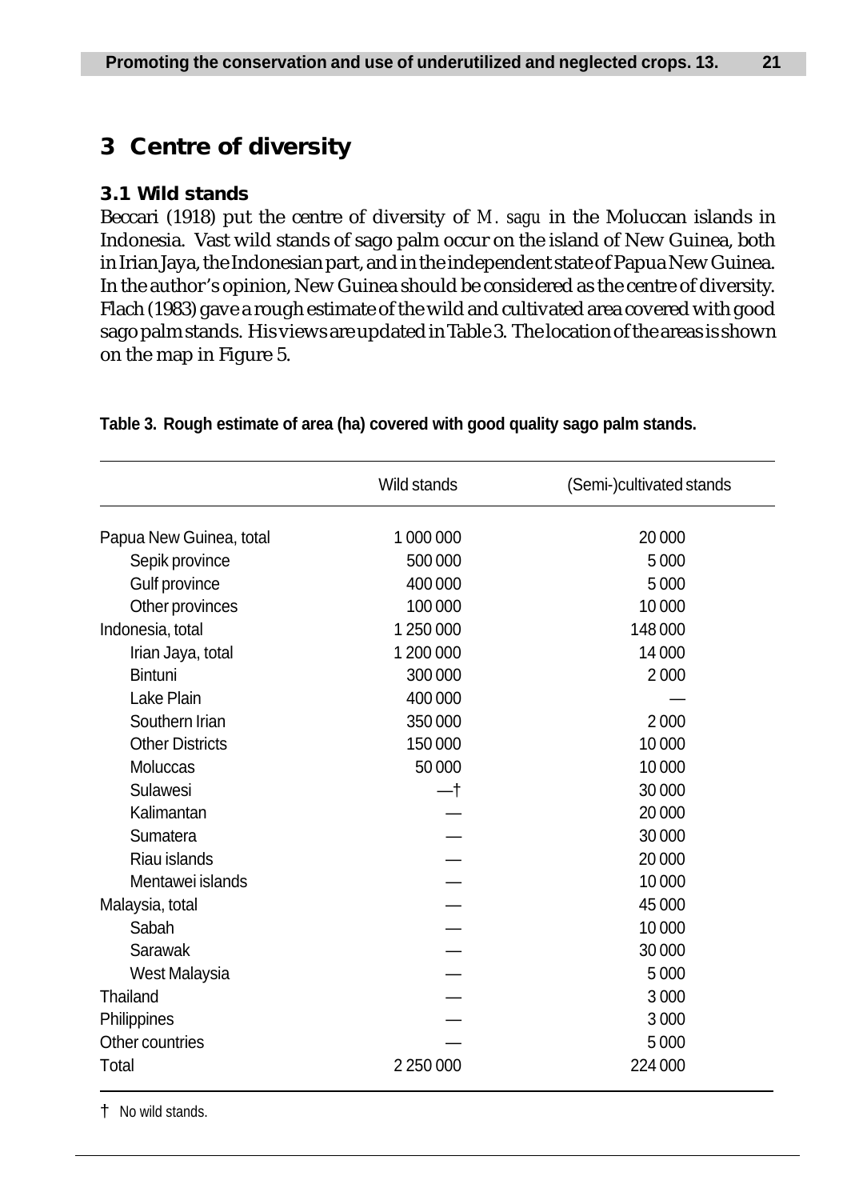# 3 Centre of diversity

## 3.1 Wild stands

Beccari (1918) put the centre of diversity of *M. sagu* in the Moluccan islands in Indonesia. Vast wild stands of sago palm occur on the island of New Guinea, both in Irian Jaya, the Indonesian part, and in the independent state of Papua New Guinea. In the author's opinion, New Guinea should be considered as the centre of diversity. Flach (1983) gave a rough estimate of the wild and cultivated area covered with good sago palm stands. His views are updated in Table 3. The location of the areas is shown on the map in Figure 5.

**Table 3. Rough estimate of area (ha) covered with good quality sago palm stands.**

| | Wild stands | (Semi-)cultivated stands |
|---|---|---|
| Papua New Guinea, total | 1 000 000 | 20 000 |
| Sepik province | 500 000 | 5 000 |
| Gulf province | 400 000 | 5 000 |
| Other provinces | 100 000 | 10 000 |
| Indonesia, total | 1 250 000 | 148 000 |
| Irian Jaya, total | 1 200 000 | 14 000 |
| Bintuni | 300 000 | 2 000 |
| Lake Plain | 400 000 | — |
| Southern Irian | 350 000 | 2 000 |
| Other Districts | 150 000 | 10 000 |
| Moluccas | 50 000 | 10 000 |
| Sulawesi | —† | 30 000 |
| Kalimantan | — | 20 000 |
| Sumatera | — | 30 000 |
| Riau islands | — | 20 000 |
| Mentawei islands | — | 10 000 |
| Malaysia, total | — | 45 000 |
| Sabah | — | 10 000 |
| Sarawak | — | 30 000 |
| West Malaysia | — | 5 000 |
| Thailand | — | 3 000 |
| Philippines | — | 3 000 |
| Other countries | — | 5 000 |
| Total | 2 250 000 | 224 000 |

† No wild stands.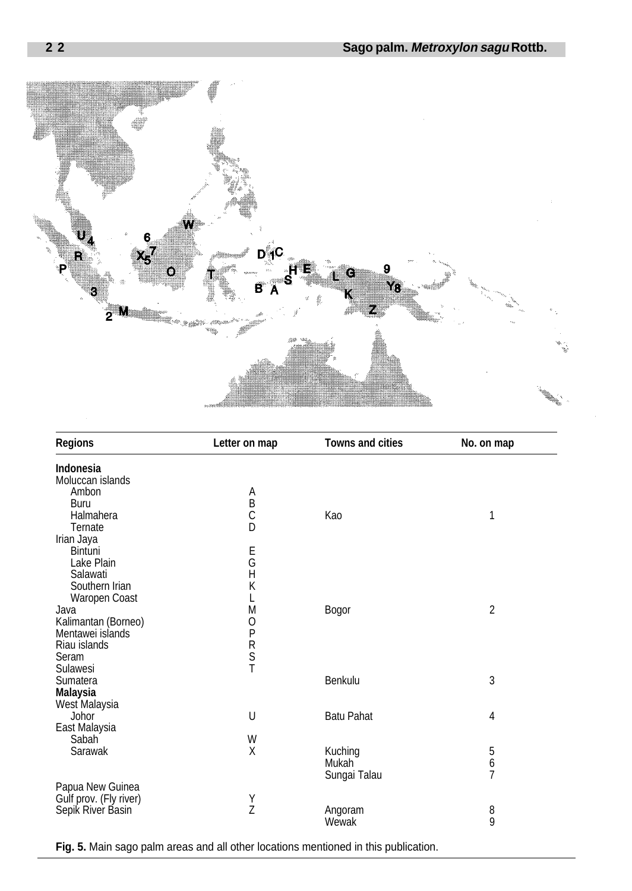| Regions | Letter on map | Towns and cities | No. on map |
|---|---|---|---|
| **Indonesia** | | | |
| Moluccan islands | | | |
| Ambon | A | | |
| Buru | B | | |
| Halmahera | C | Kao | 1 |
| Ternate | D | | |
| Irian Jaya | | | |
| Bintuni | E | | |
| Lake Plain | G | | |
| Salawati | H | | |
| Southern Irian | K | | |
| Waropen Coast | L | | |
| Java | M | Bogor | 2 |
| Kalimantan (Borneo) | O | | |
| Mentawei islands | P | | |
| Riau islands | R | | |
| Seram | S | | |
| Sulawesi | T | | |
| Sumatera | | Benkulu | 3 |
| **Malaysia** | | | |
| West Malaysia | | | |
| Johor | U | Batu Pahat | 4 |
| East Malaysia | | | |
| Sabah | W | | |
| Sarawak | X | Kuching | 5 |
| | | Mukah | 6 |
| | | Sungai Talau | 7 |
| Papua New Guinea | | | |
| Gulf prov. (Fly river) | Y | | |
| Sepik River Basin | Z | Angoram | 8 |
| | | Wewak | 9 |

**Fig. 5.** Main sago palm areas and all other locations mentioned in this publication.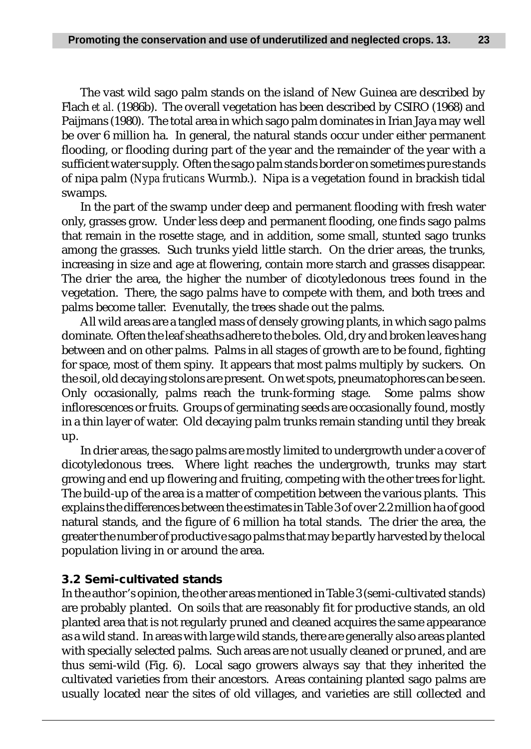The vast wild sago palm stands on the island of New Guinea are described by Flach *et al.* (1986b). The overall vegetation has been described by CSIRO (1968) and Paijmans (1980). The total area in which sago palm dominates in Irian Jaya may well be over 6 million ha. In general, the natural stands occur under either permanent flooding, or flooding during part of the year and the remainder of the year with a sufficient water supply. Often the sago palm stands border on sometimes pure stands of nipa palm (*Nypa fruticans* Wurmb.). Nipa is a vegetation found in brackish tidal swamps.

In the part of the swamp under deep and permanent flooding with fresh water only, grasses grow. Under less deep and permanent flooding, one finds sago palms that remain in the rosette stage, and in addition, some small, stunted sago trunks among the grasses. Such trunks yield little starch. On the drier areas, the trunks, increasing in size and age at flowering, contain more starch and grasses disappear. The drier the area, the higher the number of dicotyledonous trees found in the vegetation. There, the sago palms have to compete with them, and both trees and palms become taller. Evenutally, the trees shade out the palms.

All wild areas are a tangled mass of densely growing plants, in which sago palms dominate. Often the leaf sheaths adhere to the boles. Old, dry and broken leaves hang between and on other palms. Palms in all stages of growth are to be found, fighting for space, most of them spiny. It appears that most palms multiply by suckers. On the soil, old decaying stolons are present. On wet spots, pneumatophores can be seen. Only occasionally, palms reach the trunk-forming stage. Some palms show inflorescences or fruits. Groups of germinating seeds are occasionally found, mostly in a thin layer of water. Old decaying palm trunks remain standing until they break up.

In drier areas, the sago palms are mostly limited to undergrowth under a cover of dicotyledonous trees. Where light reaches the undergrowth, trunks may start growing and end up flowering and fruiting, competing with the other trees for light. The build-up of the area is a matter of competition between the various plants. This explains the differences between the estimates in Table 3 of over 2.2 million ha of good natural stands, and the figure of 6 million ha total stands. The drier the area, the greater the number of productive sago palms that may be partly harvested by the local population living in or around the area.

### 3.2 Semi-cultivated stands

In the author's opinion, the other areas mentioned in Table 3 (semi-cultivated stands) are probably planted. On soils that are reasonably fit for productive stands, an old planted area that is not regularly pruned and cleaned acquires the same appearance as a wild stand. In areas with large wild stands, there are generally also areas planted with specially selected palms. Such areas are not usually cleaned or pruned, and are thus semi-wild (Fig. 6). Local sago growers always say that they inherited the cultivated varieties from their ancestors. Areas containing planted sago palms are usually located near the sites of old villages, and varieties are still collected and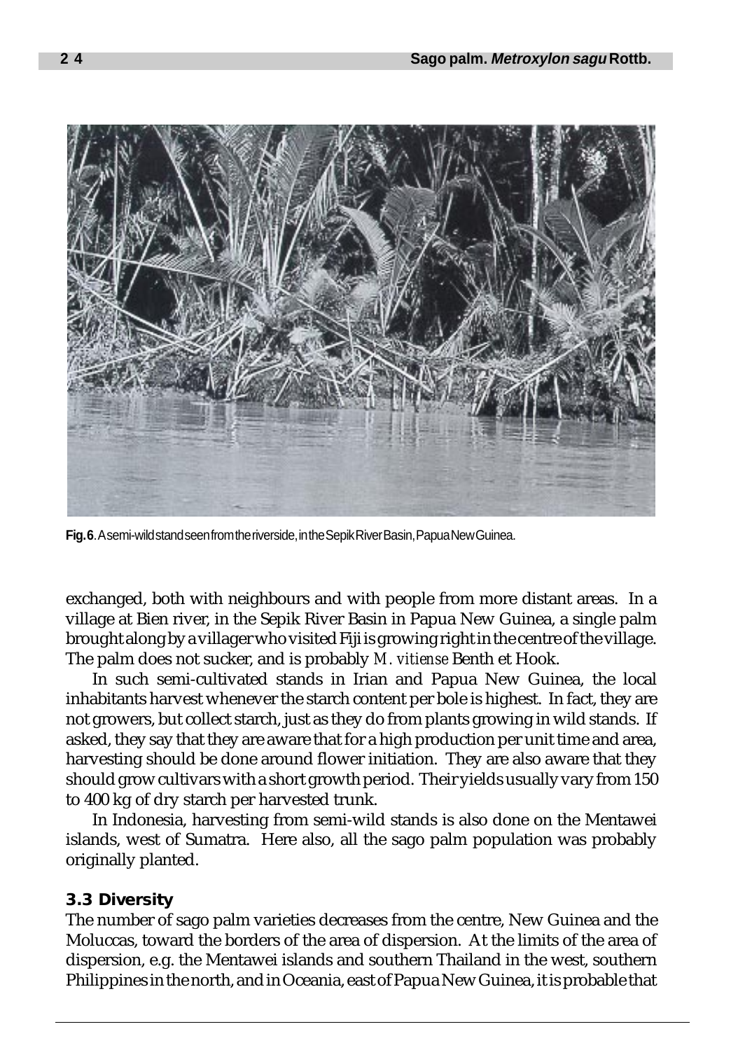**Fig. 6.** A semi-wild stand seen from the riverside, in the Sepik River Basin, Papua New Guinea.

exchanged, both with neighbours and with people from more distant areas. In a village at Bien river, in the Sepik River Basin in Papua New Guinea, a single palm brought along by a villager who visited Fiji is growing right in the centre of the village. The palm does not sucker, and is probably *M. vitiense* Benth et Hook.

In such semi-cultivated stands in Irian and Papua New Guinea, the local inhabitants harvest whenever the starch content per bole is highest. In fact, they are not growers, but collect starch, just as they do from plants growing in wild stands. If asked, they say that they are aware that for a high production per unit time and area, harvesting should be done around flower initiation. They are also aware that they should grow cultivars with a short growth period. Their yields usually vary from 150 to 400 kg of dry starch per harvested trunk.

In Indonesia, harvesting from semi-wild stands is also done on the Mentawei islands, west of Sumatra. Here also, all the sago palm population was probably originally planted.

### 3.3 Diversity

The number of sago palm varieties decreases from the centre, New Guinea and the Moluccas, toward the borders of the area of dispersion. At the limits of the area of dispersion, e.g. the Mentawei islands and southern Thailand in the west, southern Philippines in the north, and in Oceania, east of Papua New Guinea, it is probable that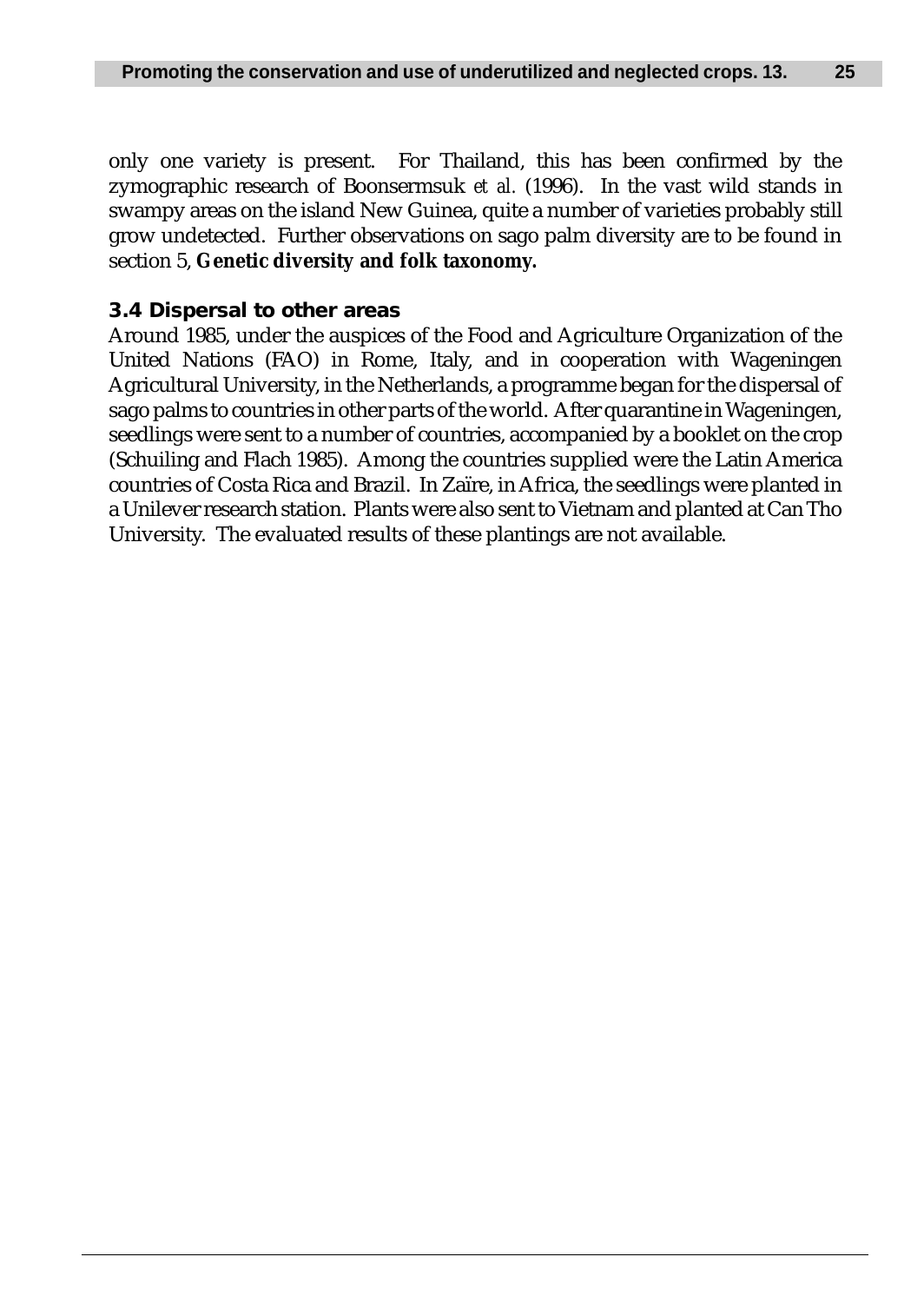only one variety is present. For Thailand, this has been confirmed by the zymographic research of Boonsermsuk *et al.* (1996). In the vast wild stands in swampy areas on the island New Guinea, quite a number of varieties probably still grow undetected. Further observations on sago palm diversity are to be found in section 5, **Genetic diversity and folk taxonomy.**

### 3.4 Dispersal to other areas

Around 1985, under the auspices of the Food and Agriculture Organization of the United Nations (FAO) in Rome, Italy, and in cooperation with Wageningen Agricultural University, in the Netherlands, a programme began for the dispersal of sago palms to countries in other parts of the world. After quarantine in Wageningen, seedlings were sent to a number of countries, accompanied by a booklet on the crop (Schuiling and Flach 1985). Among the countries supplied were the Latin America countries of Costa Rica and Brazil. In Zaïre, in Africa, the seedlings were planted in a Unilever research station. Plants were also sent to Vietnam and planted at Can Tho University. The evaluated results of these plantings are not available.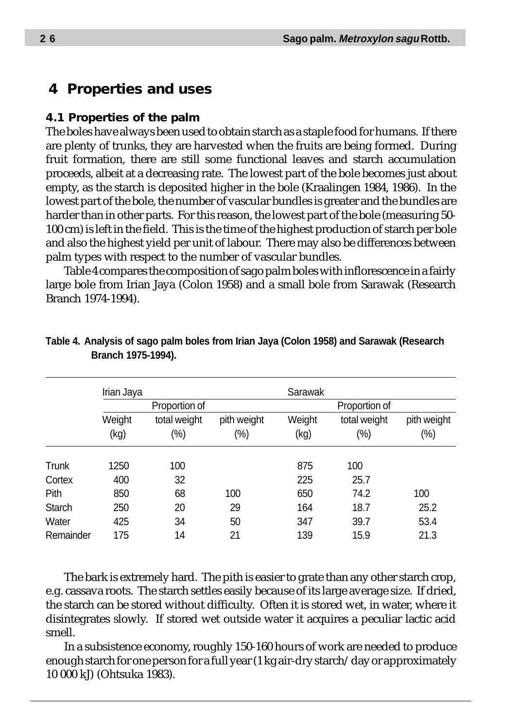# 4 Properties and uses

## 4.1 Properties of the palm

The boles have always been used to obtain starch as a staple food for humans. If there are plenty of trunks, they are harvested when the fruits are being formed. During fruit formation, there are still some functional leaves and starch accumulation proceeds, albeit at a decreasing rate. The lowest part of the bole becomes just about empty, as the starch is deposited higher in the bole (Kraalingen 1984, 1986). In the lowest part of the bole, the number of vascular bundles is greater and the bundles are harder than in other parts. For this reason, the lowest part of the bole (measuring 50-100 cm) is left in the field. This is the time of the highest production of starch per bole and also the highest yield per unit of labour. There may also be differences between palm types with respect to the number of vascular bundles.

Table 4 compares the composition of sago palm boles with inflorescence in a fairly large bole from Irian Jaya (Colon 1958) and a small bole from Sarawak (Research Branch 1974-1994).

**Table 4. Analysis of sago palm boles from Irian Jaya (Colon 1958) and Sarawak (Research Branch 1975-1994).**

| | Irian Jaya | | | Sarawak | | |
|---|---|---|---|---|---|---|
| | | Proportion of | | | Proportion of | |
| | Weight (kg) | total weight (%) | pith weight (%) | Weight (kg) | total weight (%) | pith weight (%) |
| Trunk | 1250 | 100 | | 875 | 100 | |
| Cortex | 400 | 32 | | 225 | 25.7 | |
| Pith | 850 | 68 | 100 | 650 | 74.2 | 100 |
| Starch | 250 | 20 | 29 | 164 | 18.7 | 25.2 |
| Water | 425 | 34 | 50 | 347 | 39.7 | 53.4 |
| Remainder | 175 | 14 | 21 | 139 | 15.9 | 21.3 |

The bark is extremely hard. The pith is easier to grate than any other starch crop, e.g. cassava roots. The starch settles easily because of its large average size. If dried, the starch can be stored without difficulty. Often it is stored wet, in water, where it disintegrates slowly. If stored wet outside water it acquires a peculiar lactic acid smell.

In a subsistence economy, roughly 150-160 hours of work are needed to produce enough starch for one person for a full year (1 kg air-dry starch/day or approximately 10 000 kJ) (Ohtsuka 1983).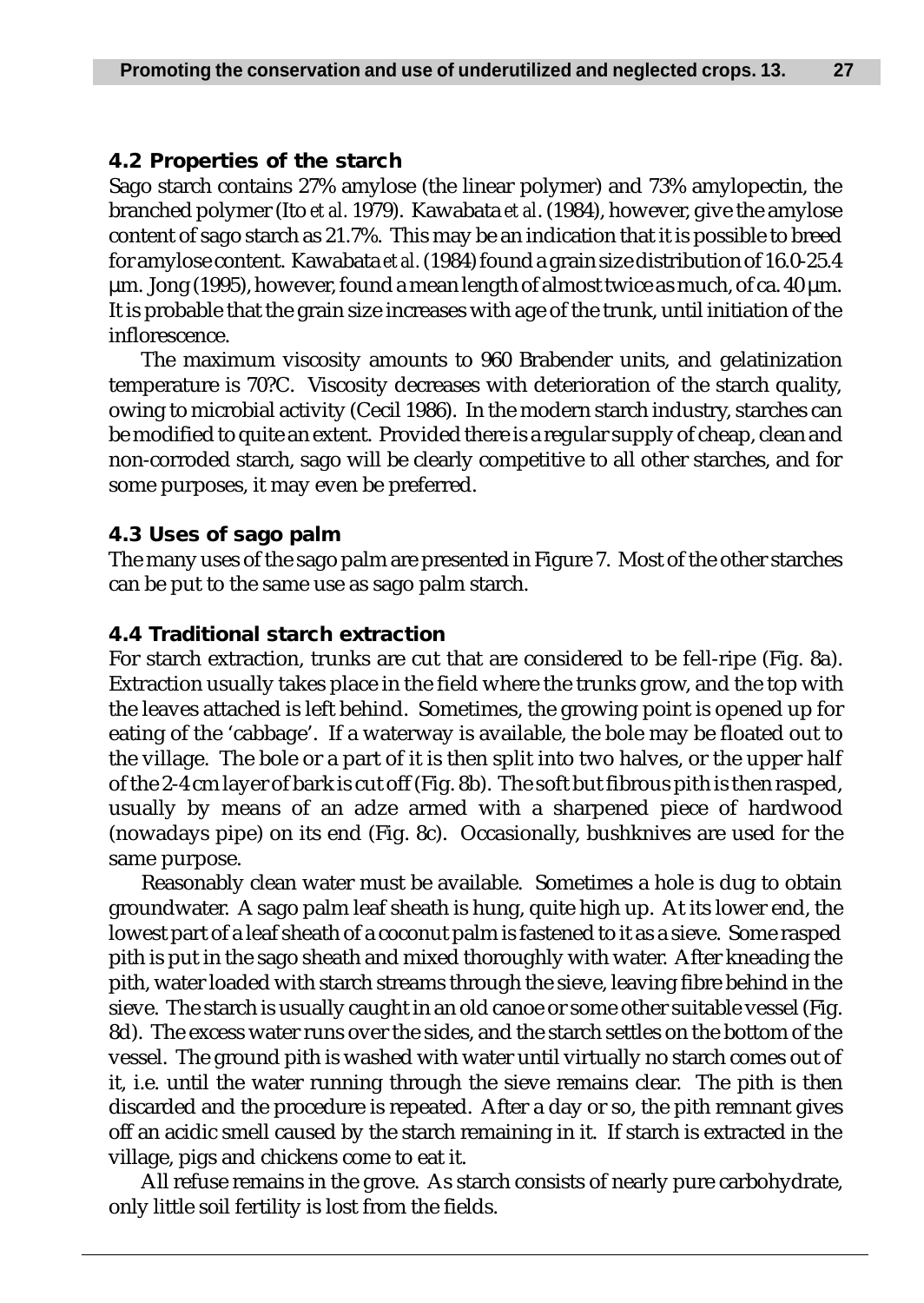### 4.2 Properties of the starch

Sago starch contains 27% amylose (the linear polymer) and 73% amylopectin, the branched polymer (Ito *et al.* 1979). Kawabata *et al*. (1984), however, give the amylose content of sago starch as 21.7%. This may be an indication that it is possible to breed for amylose content. Kawabata *et al*. (1984) found a grain size distribution of 16.0-25.4 µm. Jong (1995), however, found a mean length of almost twice as much, of ca. 40 µm. It is probable that the grain size increases with age of the trunk, until initiation of the inflorescence.

The maximum viscosity amounts to 960 Brabender units, and gelatinization temperature is 70?C. Viscosity decreases with deterioration of the starch quality, owing to microbial activity (Cecil 1986). In the modern starch industry, starches can be modified to quite an extent. Provided there is a regular supply of cheap, clean and non-corroded starch, sago will be clearly competitive to all other starches, and for some purposes, it may even be preferred.

### 4.3 Uses of sago palm

The many uses of the sago palm are presented in Figure 7. Most of the other starches can be put to the same use as sago palm starch.

### 4.4 Traditional starch extraction

For starch extraction, trunks are cut that are considered to be fell-ripe (Fig. 8a). Extraction usually takes place in the field where the trunks grow, and the top with the leaves attached is left behind. Sometimes, the growing point is opened up for eating of the 'cabbage'. If a waterway is available, the bole may be floated out to the village. The bole or a part of it is then split into two halves, or the upper half of the 2-4 cm layer of bark is cut off (Fig. 8b). The soft but fibrous pith is then rasped, usually by means of an adze armed with a sharpened piece of hardwood (nowadays pipe) on its end (Fig. 8c). Occasionally, bushknives are used for the same purpose.

Reasonably clean water must be available. Sometimes a hole is dug to obtain groundwater. A sago palm leaf sheath is hung, quite high up. At its lower end, the lowest part of a leaf sheath of a coconut palm is fastened to it as a sieve. Some rasped pith is put in the sago sheath and mixed thoroughly with water. After kneading the pith, water loaded with starch streams through the sieve, leaving fibre behind in the sieve. The starch is usually caught in an old canoe or some other suitable vessel (Fig. 8d). The excess water runs over the sides, and the starch settles on the bottom of the vessel. The ground pith is washed with water until virtually no starch comes out of it, i.e. until the water running through the sieve remains clear. The pith is then discarded and the procedure is repeated. After a day or so, the pith remnant gives off an acidic smell caused by the starch remaining in it. If starch is extracted in the village, pigs and chickens come to eat it.

All refuse remains in the grove. As starch consists of nearly pure carbohydrate, only little soil fertility is lost from the fields.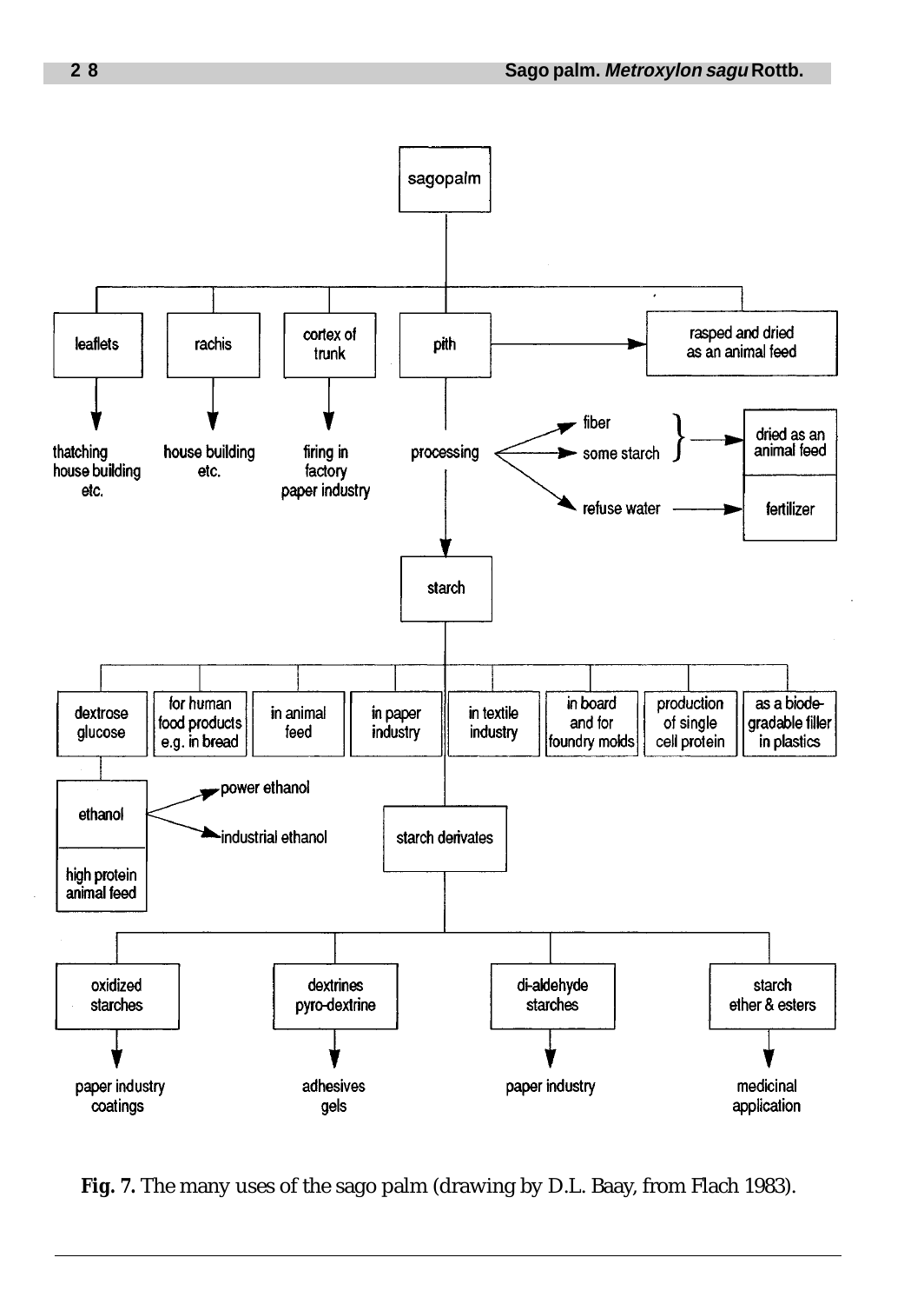- sagopalm
  - leaflets → thatching, house building, etc.
  - rachis → house building, etc.
  - cortex of trunk → firing in factory, paper industry
  - pith → rasped and dried as an animal feed
  - pith → processing
    - fiber, some starch → dried as an animal feed
    - refuse water → fertilizer
    - starch
      - dextrose glucose
        - ethanol
          - power ethanol
          - industrial ethanol
        - high protein animal feed
      - for human food products e.g. in bread
      - in animal feed
      - in paper industry
      - in textile industry
      - in board and for foundry molds
      - production of single cell protein
      - as a biodegradable filler in plastics
      - starch derivates
        - oxidized starches → paper industry, coatings
        - dextrines pyro-dextrine → adhesives, gels
        - di-aldehyde starches → paper industry
        - starch ether & esters → medicinal application

**Fig. 7.** The many uses of the sago palm (drawing by D.L. Baay, from Flach 1983).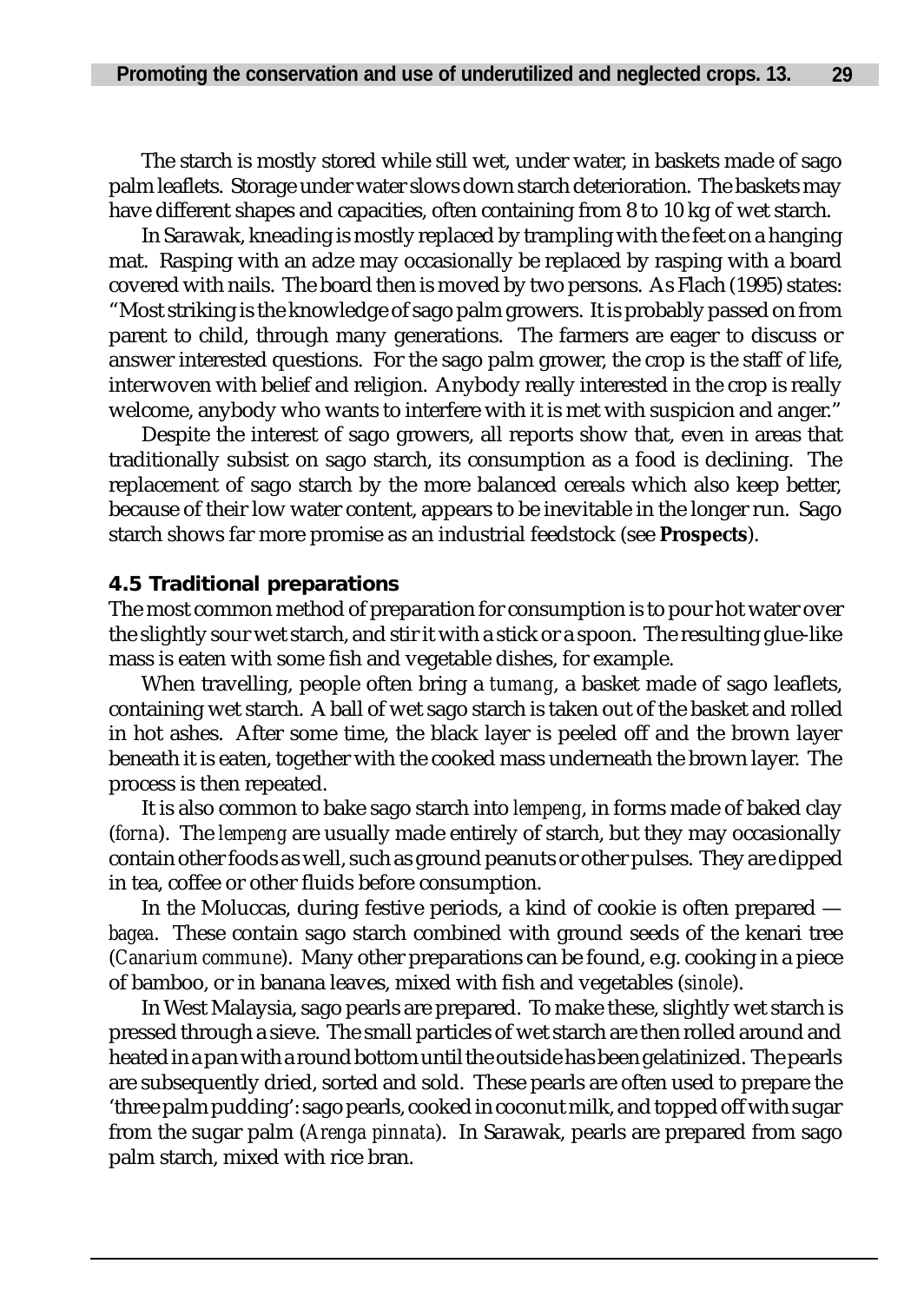The starch is mostly stored while still wet, under water, in baskets made of sago palm leaflets. Storage under water slows down starch deterioration. The baskets may have different shapes and capacities, often containing from 8 to 10 kg of wet starch.

In Sarawak, kneading is mostly replaced by trampling with the feet on a hanging mat. Rasping with an adze may occasionally be replaced by rasping with a board covered with nails. The board then is moved by two persons. As Flach (1995) states: "Most striking is the knowledge of sago palm growers. It is probably passed on from parent to child, through many generations. The farmers are eager to discuss or answer interested questions. For the sago palm grower, the crop is the staff of life, interwoven with belief and religion. Anybody really interested in the crop is really welcome, anybody who wants to interfere with it is met with suspicion and anger."

Despite the interest of sago growers, all reports show that, even in areas that traditionally subsist on sago starch, its consumption as a food is declining. The replacement of sago starch by the more balanced cereals which also keep better, because of their low water content, appears to be inevitable in the longer run. Sago starch shows far more promise as an industrial feedstock (see **Prospects**).

### 4.5 Traditional preparations

The most common method of preparation for consumption is to pour hot water over the slightly sour wet starch, and stir it with a stick or a spoon. The resulting glue-like mass is eaten with some fish and vegetable dishes, for example.

When travelling, people often bring a *tumang*, a basket made of sago leaflets, containing wet starch. A ball of wet sago starch is taken out of the basket and rolled in hot ashes. After some time, the black layer is peeled off and the brown layer beneath it is eaten, together with the cooked mass underneath the brown layer. The process is then repeated.

It is also common to bake sago starch into *lempeng*, in forms made of baked clay (*forna*). The *lempeng* are usually made entirely of starch, but they may occasionally contain other foods as well, such as ground peanuts or other pulses. They are dipped in tea, coffee or other fluids before consumption.

In the Moluccas, during festive periods, a kind of cookie is often prepared — *bagea*. These contain sago starch combined with ground seeds of the kenari tree (*Canarium commune*). Many other preparations can be found, e.g. cooking in a piece of bamboo, or in banana leaves, mixed with fish and vegetables (*sinole*).

In West Malaysia, sago pearls are prepared. To make these, slightly wet starch is pressed through a sieve. The small particles of wet starch are then rolled around and heated in a pan with a round bottom until the outside has been gelatinized. The pearls are subsequently dried, sorted and sold. These pearls are often used to prepare the 'three palm pudding': sago pearls, cooked in coconut milk, and topped off with sugar from the sugar palm (*Arenga pinnata*). In Sarawak, pearls are prepared from sago palm starch, mixed with rice bran.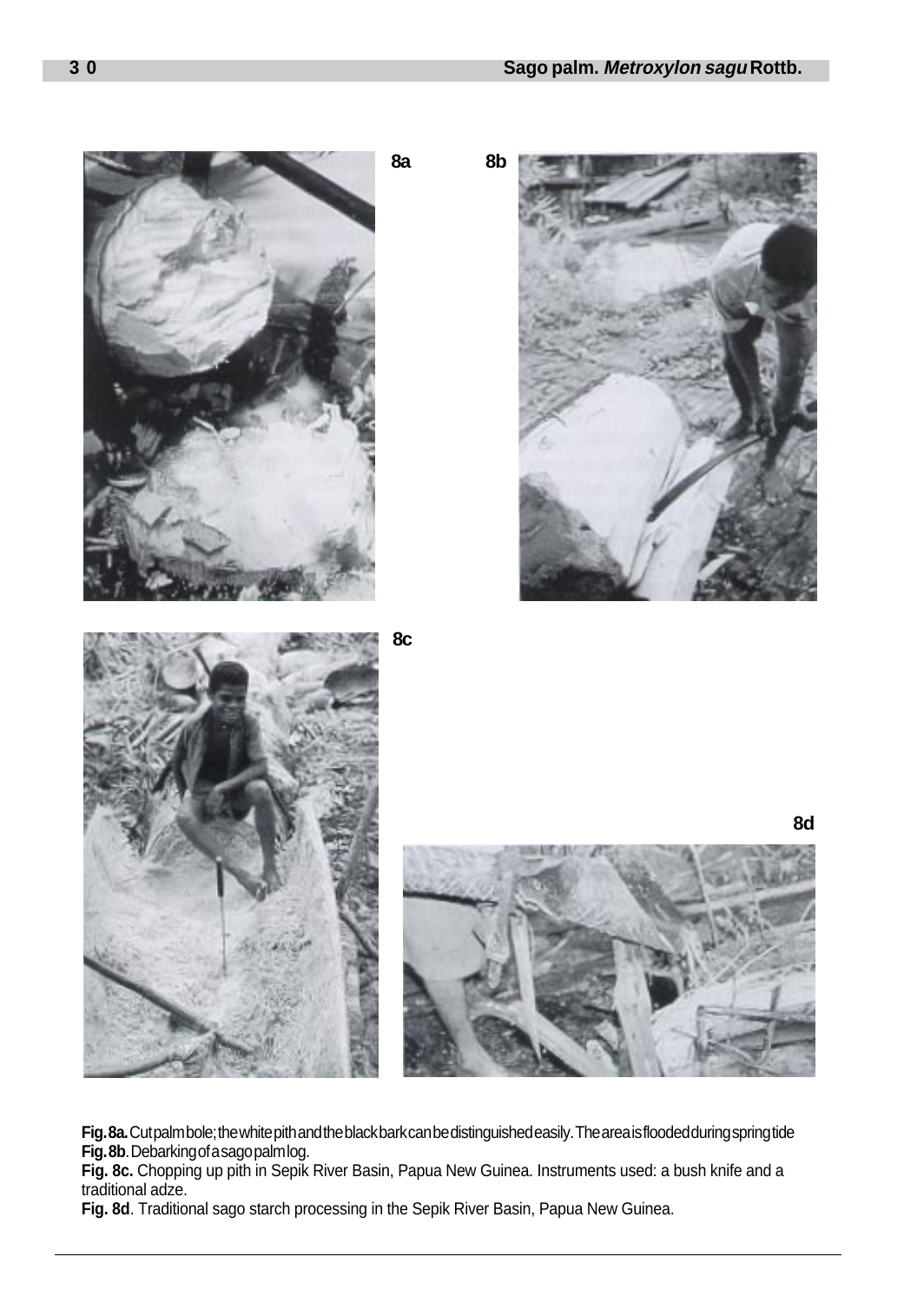8a

8b

8c

8d

**Fig. 8a.** Cut palm bole; the white pith and the black bark can be distinguished easily. The area is flooded during spring tide

**Fig. 8b**. Debarking of a sago palm log.

**Fig. 8c.** Chopping up pith in Sepik River Basin, Papua New Guinea. Instruments used: a bush knife and a traditional adze.

**Fig. 8d**. Traditional sago starch processing in the Sepik River Basin, Papua New Guinea.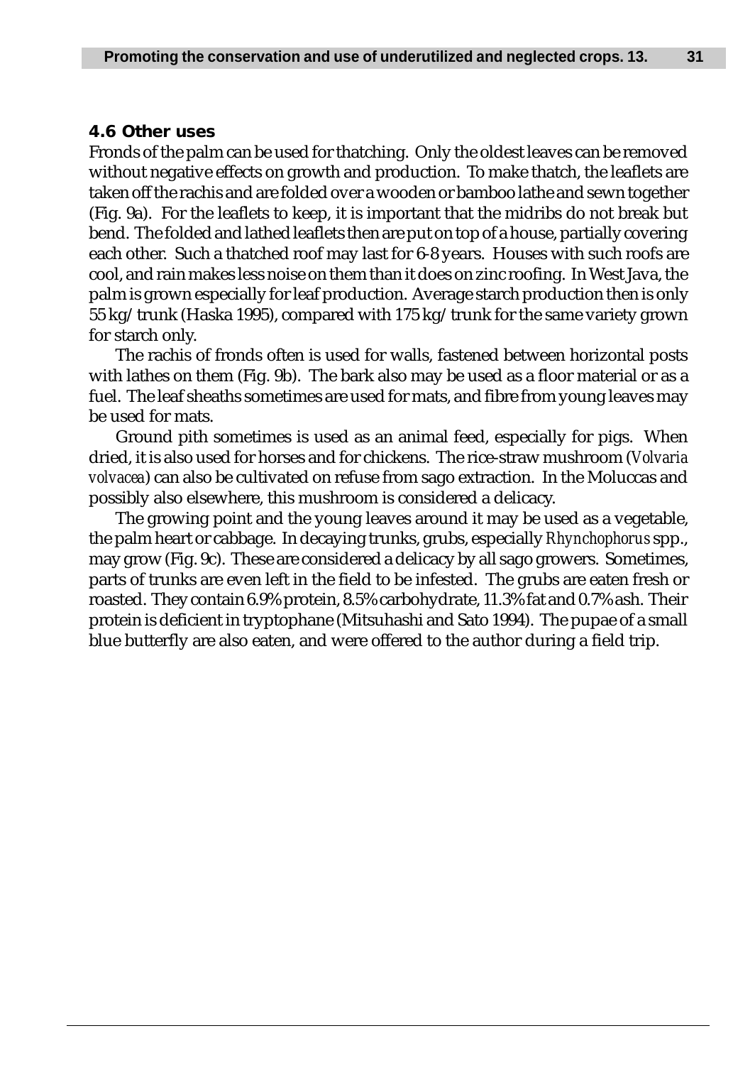### 4.6 Other uses

Fronds of the palm can be used for thatching. Only the oldest leaves can be removed without negative effects on growth and production. To make thatch, the leaflets are taken off the rachis and are folded over a wooden or bamboo lathe and sewn together (Fig. 9a). For the leaflets to keep, it is important that the midribs do not break but bend. The folded and lathed leaflets then are put on top of a house, partially covering each other. Such a thatched roof may last for 6-8 years. Houses with such roofs are cool, and rain makes less noise on them than it does on zinc roofing. In West Java, the palm is grown especially for leaf production. Average starch production then is only 55 kg/trunk (Haska 1995), compared with 175 kg/trunk for the same variety grown for starch only.

The rachis of fronds often is used for walls, fastened between horizontal posts with lathes on them (Fig. 9b). The bark also may be used as a floor material or as a fuel. The leaf sheaths sometimes are used for mats, and fibre from young leaves may be used for mats.

Ground pith sometimes is used as an animal feed, especially for pigs. When dried, it is also used for horses and for chickens. The rice-straw mushroom (*Volvaria volvacea*) can also be cultivated on refuse from sago extraction. In the Moluccas and possibly also elsewhere, this mushroom is considered a delicacy.

The growing point and the young leaves around it may be used as a vegetable, the palm heart or cabbage. In decaying trunks, grubs, especially *Rhynchophorus* spp., may grow (Fig. 9c). These are considered a delicacy by all sago growers. Sometimes, parts of trunks are even left in the field to be infested. The grubs are eaten fresh or roasted. They contain 6.9% protein, 8.5% carbohydrate, 11.3% fat and 0.7% ash. Their protein is deficient in tryptophane (Mitsuhashi and Sato 1994). The pupae of a small blue butterfly are also eaten, and were offered to the author during a field trip.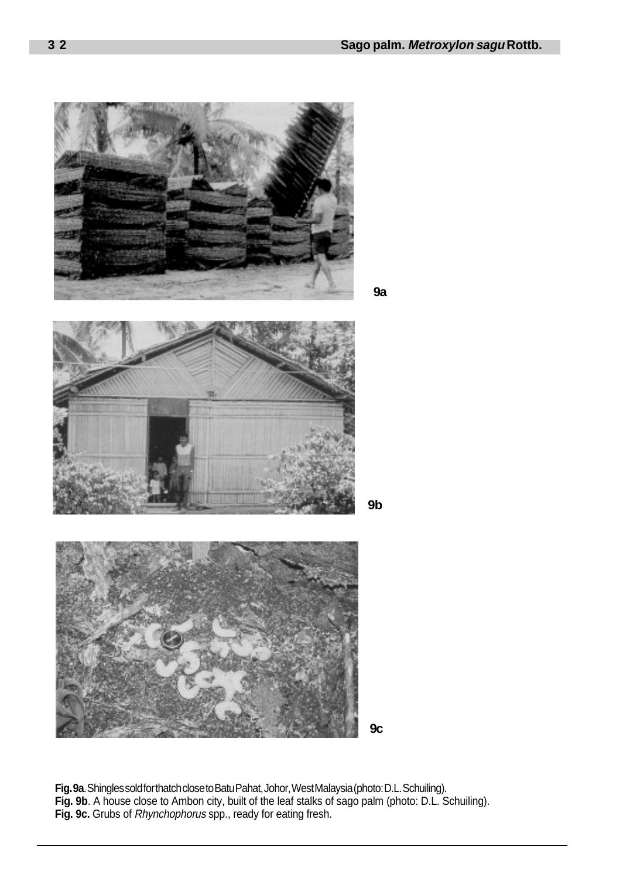9a

9b

9c

**Fig. 9a**. Shingles sold for thatch close to Batu Pahat, Johor, West Malaysia (photo: D.L. Schuiling).
**Fig. 9b**. A house close to Ambon city, built of the leaf stalks of sago palm (photo: D.L. Schuiling).
**Fig. 9c.** Grubs of *Rhynchophorus* spp., ready for eating fresh.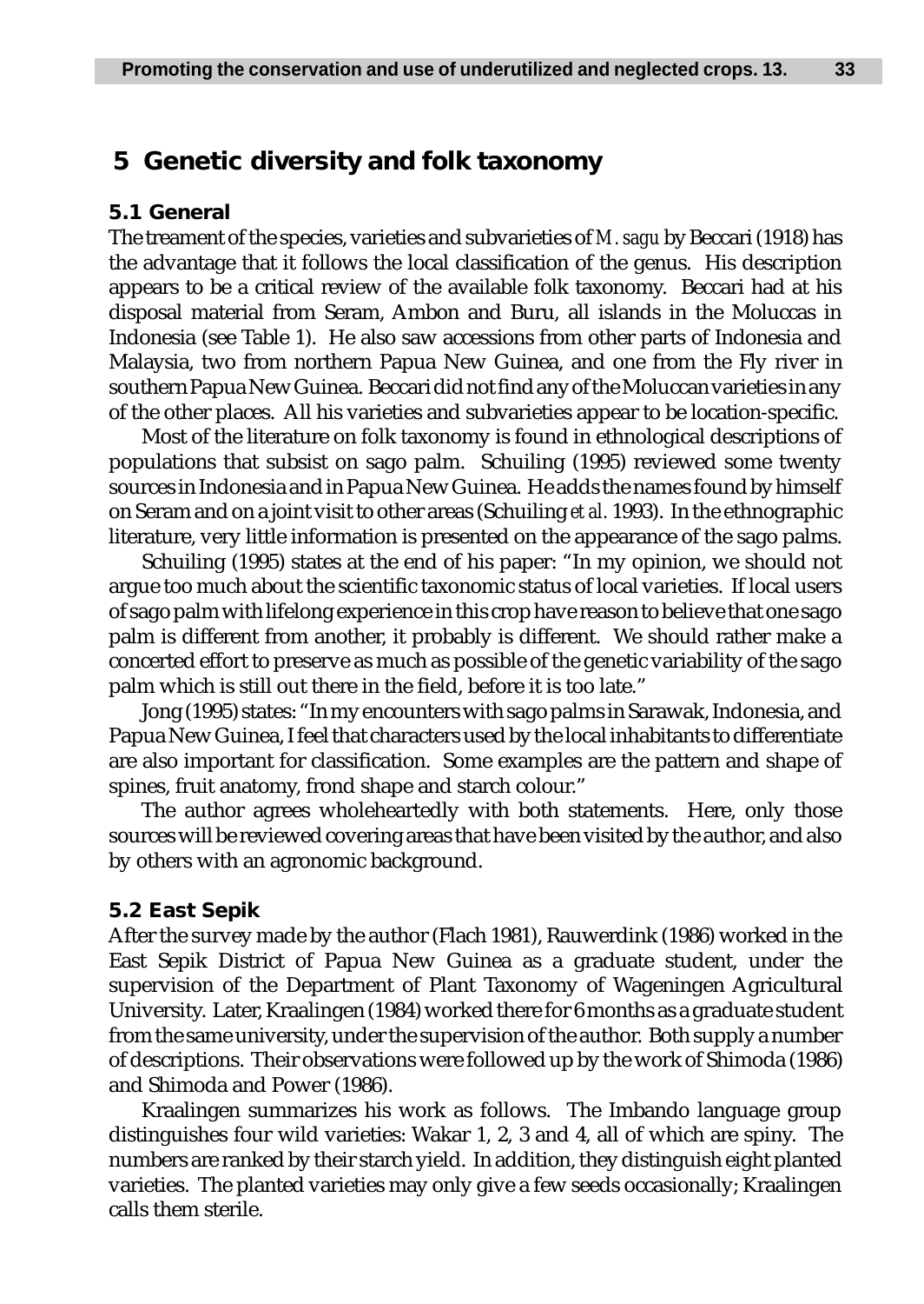# 5 Genetic diversity and folk taxonomy

## 5.1 General

The treament of the species, varieties and subvarieties of *M. sagu* by Beccari (1918) has the advantage that it follows the local classification of the genus. His description appears to be a critical review of the available folk taxonomy. Beccari had at his disposal material from Seram, Ambon and Buru, all islands in the Moluccas in Indonesia (see Table 1). He also saw accessions from other parts of Indonesia and Malaysia, two from northern Papua New Guinea, and one from the Fly river in southern Papua New Guinea. Beccari did not find any of the Moluccan varieties in any of the other places. All his varieties and subvarieties appear to be location-specific.

Most of the literature on folk taxonomy is found in ethnological descriptions of populations that subsist on sago palm. Schuiling (1995) reviewed some twenty sources in Indonesia and in Papua New Guinea. He adds the names found by himself on Seram and on a joint visit to other areas (Schuiling *et al.* 1993). In the ethnographic literature, very little information is presented on the appearance of the sago palms.

Schuiling (1995) states at the end of his paper: "In my opinion, we should not argue too much about the scientific taxonomic status of local varieties. If local users of sago palm with lifelong experience in this crop have reason to believe that one sago palm is different from another, it probably is different. We should rather make a concerted effort to preserve as much as possible of the genetic variability of the sago palm which is still out there in the field, before it is too late."

Jong (1995) states: "In my encounters with sago palms in Sarawak, Indonesia, and Papua New Guinea, I feel that characters used by the local inhabitants to differentiate are also important for classification. Some examples are the pattern and shape of spines, fruit anatomy, frond shape and starch colour."

The author agrees wholeheartedly with both statements. Here, only those sources will be reviewed covering areas that have been visited by the author, and also by others with an agronomic background.

## 5.2 East Sepik

After the survey made by the author (Flach 1981), Rauwerdink (1986) worked in the East Sepik District of Papua New Guinea as a graduate student, under the supervision of the Department of Plant Taxonomy of Wageningen Agricultural University. Later, Kraalingen (1984) worked there for 6 months as a graduate student from the same university, under the supervision of the author. Both supply a number of descriptions. Their observations were followed up by the work of Shimoda (1986) and Shimoda and Power (1986).

Kraalingen summarizes his work as follows. The Imbando language group distinguishes four wild varieties: Wakar 1, 2, 3 and 4, all of which are spiny. The numbers are ranked by their starch yield. In addition, they distinguish eight planted varieties. The planted varieties may only give a few seeds occasionally; Kraalingen calls them sterile.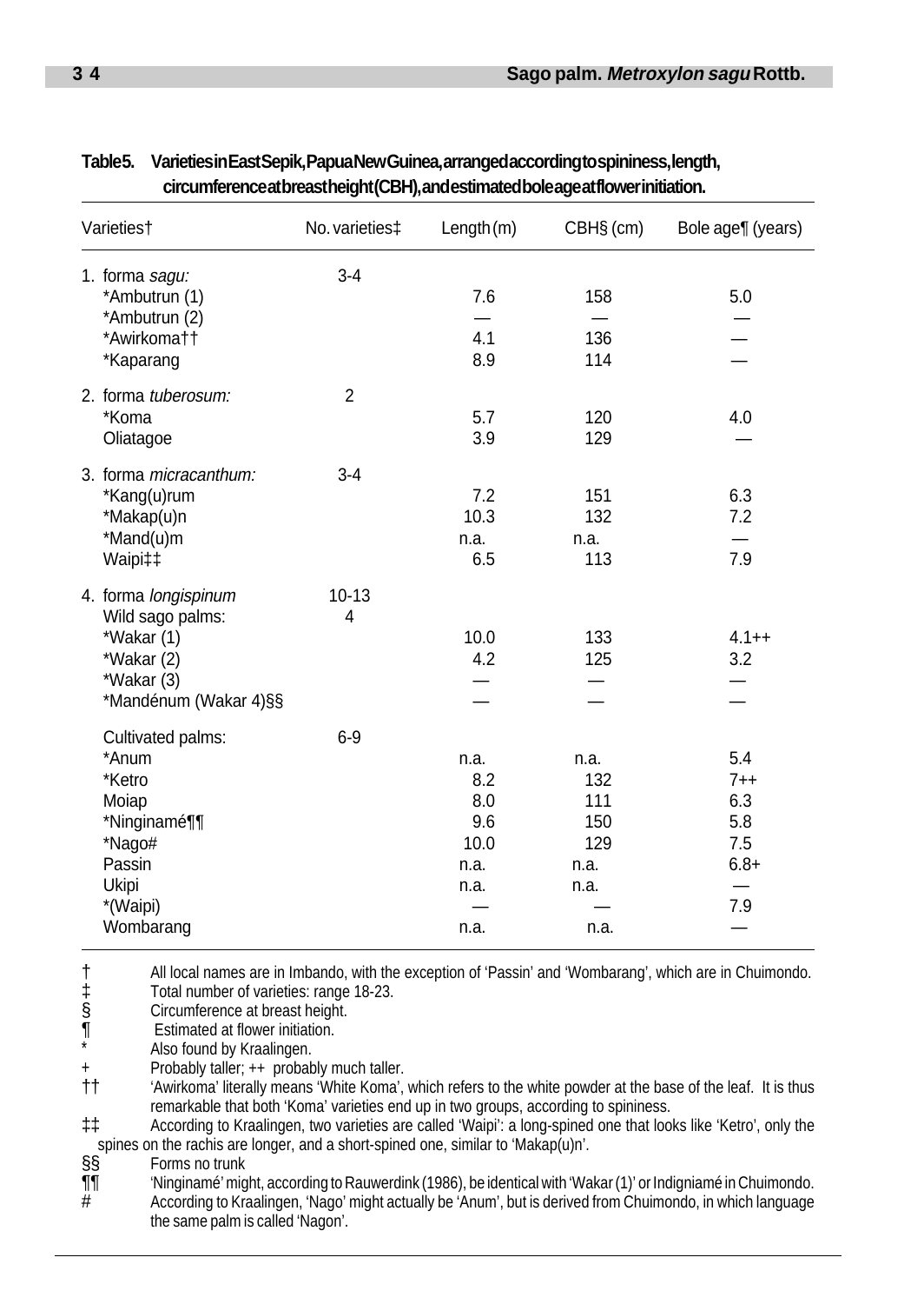**Table 5. Varieties in East Sepik, Papua New Guinea, arranged according to spininess, length, circumference at breast height (CBH), and estimated bole age at flower initiation.**

| Varieties† | No. varieties‡ | Length (m) | CBH§ (cm) | Bole age¶ (years) |
|---|---|---|---|---|
| 1. forma *sagu:* | 3-4 | | | |
| *Ambutrun (1) | | 7.6 | 158 | 5.0 |
| *Ambutrun (2) | | — | — | — |
| *Awirkoma†† | | 4.1 | 136 | — |
| *Kaparang | | 8.9 | 114 | — |
| 2. forma *tuberosum:* | 2 | | | |
| *Koma | | 5.7 | 120 | 4.0 |
| Oliatagoe | | 3.9 | 129 | — |
| 3. forma *micracanthum:* | 3-4 | | | |
| *Kang(u)rum | | 7.2 | 151 | 6.3 |
| *Makap(u)n | | 10.3 | 132 | 7.2 |
| *Mand(u)m | | n.a. | n.a. | — |
| Waipi‡‡ | | 6.5 | 113 | 7.9 |
| 4. forma *longispinum* | 10-13 | | | |
| Wild sago palms: | 4 | | | |
| *Wakar (1) | | 10.0 | 133 | 4.1++ |
| *Wakar (2) | | 4.2 | 125 | 3.2 |
| *Wakar (3) | | — | — | — |
| *Mandénum (Wakar 4)§§ | | — | — | — |
| Cultivated palms: | 6-9 | | | |
| *Anum | | n.a. | n.a. | 5.4 |
| *Ketro | | 8.2 | 132 | 7++ |
| Moiap | | 8.0 | 111 | 6.3 |
| *Ninginamé¶¶ | | 9.6 | 150 | 5.8 |
| *Nago# | | 10.0 | 129 | 7.5 |
| Passin | | n.a. | n.a. | 6.8+ |
| Ukipi | | n.a. | n.a. | — |
| *(Waipi) | | — | — | 7.9 |
| Wombarang | | n.a. | n.a. | — |

† All local names are in Imbando, with the exception of 'Passin' and 'Wombarang', which are in Chuimondo.
‡ Total number of varieties: range 18-23.
§ Circumference at breast height.
¶ Estimated at flower initiation.
\* Also found by Kraalingen.
\+ Probably taller; ++ probably much taller.
†† 'Awirkoma' literally means 'White Koma', which refers to the white powder at the base of the leaf. It is thus remarkable that both 'Koma' varieties end up in two groups, according to spininess.
‡‡ According to Kraalingen, two varieties are called 'Waipi': a long-spined one that looks like 'Ketro', only the spines on the rachis are longer, and a short-spined one, similar to 'Makap(u)n'.
§§ Forms no trunk
¶¶ 'Ninginamé' might, according to Rauwerdink (1986), be identical with 'Wakar (1)' or Indigniamé in Chuimondo.
\# According to Kraalingen, 'Nago' might actually be 'Anum', but is derived from Chuimondo, in which language the same palm is called 'Nagon'.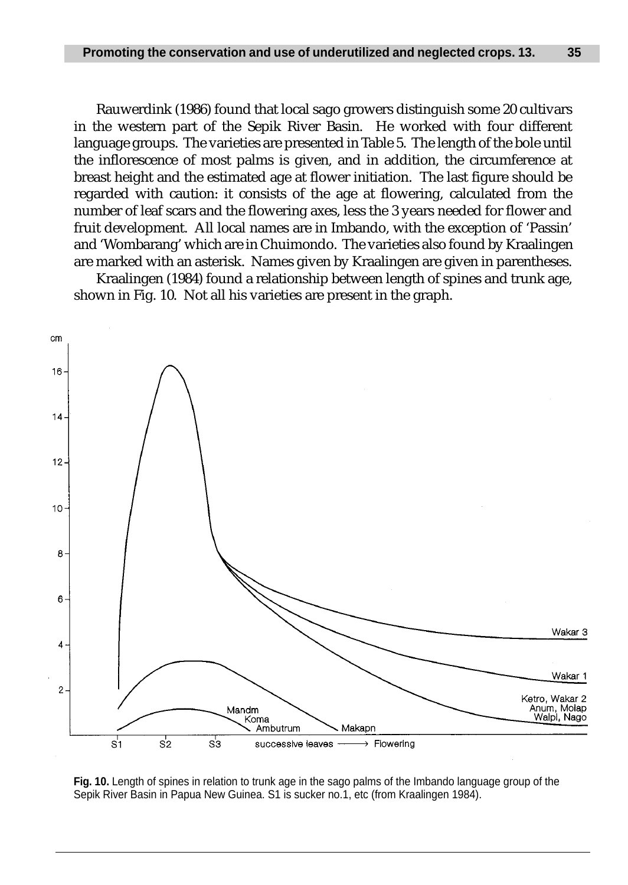Rauwerdink (1986) found that local sago growers distinguish some 20 cultivars in the western part of the Sepik River Basin. He worked with four different language groups. The varieties are presented in Table 5. The length of the bole until the inflorescence of most palms is given, and in addition, the circumference at breast height and the estimated age at flower initiation. The last figure should be regarded with caution: it consists of the age at flowering, calculated from the number of leaf scars and the flowering axes, less the 3 years needed for flower and fruit development. All local names are in Imbando, with the exception of 'Passin' and 'Wombarang' which are in Chuimondo. The varieties also found by Kraalingen are marked with an asterisk. Names given by Kraalingen are given in parentheses.

Kraalingen (1984) found a relationship between length of spines and trunk age, shown in Fig. 10. Not all his varieties are present in the graph.

**Fig. 10.** Length of spines in relation to trunk age in the sago palms of the Imbando language group of the Sepik River Basin in Papua New Guinea. S1 is sucker no.1, etc (from Kraalingen 1984).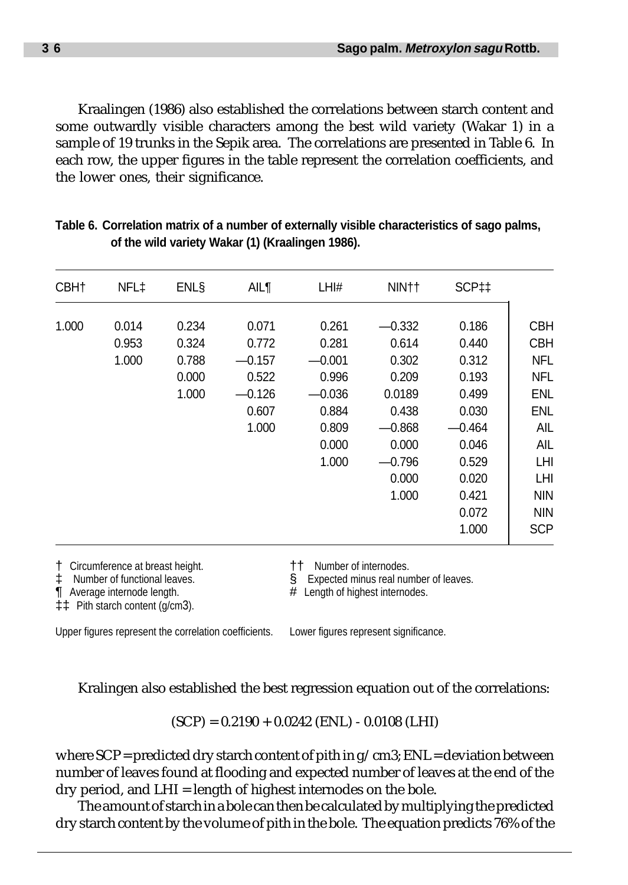Kraalingen (1986) also established the correlations between starch content and some outwardly visible characters among the best wild variety (Wakar 1) in a sample of 19 trunks in the Sepik area. The correlations are presented in Table 6. In each row, the upper figures in the table represent the correlation coefficients, and the lower ones, their significance.

**Table 6. Correlation matrix of a number of externally visible characteristics of sago palms, of the wild variety Wakar (1) (Kraalingen 1986).**

| CBH† | NFL‡ | ENL§ | AIL¶ | LHI# | NIN†† | SCP‡‡ | |
|---|---|---|---|---|---|---|---|
| 1.000 | 0.014 | 0.234 | 0.071 | 0.261 | —0.332 | 0.186 | CBH |
| | 0.953 | 0.324 | 0.772 | 0.281 | 0.614 | 0.440 | CBH |
| | 1.000 | 0.788 | —0.157 | —0.001 | 0.302 | 0.312 | NFL |
| | | 0.000 | 0.522 | 0.996 | 0.209 | 0.193 | NFL |
| | | 1.000 | —0.126 | —0.036 | 0.0189 | 0.499 | ENL |
| | | | 0.607 | 0.884 | 0.438 | 0.030 | ENL |
| | | | 1.000 | 0.809 | —0.868 | —0.464 | AIL |
| | | | | 0.000 | 0.000 | 0.046 | AIL |
| | | | | 1.000 | —0.796 | 0.529 | LHI |
| | | | | | 0.000 | 0.020 | LHI |
| | | | | | 1.000 | 0.421 | NIN |
| | | | | | | 0.072 | NIN |
| | | | | | | 1.000 | SCP |

† Circumference at breast height.
‡ Number of functional leaves.
¶ Average internode length.
‡‡ Pith starch content (g/cm3).
†† Number of internodes.
§ Expected minus real number of leaves.
# Length of highest internodes.

Upper figures represent the correlation coefficients. Lower figures represent significance.

Kralingen also established the best regression equation out of the correlations:

$$(SCP) = 0.2190 + 0.0242\ (ENL) - 0.0108\ (LHI)$$

where SCP = predicted dry starch content of pith in g/cm3; ENL = deviation between number of leaves found at flooding and expected number of leaves at the end of the dry period, and LHI = length of highest internodes on the bole.

The amount of starch in a bole can then be calculated by multiplying the predicted dry starch content by the volume of pith in the bole. The equation predicts 76% of the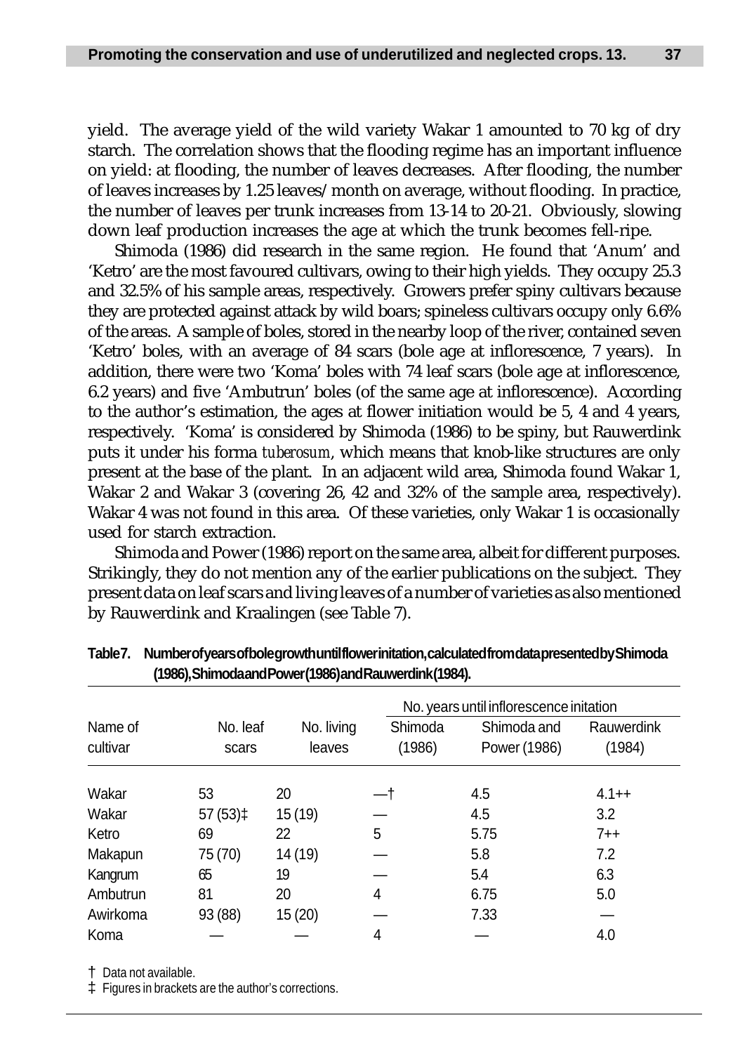yield. The average yield of the wild variety Wakar 1 amounted to 70 kg of dry starch. The correlation shows that the flooding regime has an important influence on yield: at flooding, the number of leaves decreases. After flooding, the number of leaves increases by 1.25 leaves/month on average, without flooding. In practice, the number of leaves per trunk increases from 13-14 to 20-21. Obviously, slowing down leaf production increases the age at which the trunk becomes fell-ripe.

Shimoda (1986) did research in the same region. He found that 'Anum' and 'Ketro' are the most favoured cultivars, owing to their high yields. They occupy 25.3 and 32.5% of his sample areas, respectively. Growers prefer spiny cultivars because they are protected against attack by wild boars; spineless cultivars occupy only 6.6% of the areas. A sample of boles, stored in the nearby loop of the river, contained seven 'Ketro' boles, with an average of 84 scars (bole age at inflorescence, 7 years). In addition, there were two 'Koma' boles with 74 leaf scars (bole age at inflorescence, 6.2 years) and five 'Ambutrun' boles (of the same age at inflorescence). According to the author's estimation, the ages at flower initiation would be 5, 4 and 4 years, respectively. 'Koma' is considered by Shimoda (1986) to be spiny, but Rauwerdink puts it under his forma *tuberosum*, which means that knob-like structures are only present at the base of the plant. In an adjacent wild area, Shimoda found Wakar 1, Wakar 2 and Wakar 3 (covering 26, 42 and 32% of the sample area, respectively). Wakar 4 was not found in this area. Of these varieties, only Wakar 1 is occasionally used for starch extraction.

Shimoda and Power (1986) report on the same area, albeit for different purposes. Strikingly, they do not mention any of the earlier publications on the subject. They present data on leaf scars and living leaves of a number of varieties as also mentioned by Rauwerdink and Kraalingen (see Table 7).

**Table 7. Number of years of bole growth until flower initation, calculated from data presented by Shimoda (1986), Shimoda and Power (1986) and Rauwerdink (1984).**

| Name of cultivar | No. leaf scars | No. living leaves | No. years until inflorescence initation | | |
|---|---|---|---|---|---|
| | | | Shimoda (1986) | Shimoda and Power (1986) | Rauwerdink (1984) |
| Wakar | 53 | 20 | —† | 4.5 | 4.1++ |
| Wakar | 57 (53)‡ | 15 (19) | — | 4.5 | 3.2 |
| Ketro | 69 | 22 | 5 | 5.75 | 7++ |
| Makapun | 75 (70) | 14 (19) | — | 5.8 | 7.2 |
| Kangrum | 65 | 19 | — | 5.4 | 6.3 |
| Ambutrun | 81 | 20 | 4 | 6.75 | 5.0 |
| Awirkoma | 93 (88) | 15 (20) | — | 7.33 | — |
| Koma | — | — | 4 | — | 4.0 |

† Data not available.
‡ Figures in brackets are the author's corrections.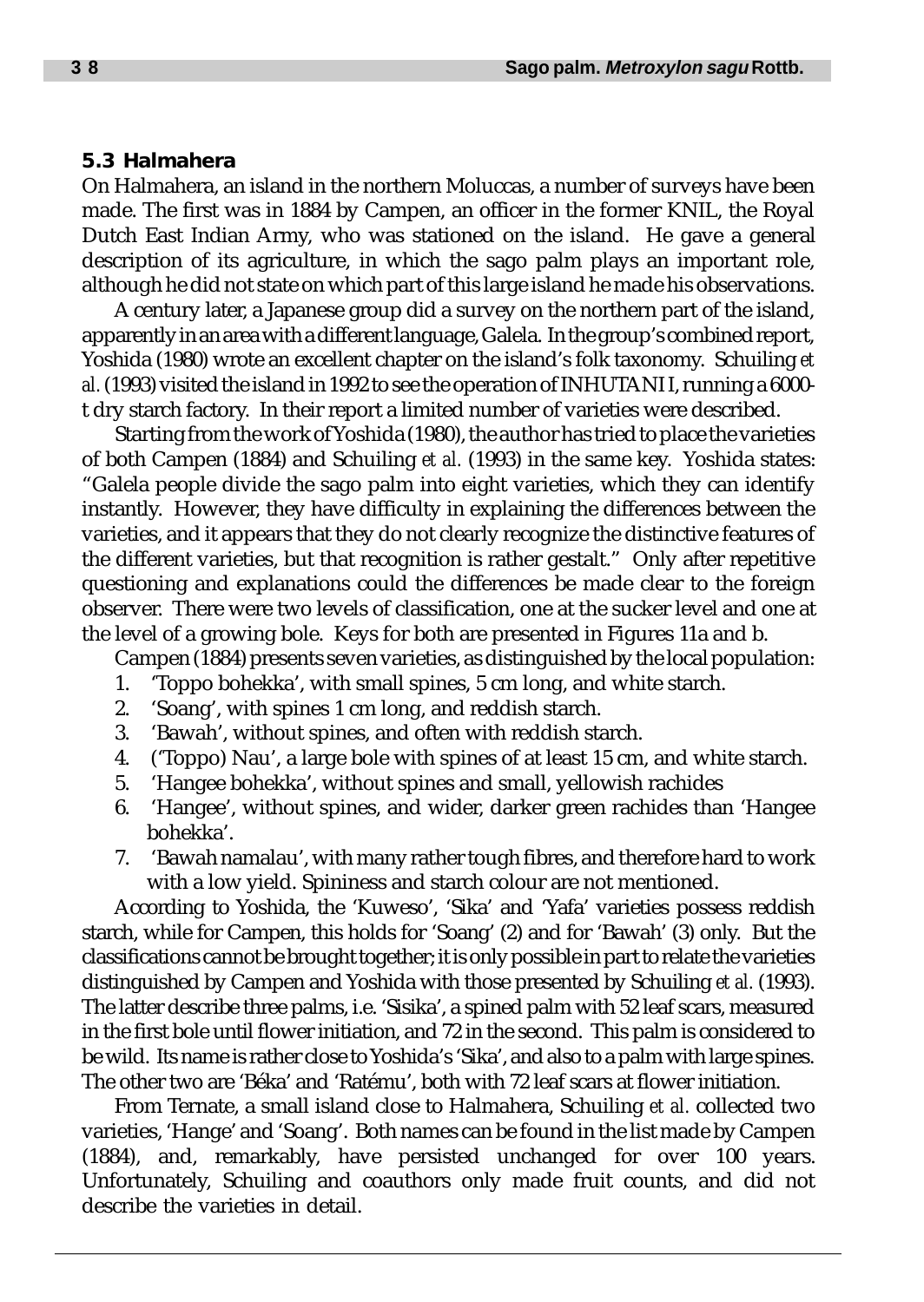### 5.3 Halmahera

On Halmahera, an island in the northern Moluccas, a number of surveys have been made. The first was in 1884 by Campen, an officer in the former KNIL, the Royal Dutch East Indian Army, who was stationed on the island. He gave a general description of its agriculture, in which the sago palm plays an important role, although he did not state on which part of this large island he made his observations.

A century later, a Japanese group did a survey on the northern part of the island, apparently in an area with a different language, Galela. In the group's combined report, Yoshida (1980) wrote an excellent chapter on the island's folk taxonomy. Schuiling *et al.* (1993) visited the island in 1992 to see the operation of INHUTANI I, running a 6000-t dry starch factory. In their report a limited number of varieties were described.

Starting from the work of Yoshida (1980), the author has tried to place the varieties of both Campen (1884) and Schuiling *et al.* (1993) in the same key. Yoshida states: "Galela people divide the sago palm into eight varieties, which they can identify instantly. However, they have difficulty in explaining the differences between the varieties, and it appears that they do not clearly recognize the distinctive features of the different varieties, but that recognition is rather gestalt." Only after repetitive questioning and explanations could the differences be made clear to the foreign observer. There were two levels of classification, one at the sucker level and one at the level of a growing bole. Keys for both are presented in Figures 11a and b.

Campen (1884) presents seven varieties, as distinguished by the local population:

1. 'Toppo bohekka', with small spines, 5 cm long, and white starch.
2. 'Soang', with spines 1 cm long, and reddish starch.
3. 'Bawah', without spines, and often with reddish starch.
4. ('Toppo) Nau', a large bole with spines of at least 15 cm, and white starch.
5. 'Hangee bohekka', without spines and small, yellowish rachides
6. 'Hangee', without spines, and wider, darker green rachides than 'Hangee bohekka'.
7. 'Bawah namalau', with many rather tough fibres, and therefore hard to work with a low yield. Spininess and starch colour are not mentioned.

According to Yoshida, the 'Kuweso', 'Sika' and 'Yafa' varieties possess reddish starch, while for Campen, this holds for 'Soang' (2) and for 'Bawah' (3) only. But the classifications cannot be brought together; it is only possible in part to relate the varieties distinguished by Campen and Yoshida with those presented by Schuiling *et al.* (1993). The latter describe three palms, i.e. 'Sisika', a spined palm with 52 leaf scars, measured in the first bole until flower initiation, and 72 in the second. This palm is considered to be wild. Its name is rather close to Yoshida's 'Sika', and also to a palm with large spines. The other two are 'Béka' and 'Ratému', both with 72 leaf scars at flower initiation.

From Ternate, a small island close to Halmahera, Schuiling *et al.* collected two varieties, 'Hange' and 'Soang'. Both names can be found in the list made by Campen (1884), and, remarkably, have persisted unchanged for over 100 years. Unfortunately, Schuiling and coauthors only made fruit counts, and did not describe the varieties in detail.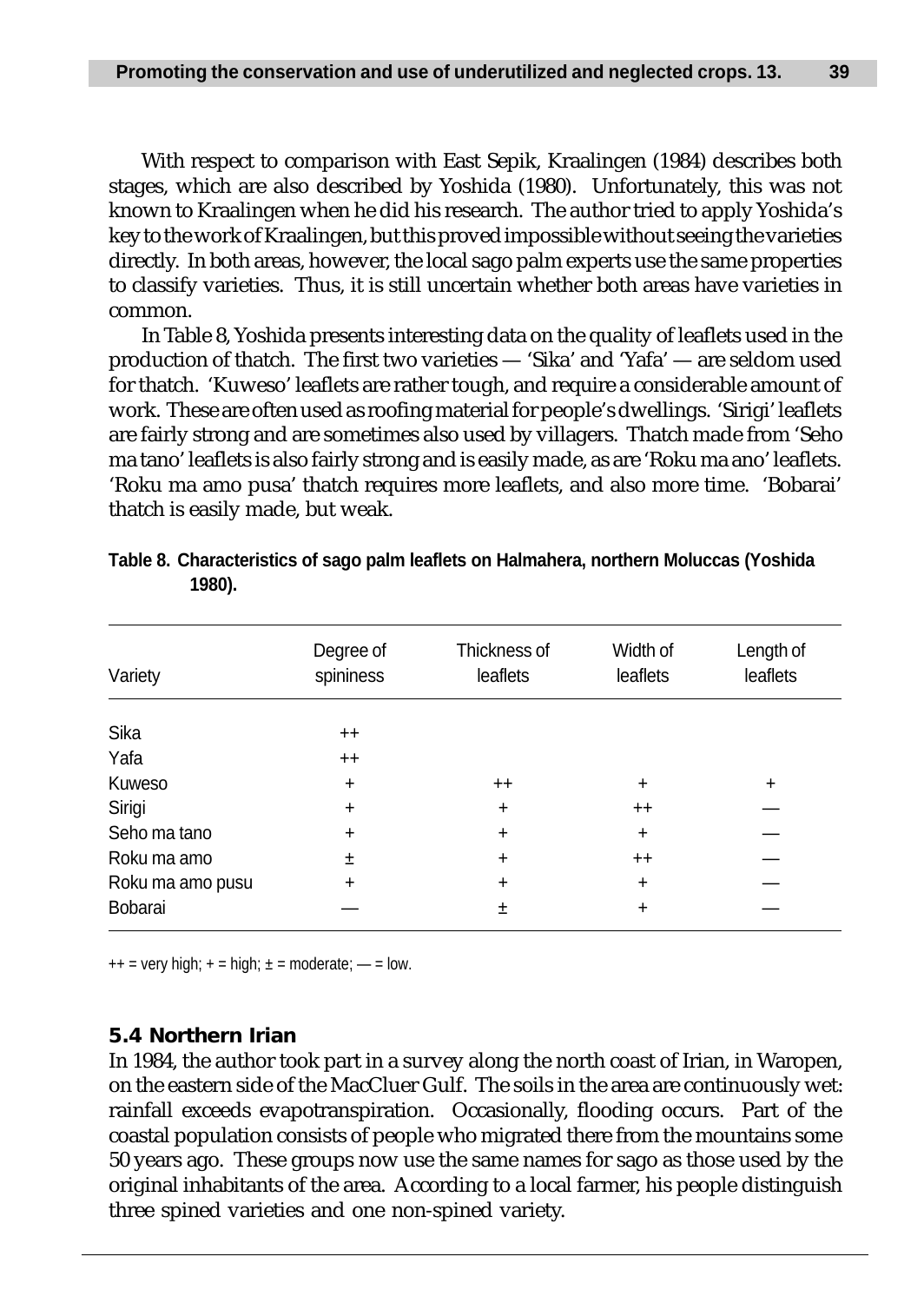With respect to comparison with East Sepik, Kraalingen (1984) describes both stages, which are also described by Yoshida (1980). Unfortunately, this was not known to Kraalingen when he did his research. The author tried to apply Yoshida's key to the work of Kraalingen, but this proved impossible without seeing the varieties directly. In both areas, however, the local sago palm experts use the same properties to classify varieties. Thus, it is still uncertain whether both areas have varieties in common.

In Table 8, Yoshida presents interesting data on the quality of leaflets used in the production of thatch. The first two varieties — 'Sika' and 'Yafa' — are seldom used for thatch. 'Kuweso' leaflets are rather tough, and require a considerable amount of work. These are often used as roofing material for people's dwellings. 'Sirigi' leaflets are fairly strong and are sometimes also used by villagers. Thatch made from 'Seho ma tano' leaflets is also fairly strong and is easily made, as are 'Roku ma ano' leaflets. 'Roku ma amo pusa' thatch requires more leaflets, and also more time. 'Bobarai' thatch is easily made, but weak.

**Table 8. Characteristics of sago palm leaflets on Halmahera, northern Moluccas (Yoshida 1980).**

| Variety | Degree of spininess | Thickness of leaflets | Width of leaflets | Length of leaflets |
|---|---|---|---|---|
| Sika | ++ | | | |
| Yafa | ++ | | | |
| Kuweso | + | ++ | + | + |
| Sirigi | + | + | ++ | — |
| Seho ma tano | + | + | + | — |
| Roku ma amo | ± | + | ++ | — |
| Roku ma amo pusu | + | + | + | — |
| Bobarai | — | ± | + | — |

++ = very high; + = high; ± = moderate; — = low.

### 5.4 Northern Irian

In 1984, the author took part in a survey along the north coast of Irian, in Waropen, on the eastern side of the MacCluer Gulf. The soils in the area are continuously wet: rainfall exceeds evapotranspiration. Occasionally, flooding occurs. Part of the coastal population consists of people who migrated there from the mountains some 50 years ago. These groups now use the same names for sago as those used by the original inhabitants of the area. According to a local farmer, his people distinguish three spined varieties and one non-spined variety.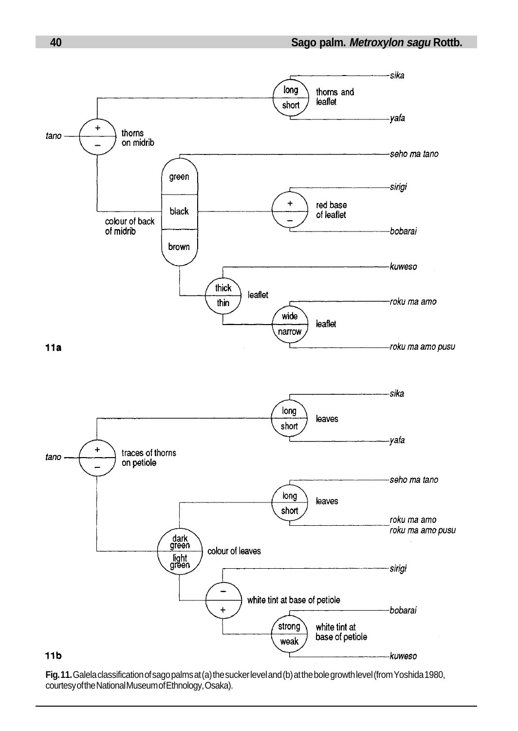**Fig. 11.** Galela classification of sago palms at (a) the sucker level and (b) at the bole growth level (from Yoshida 1980, courtesy of the National Museum of Ethnology, Osaka).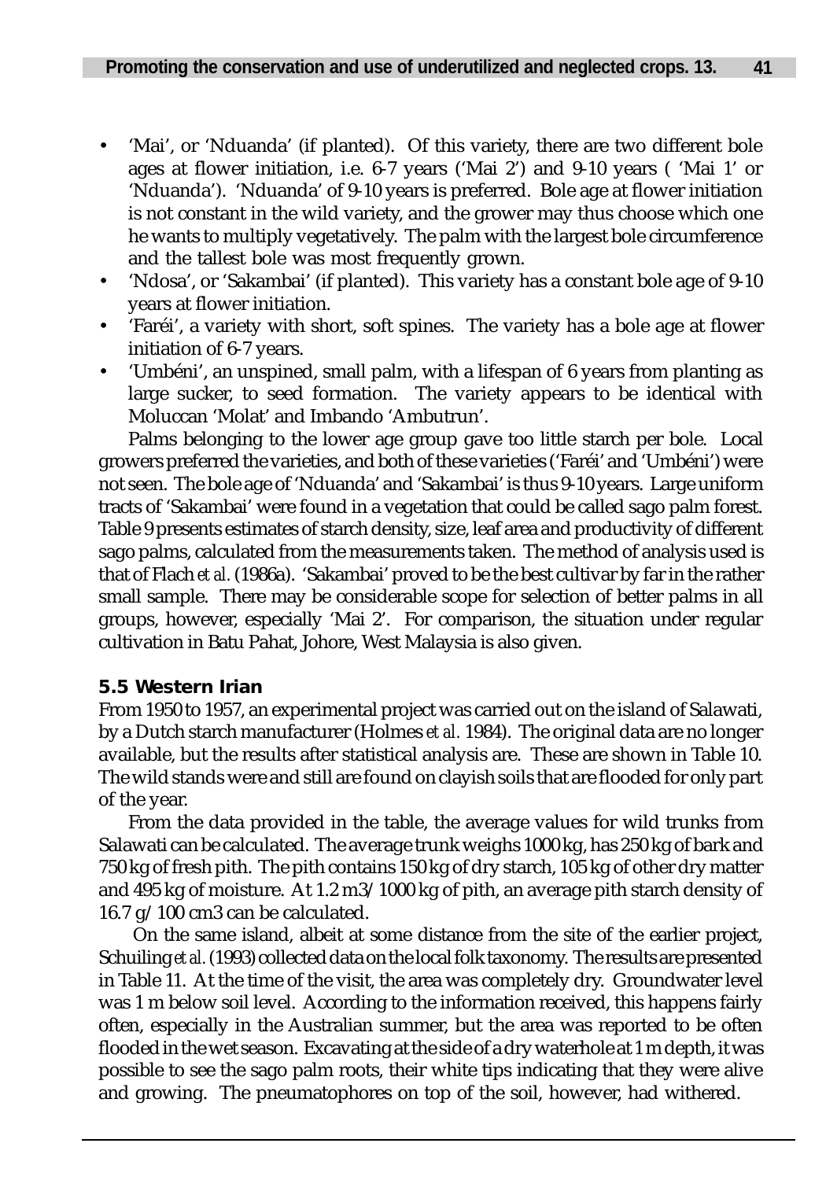- 'Mai', or 'Nduanda' (if planted). Of this variety, there are two different bole ages at flower initiation, i.e. 6-7 years ('Mai 2') and 9-10 years ( 'Mai 1' or 'Nduanda'). 'Nduanda' of 9-10 years is preferred. Bole age at flower initiation is not constant in the wild variety, and the grower may thus choose which one he wants to multiply vegetatively. The palm with the largest bole circumference and the tallest bole was most frequently grown.
- 'Ndosa', or 'Sakambai' (if planted). This variety has a constant bole age of 9-10 years at flower initiation.
- 'Faréi', a variety with short, soft spines. The variety has a bole age at flower initiation of 6-7 years.
- 'Umbéni', an unspined, small palm, with a lifespan of 6 years from planting as large sucker, to seed formation. The variety appears to be identical with Moluccan 'Molat' and Imbando 'Ambutrun'.

Palms belonging to the lower age group gave too little starch per bole. Local growers preferred the varieties, and both of these varieties ('Faréi' and 'Umbéni') were not seen. The bole age of 'Nduanda' and 'Sakambai' is thus 9-10 years. Large uniform tracts of 'Sakambai' were found in a vegetation that could be called sago palm forest. Table 9 presents estimates of starch density, size, leaf area and productivity of different sago palms, calculated from the measurements taken. The method of analysis used is that of Flach *et al.* (1986a). 'Sakambai' proved to be the best cultivar by far in the rather small sample. There may be considerable scope for selection of better palms in all groups, however, especially 'Mai 2'. For comparison, the situation under regular cultivation in Batu Pahat, Johore, West Malaysia is also given.

### 5.5 Western Irian

From 1950 to 1957, an experimental project was carried out on the island of Salawati, by a Dutch starch manufacturer (Holmes *et al.* 1984). The original data are no longer available, but the results after statistical analysis are. These are shown in Table 10. The wild stands were and still are found on clayish soils that are flooded for only part of the year.

From the data provided in the table, the average values for wild trunks from Salawati can be calculated. The average trunk weighs 1000 kg, has 250 kg of bark and 750 kg of fresh pith. The pith contains 150 kg of dry starch, 105 kg of other dry matter and 495 kg of moisture. At 1.2 $m^3$/1000 kg of pith, an average pith starch density of 16.7 g/100 $cm^3$ can be calculated.

On the same island, albeit at some distance from the site of the earlier project, Schuiling *et al.* (1993) collected data on the local folk taxonomy. The results are presented in Table 11. At the time of the visit, the area was completely dry. Groundwater level was 1 m below soil level. According to the information received, this happens fairly often, especially in the Australian summer, but the area was reported to be often flooded in the wet season. Excavating at the side of a dry waterhole at 1 m depth, it was possible to see the sago palm roots, their white tips indicating that they were alive and growing. The pneumatophores on top of the soil, however, had withered.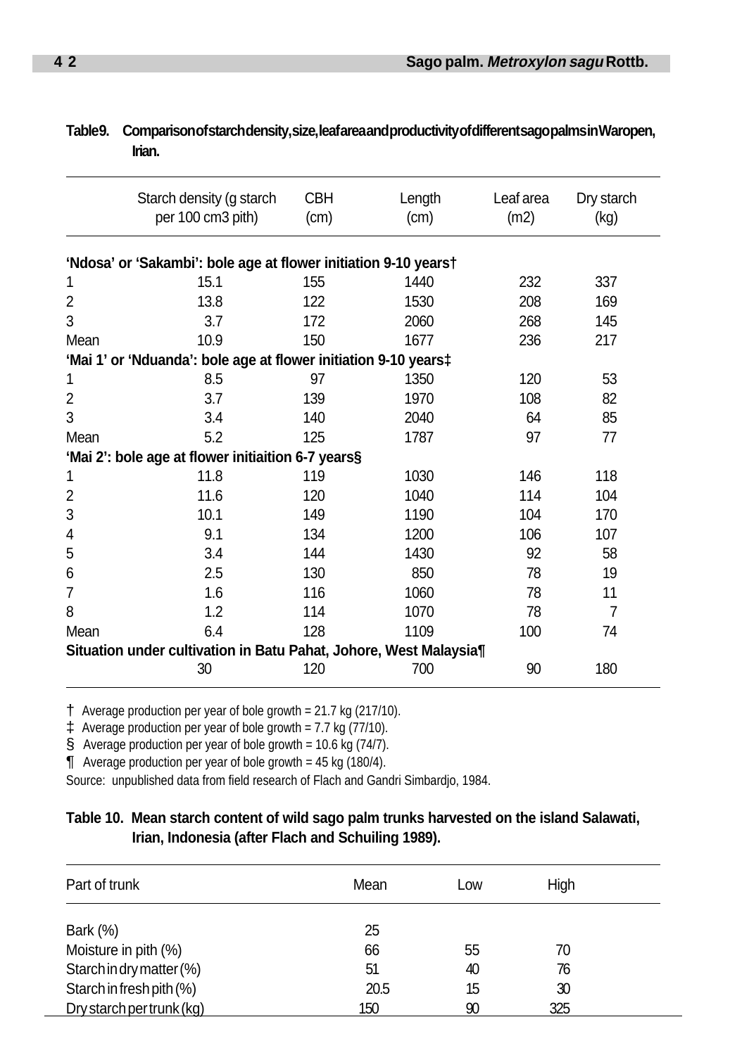**Table 9. Comparison of starch density, size, leaf area and productivity of different sago palms in Waropen, Irian.**

| | Starch density (g starch per 100 cm3 pith) | CBH (cm) | Length (cm) | Leaf area (m2) | Dry starch (kg) |
|---|---|---|---|---|---|
| **'Ndosa' or 'Sakambi': bole age at flower initiation 9-10 years†** | | | | | |
| 1 | 15.1 | 155 | 1440 | 232 | 337 |
| 2 | 13.8 | 122 | 1530 | 208 | 169 |
| 3 | 3.7 | 172 | 2060 | 268 | 145 |
| Mean | 10.9 | 150 | 1677 | 236 | 217 |
| **'Mai 1' or 'Nduanda': bole age at flower initiation 9-10 years‡** | | | | | |
| 1 | 8.5 | 97 | 1350 | 120 | 53 |
| 2 | 3.7 | 139 | 1970 | 108 | 82 |
| 3 | 3.4 | 140 | 2040 | 64 | 85 |
| Mean | 5.2 | 125 | 1787 | 97 | 77 |
| **'Mai 2': bole age at flower initiaition 6-7 years§** | | | | | |
| 1 | 11.8 | 119 | 1030 | 146 | 118 |
| 2 | 11.6 | 120 | 1040 | 114 | 104 |
| 3 | 10.1 | 149 | 1190 | 104 | 170 |
| 4 | 9.1 | 134 | 1200 | 106 | 107 |
| 5 | 3.4 | 144 | 1430 | 92 | 58 |
| 6 | 2.5 | 130 | 850 | 78 | 19 |
| 7 | 1.6 | 116 | 1060 | 78 | 11 |
| 8 | 1.2 | 114 | 1070 | 78 | 7 |
| Mean | 6.4 | 128 | 1109 | 100 | 74 |
| **Situation under cultivation in Batu Pahat, Johore, West Malaysia¶** | | | | | |
| | 30 | 120 | 700 | 90 | 180 |

† Average production per year of bole growth = 21.7 kg (217/10).
‡ Average production per year of bole growth = 7.7 kg (77/10).
§ Average production per year of bole growth = 10.6 kg (74/7).
¶ Average production per year of bole growth = 45 kg (180/4).
Source: unpublished data from field research of Flach and Gandri Simbardjo, 1984.

**Table 10. Mean starch content of wild sago palm trunks harvested on the island Salawati, Irian, Indonesia (after Flach and Schuiling 1989).**

| Part of trunk | Mean | Low | High |
|---|---|---|---|
| Bark (%) | 25 | | |
| Moisture in pith (%) | 66 | 55 | 70 |
| Starch in dry matter (%) | 51 | 40 | 76 |
| Starch in fresh pith (%) | 20.5 | 15 | 30 |
| Dry starch per trunk (kg) | 150 | 90 | 325 |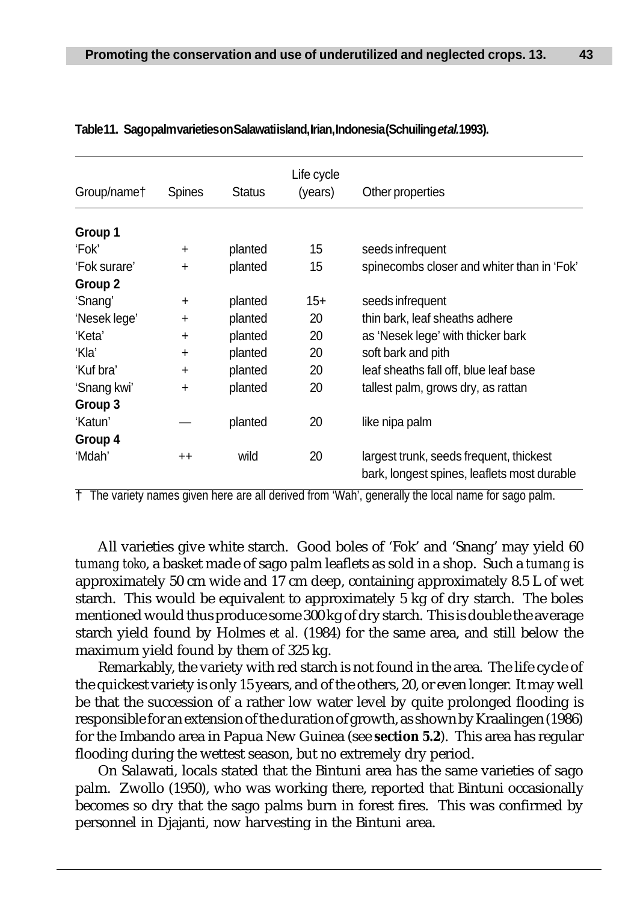**Table 11. Sago palm varieties on Salawati island, Irian, Indonesia (Schuiling *et al.* 1993).**

| Group/name† | Spines | Status | Life cycle (years) | Other properties |
|---|---|---|---|---|
| **Group 1** | | | | |
| 'Fok' | + | planted | 15 | seeds infrequent |
| 'Fok surare' | + | planted | 15 | spinecombs closer and whiter than in 'Fok' |
| **Group 2** | | | | |
| 'Snang' | + | planted | 15+ | seeds infrequent |
| 'Nesek lege' | + | planted | 20 | thin bark, leaf sheaths adhere |
| 'Keta' | + | planted | 20 | as 'Nesek lege' with thicker bark |
| 'Kla' | + | planted | 20 | soft bark and pith |
| 'Kuf bra' | + | planted | 20 | leaf sheaths fall off, blue leaf base |
| 'Snang kwi' | + | planted | 20 | tallest palm, grows dry, as rattan |
| **Group 3** | | | | |
| 'Katun' | — | planted | 20 | like nipa palm |
| **Group 4** | | | | |
| 'Mdah' | ++ | wild | 20 | largest trunk, seeds frequent, thickest bark, longest spines, leaflets most durable |

† The variety names given here are all derived from 'Wah', generally the local name for sago palm.

All varieties give white starch. Good boles of 'Fok' and 'Snang' may yield 60 *tumang toko*, a basket made of sago palm leaflets as sold in a shop. Such a *tumang* is approximately 50 cm wide and 17 cm deep, containing approximately 8.5 L of wet starch. This would be equivalent to approximately 5 kg of dry starch. The boles mentioned would thus produce some 300 kg of dry starch. This is double the average starch yield found by Holmes *et al.* (1984) for the same area, and still below the maximum yield found by them of 325 kg.

Remarkably, the variety with red starch is not found in the area. The life cycle of the quickest variety is only 15 years, and of the others, 20, or even longer. It may well be that the succession of a rather low water level by quite prolonged flooding is responsible for an extension of the duration of growth, as shown by Kraalingen (1986) for the Imbando area in Papua New Guinea (see **section 5.2**). This area has regular flooding during the wettest season, but no extremely dry period.

On Salawati, locals stated that the Bintuni area has the same varieties of sago palm. Zwollo (1950), who was working there, reported that Bintuni occasionally becomes so dry that the sago palms burn in forest fires. This was confirmed by personnel in Djajanti, now harvesting in the Bintuni area.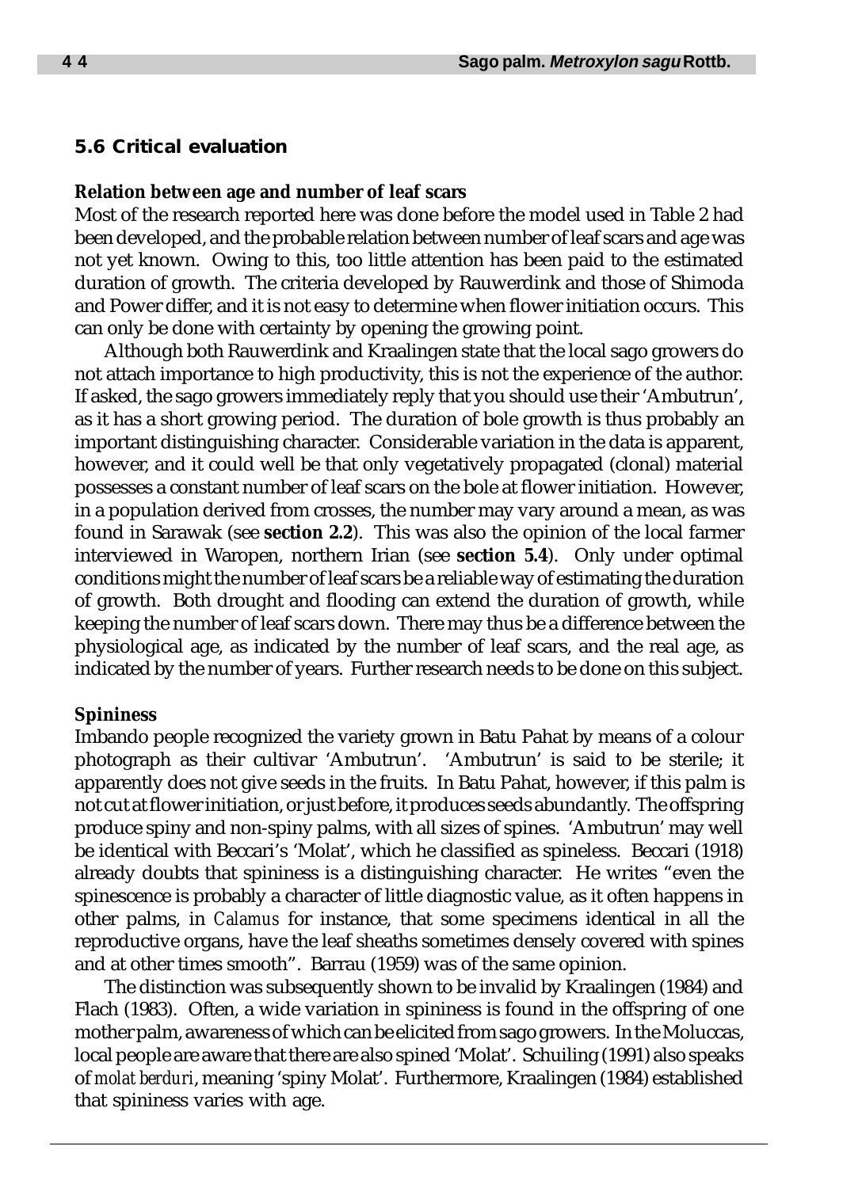## 5.6 Critical evaluation

**Relation between age and number of leaf scars**

Most of the research reported here was done before the model used in Table 2 had been developed, and the probable relation between number of leaf scars and age was not yet known. Owing to this, too little attention has been paid to the estimated duration of growth. The criteria developed by Rauwerdink and those of Shimoda and Power differ, and it is not easy to determine when flower initiation occurs. This can only be done with certainty by opening the growing point.

Although both Rauwerdink and Kraalingen state that the local sago growers do not attach importance to high productivity, this is not the experience of the author. If asked, the sago growers immediately reply that you should use their 'Ambutrun', as it has a short growing period. The duration of bole growth is thus probably an important distinguishing character. Considerable variation in the data is apparent, however, and it could well be that only vegetatively propagated (clonal) material possesses a constant number of leaf scars on the bole at flower initiation. However, in a population derived from crosses, the number may vary around a mean, as was found in Sarawak (see **section 2.2**). This was also the opinion of the local farmer interviewed in Waropen, northern Irian (see **section 5.4**). Only under optimal conditions might the number of leaf scars be a reliable way of estimating the duration of growth. Both drought and flooding can extend the duration of growth, while keeping the number of leaf scars down. There may thus be a difference between the physiological age, as indicated by the number of leaf scars, and the real age, as indicated by the number of years. Further research needs to be done on this subject.

**Spininess**

Imbando people recognized the variety grown in Batu Pahat by means of a colour photograph as their cultivar 'Ambutrun'. 'Ambutrun' is said to be sterile; it apparently does not give seeds in the fruits. In Batu Pahat, however, if this palm is not cut at flower initiation, or just before, it produces seeds abundantly. The offspring produce spiny and non-spiny palms, with all sizes of spines. 'Ambutrun' may well be identical with Beccari's 'Molat', which he classified as spineless. Beccari (1918) already doubts that spininess is a distinguishing character. He writes "even the spinescence is probably a character of little diagnostic value, as it often happens in other palms, in *Calamus* for instance, that some specimens identical in all the reproductive organs, have the leaf sheaths sometimes densely covered with spines and at other times smooth". Barrau (1959) was of the same opinion.

The distinction was subsequently shown to be invalid by Kraalingen (1984) and Flach (1983). Often, a wide variation in spininess is found in the offspring of one mother palm, awareness of which can be elicited from sago growers. In the Moluccas, local people are aware that there are also spined 'Molat'. Schuiling (1991) also speaks of *molat berduri*, meaning 'spiny Molat'. Furthermore, Kraalingen (1984) established that spininess varies with age.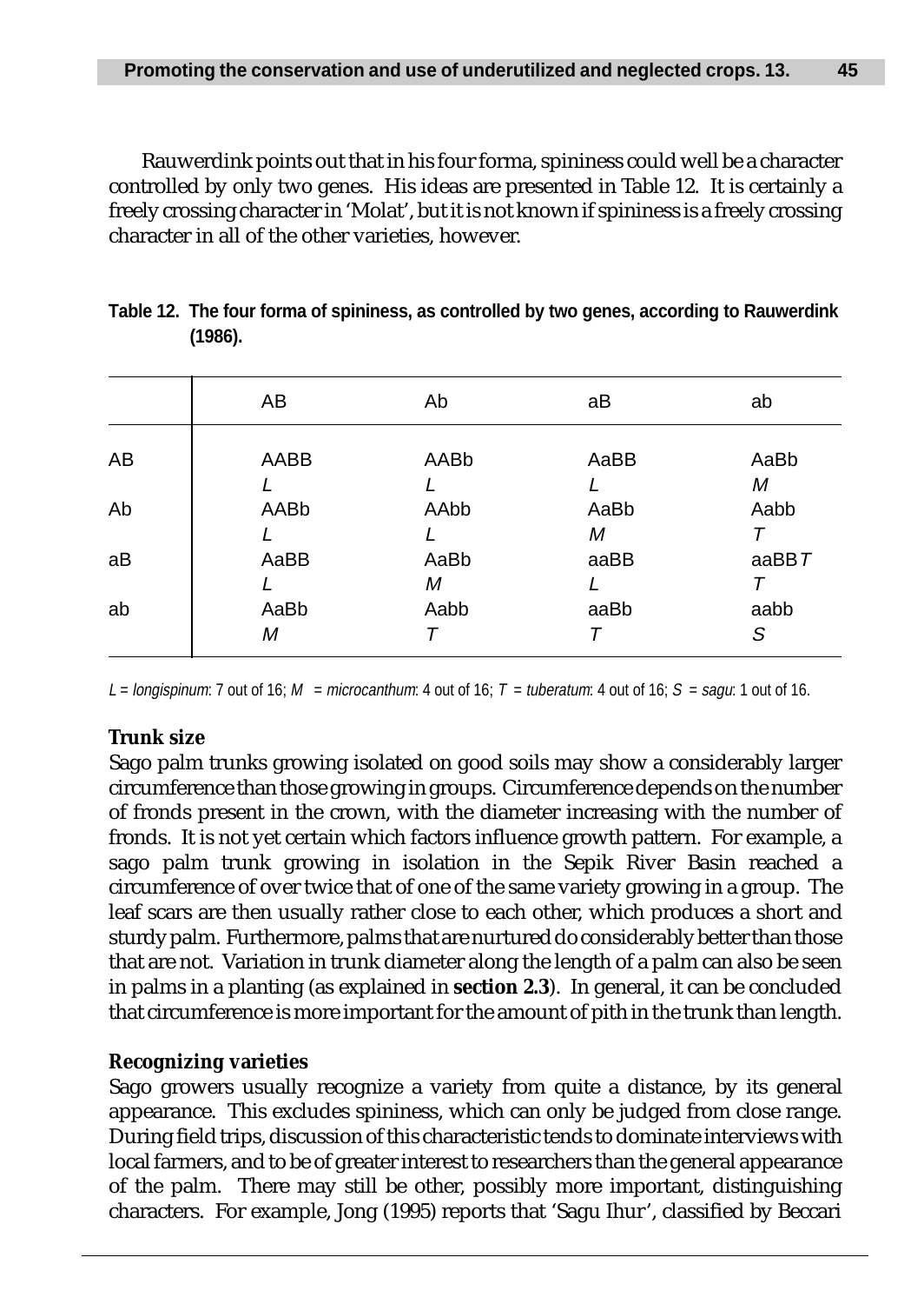Rauwerdink points out that in his four forma, spininess could well be a character controlled by only two genes. His ideas are presented in Table 12. It is certainly a freely crossing character in 'Molat', but it is not known if spininess is a freely crossing character in all of the other varieties, however.

**Table 12. The four forma of spininess, as controlled by two genes, according to Rauwerdink (1986).**

| | AB | Ab | aB | ab |
|---|---|---|---|---|
| AB | AABB *L* | AABb *L* | AaBB *L* | AaBb *M* |
| Ab | AABb *L* | AAbb *L* | AaBb *M* | Aabb *T* |
| aB | AaBB *L* | AaBb *M* | aaBB *L* | aaBB *T* *T* |
| ab | AaBb *M* | Aabb *T* | aaBb *T* | aabb *S* |

*L* = *longispinum*: 7 out of 16; *M* = *microcanthum*: 4 out of 16; *T* = *tuberatum*: 4 out of 16; *S* = *sagu*: 1 out of 16.

**Trunk size**

Sago palm trunks growing isolated on good soils may show a considerably larger circumference than those growing in groups. Circumference depends on the number of fronds present in the crown, with the diameter increasing with the number of fronds. It is not yet certain which factors influence growth pattern. For example, a sago palm trunk growing in isolation in the Sepik River Basin reached a circumference of over twice that of one of the same variety growing in a group. The leaf scars are then usually rather close to each other, which produces a short and sturdy palm. Furthermore, palms that are nurtured do considerably better than those that are not. Variation in trunk diameter along the length of a palm can also be seen in palms in a planting (as explained in **section 2.3**). In general, it can be concluded that circumference is more important for the amount of pith in the trunk than length.

**Recognizing varieties**

Sago growers usually recognize a variety from quite a distance, by its general appearance. This excludes spininess, which can only be judged from close range. During field trips, discussion of this characteristic tends to dominate interviews with local farmers, and to be of greater interest to researchers than the general appearance of the palm. There may still be other, possibly more important, distinguishing characters. For example, Jong (1995) reports that 'Sagu Ihur', classified by Beccari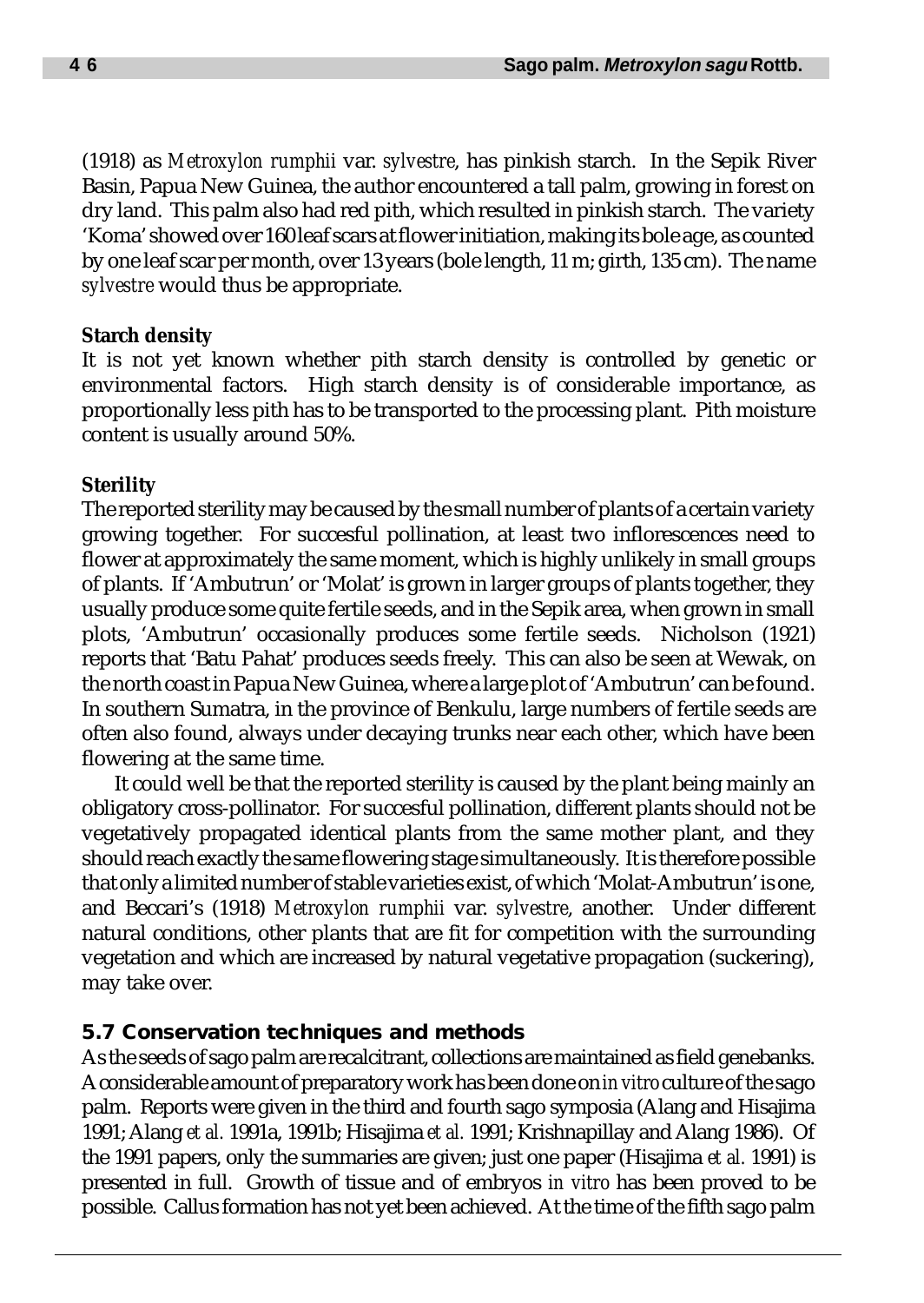(1918) as *Metroxylon rumphii* var. *sylvestre*, has pinkish starch. In the Sepik River Basin, Papua New Guinea, the author encountered a tall palm, growing in forest on dry land. This palm also had red pith, which resulted in pinkish starch. The variety 'Koma' showed over 160 leaf scars at flower initiation, making its bole age, as counted by one leaf scar per month, over 13 years (bole length, 11 m; girth, 135 cm). The name *sylvestre* would thus be appropriate.

**Starch density**

It is not yet known whether pith starch density is controlled by genetic or environmental factors. High starch density is of considerable importance, as proportionally less pith has to be transported to the processing plant. Pith moisture content is usually around 50%.

**Sterility**

The reported sterility may be caused by the small number of plants of a certain variety growing together. For succesful pollination, at least two inflorescences need to flower at approximately the same moment, which is highly unlikely in small groups of plants. If 'Ambutrun' or 'Molat' is grown in larger groups of plants together, they usually produce some quite fertile seeds, and in the Sepik area, when grown in small plots, 'Ambutrun' occasionally produces some fertile seeds. Nicholson (1921) reports that 'Batu Pahat' produces seeds freely. This can also be seen at Wewak, on the north coast in Papua New Guinea, where a large plot of 'Ambutrun' can be found. In southern Sumatra, in the province of Benkulu, large numbers of fertile seeds are often also found, always under decaying trunks near each other, which have been flowering at the same time.

It could well be that the reported sterility is caused by the plant being mainly an obligatory cross-pollinator. For succesful pollination, different plants should not be vegetatively propagated identical plants from the same mother plant, and they should reach exactly the same flowering stage simultaneously. It is therefore possible that only a limited number of stable varieties exist, of which 'Molat-Ambutrun' is one, and Beccari's (1918) *Metroxylon rumphii* var. *sylvestre*, another. Under different natural conditions, other plants that are fit for competition with the surrounding vegetation and which are increased by natural vegetative propagation (suckering), may take over.

## 5.7 Conservation techniques and methods

As the seeds of sago palm are recalcitrant, collections are maintained as field genebanks. A considerable amount of preparatory work has been done on *in vitro* culture of the sago palm. Reports were given in the third and fourth sago symposia (Alang and Hisajima 1991; Alang *et al.* 1991a, 1991b; Hisajima *et al.* 1991; Krishnapillay and Alang 1986). Of the 1991 papers, only the summaries are given; just one paper (Hisajima *et al.* 1991) is presented in full. Growth of tissue and of embryos *in vitro* has been proved to be possible. Callus formation has not yet been achieved. At the time of the fifth sago palm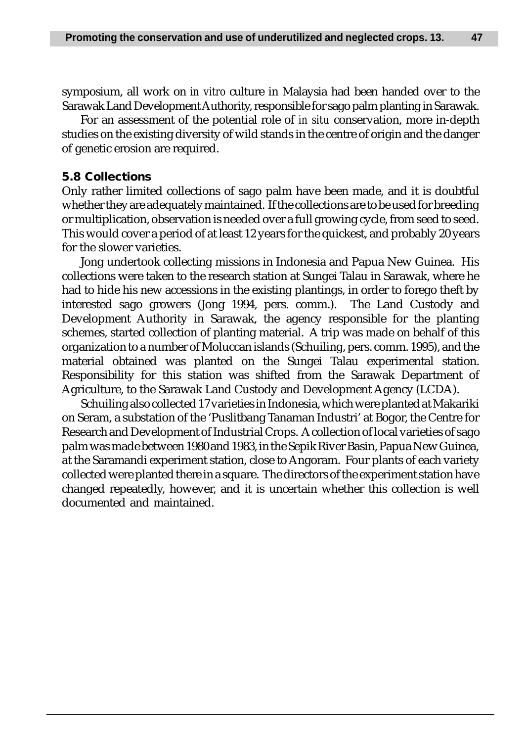symposium, all work on *in vitro* culture in Malaysia had been handed over to the Sarawak Land Development Authority, responsible for sago palm planting in Sarawak.

For an assessment of the potential role of *in situ* conservation, more in-depth studies on the existing diversity of wild stands in the centre of origin and the danger of genetic erosion are required.

## 5.8 Collections

Only rather limited collections of sago palm have been made, and it is doubtful whether they are adequately maintained. If the collections are to be used for breeding or multiplication, observation is needed over a full growing cycle, from seed to seed. This would cover a period of at least 12 years for the quickest, and probably 20 years for the slower varieties.

Jong undertook collecting missions in Indonesia and Papua New Guinea. His collections were taken to the research station at Sungei Talau in Sarawak, where he had to hide his new accessions in the existing plantings, in order to forego theft by interested sago growers (Jong 1994, pers. comm.). The Land Custody and Development Authority in Sarawak, the agency responsible for the planting schemes, started collection of planting material. A trip was made on behalf of this organization to a number of Moluccan islands (Schuiling, pers. comm. 1995), and the material obtained was planted on the Sungei Talau experimental station. Responsibility for this station was shifted from the Sarawak Department of Agriculture, to the Sarawak Land Custody and Development Agency (LCDA).

Schuiling also collected 17 varieties in Indonesia, which were planted at Makariki on Seram, a substation of the 'Puslitbang Tanaman Industri' at Bogor, the Centre for Research and Development of Industrial Crops. A collection of local varieties of sago palm was made between 1980 and 1983, in the Sepik River Basin, Papua New Guinea, at the Saramandi experiment station, close to Angoram. Four plants of each variety collected were planted there in a square. The directors of the experiment station have changed repeatedly, however, and it is uncertain whether this collection is well documented and maintained.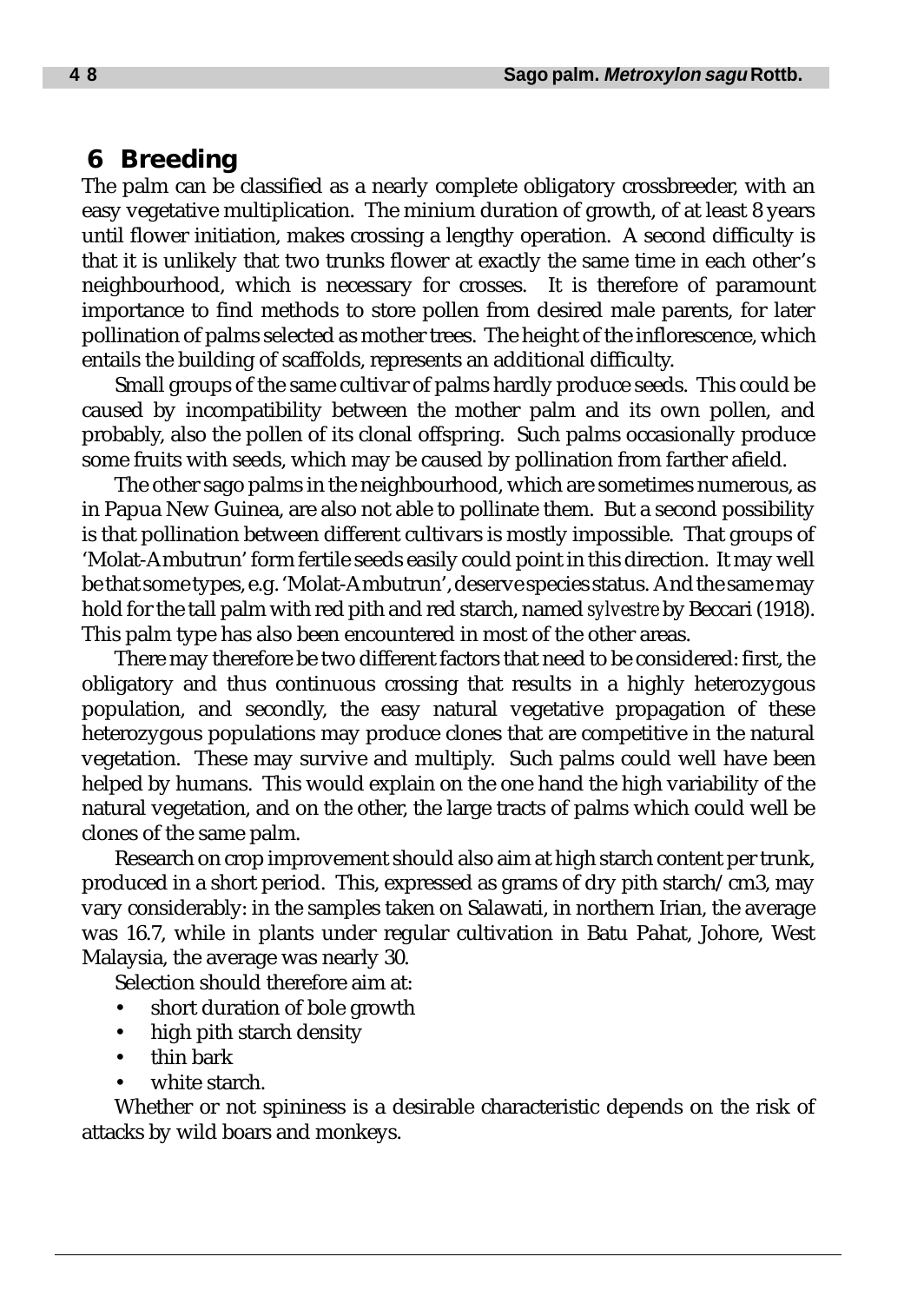## 6 Breeding

The palm can be classified as a nearly complete obligatory crossbreeder, with an easy vegetative multiplication. The minium duration of growth, of at least 8 years until flower initiation, makes crossing a lengthy operation. A second difficulty is that it is unlikely that two trunks flower at exactly the same time in each other's neighbourhood, which is necessary for crosses. It is therefore of paramount importance to find methods to store pollen from desired male parents, for later pollination of palms selected as mother trees. The height of the inflorescence, which entails the building of scaffolds, represents an additional difficulty.

Small groups of the same cultivar of palms hardly produce seeds. This could be caused by incompatibility between the mother palm and its own pollen, and probably, also the pollen of its clonal offspring. Such palms occasionally produce some fruits with seeds, which may be caused by pollination from farther afield.

The other sago palms in the neighbourhood, which are sometimes numerous, as in Papua New Guinea, are also not able to pollinate them. But a second possibility is that pollination between different cultivars is mostly impossible. That groups of 'Molat-Ambutrun' form fertile seeds easily could point in this direction. It may well be that some types, e.g. 'Molat-Ambutrun', deserve species status. And the same may hold for the tall palm with red pith and red starch, named *sylvestre* by Beccari (1918). This palm type has also been encountered in most of the other areas.

There may therefore be two different factors that need to be considered: first, the obligatory and thus continuous crossing that results in a highly heterozygous population, and secondly, the easy natural vegetative propagation of these heterozygous populations may produce clones that are competitive in the natural vegetation. These may survive and multiply. Such palms could well have been helped by humans. This would explain on the one hand the high variability of the natural vegetation, and on the other, the large tracts of palms which could well be clones of the same palm.

Research on crop improvement should also aim at high starch content per trunk, produced in a short period. This, expressed as grams of dry pith starch/cm3, may vary considerably: in the samples taken on Salawati, in northern Irian, the average was 16.7, while in plants under regular cultivation in Batu Pahat, Johore, West Malaysia, the average was nearly 30.

Selection should therefore aim at:

- short duration of bole growth
- high pith starch density
- thin bark
- white starch.

Whether or not spininess is a desirable characteristic depends on the risk of attacks by wild boars and monkeys.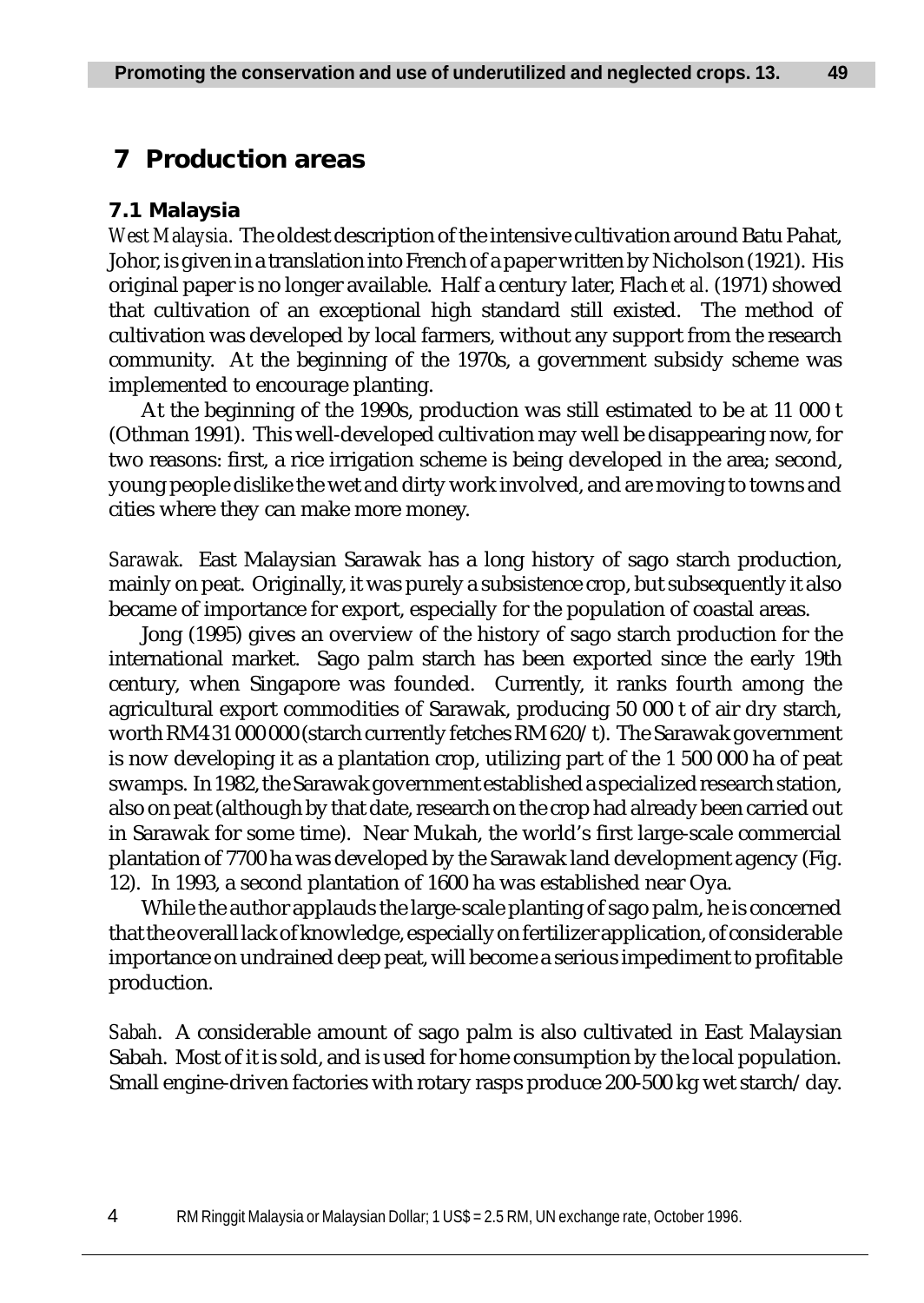# 7 Production areas

## 7.1 Malaysia

*West Malaysia*. The oldest description of the intensive cultivation around Batu Pahat, Johor, is given in a translation into French of a paper written by Nicholson (1921). His original paper is no longer available. Half a century later, Flach *et al.* (1971) showed that cultivation of an exceptional high standard still existed. The method of cultivation was developed by local farmers, without any support from the research community. At the beginning of the 1970s, a government subsidy scheme was implemented to encourage planting.

At the beginning of the 1990s, production was still estimated to be at 11 000 t (Othman 1991). This well-developed cultivation may well be disappearing now, for two reasons: first, a rice irrigation scheme is being developed in the area; second, young people dislike the wet and dirty work involved, and are moving to towns and cities where they can make more money.

*Sarawak*. East Malaysian Sarawak has a long history of sago starch production, mainly on peat. Originally, it was purely a subsistence crop, but subsequently it also became of importance for export, especially for the population of coastal areas.

Jong (1995) gives an overview of the history of sago starch production for the international market. Sago palm starch has been exported since the early 19th century, when Singapore was founded. Currently, it ranks fourth among the agricultural export commodities of Sarawak, producing 50 000 t of air dry starch, worth RM4 31 000 000 (starch currently fetches RM 620/t). The Sarawak government is now developing it as a plantation crop, utilizing part of the 1 500 000 ha of peat swamps. In 1982, the Sarawak government established a specialized research station, also on peat (although by that date, research on the crop had already been carried out in Sarawak for some time). Near Mukah, the world's first large-scale commercial plantation of 7700 ha was developed by the Sarawak land development agency (Fig. 12). In 1993, a second plantation of 1600 ha was established near Oya.

While the author applauds the large-scale planting of sago palm, he is concerned that the overall lack of knowledge, especially on fertilizer application, of considerable importance on undrained deep peat, will become a serious impediment to profitable production.

*Sabah*. A considerable amount of sago palm is also cultivated in East Malaysian Sabah. Most of it is sold, and is used for home consumption by the local population. Small engine-driven factories with rotary rasps produce 200-500 kg wet starch/day.

4 RM Ringgit Malaysia or Malaysian Dollar; 1 US$ = 2.5 RM, UN exchange rate, October 1996.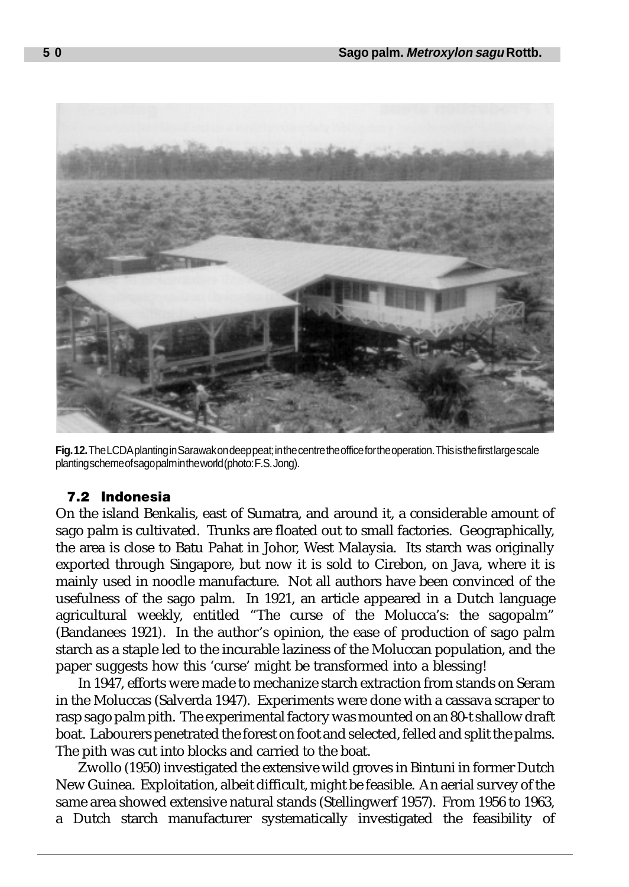**Fig. 12.** The LCDA planting in Sarawak on deep peat; in the centre the office for the operation. This is the first large scale planting scheme of sago palm in the world (photo: F.S. Jong).

### 7.2 Indonesia

On the island Benkalis, east of Sumatra, and around it, a considerable amount of sago palm is cultivated. Trunks are floated out to small factories. Geographically, the area is close to Batu Pahat in Johor, West Malaysia. Its starch was originally exported through Singapore, but now it is sold to Cirebon, on Java, where it is mainly used in noodle manufacture. Not all authors have been convinced of the usefulness of the sago palm. In 1921, an article appeared in a Dutch language agricultural weekly, entitled "The curse of the Molucca's: the sagopalm" (Bandanees 1921). In the author's opinion, the ease of production of sago palm starch as a staple led to the incurable laziness of the Moluccan population, and the paper suggests how this 'curse' might be transformed into a blessing!

In 1947, efforts were made to mechanize starch extraction from stands on Seram in the Moluccas (Salverda 1947). Experiments were done with a cassava scraper to rasp sago palm pith. The experimental factory was mounted on an 80-t shallow draft boat. Labourers penetrated the forest on foot and selected, felled and split the palms. The pith was cut into blocks and carried to the boat.

Zwollo (1950) investigated the extensive wild groves in Bintuni in former Dutch New Guinea. Exploitation, albeit difficult, might be feasible. An aerial survey of the same area showed extensive natural stands (Stellingwerf 1957). From 1956 to 1963, a Dutch starch manufacturer systematically investigated the feasibility of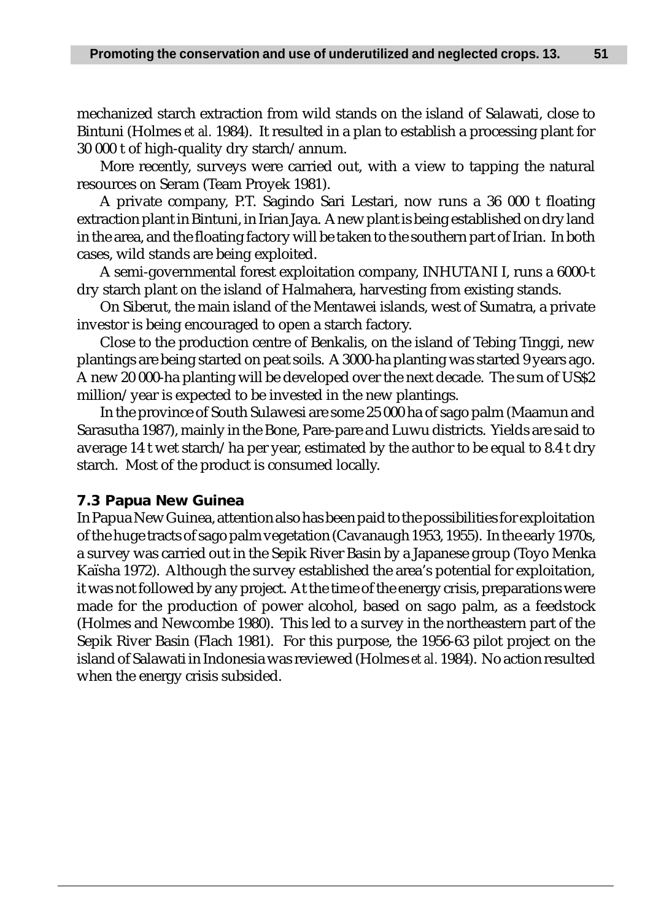mechanized starch extraction from wild stands on the island of Salawati, close to Bintuni (Holmes *et al.* 1984). It resulted in a plan to establish a processing plant for 30 000 t of high-quality dry starch/annum.

More recently, surveys were carried out, with a view to tapping the natural resources on Seram (Team Proyek 1981).

A private company, P.T. Sagindo Sari Lestari, now runs a 36 000 t floating extraction plant in Bintuni, in Irian Jaya. A new plant is being established on dry land in the area, and the floating factory will be taken to the southern part of Irian. In both cases, wild stands are being exploited.

A semi-governmental forest exploitation company, INHUTANI I, runs a 6000-t dry starch plant on the island of Halmahera, harvesting from existing stands.

On Siberut, the main island of the Mentawei islands, west of Sumatra, a private investor is being encouraged to open a starch factory.

Close to the production centre of Benkalis, on the island of Tebing Tinggi, new plantings are being started on peat soils. A 3000-ha planting was started 9 years ago. A new 20 000-ha planting will be developed over the next decade. The sum of US$2 million/year is expected to be invested in the new plantings.

In the province of South Sulawesi are some 25 000 ha of sago palm (Maamun and Sarasutha 1987), mainly in the Bone, Pare-pare and Luwu districts. Yields are said to average 14 t wet starch/ha per year, estimated by the author to be equal to 8.4 t dry starch. Most of the product is consumed locally.

### 7.3 Papua New Guinea

In Papua New Guinea, attention also has been paid to the possibilities for exploitation of the huge tracts of sago palm vegetation (Cavanaugh 1953, 1955). In the early 1970s, a survey was carried out in the Sepik River Basin by a Japanese group (Toyo Menka Kaïsha 1972). Although the survey established the area's potential for exploitation, it was not followed by any project. At the time of the energy crisis, preparations were made for the production of power alcohol, based on sago palm, as a feedstock (Holmes and Newcombe 1980). This led to a survey in the northeastern part of the Sepik River Basin (Flach 1981). For this purpose, the 1956-63 pilot project on the island of Salawati in Indonesia was reviewed (Holmes *et al.* 1984). No action resulted when the energy crisis subsided.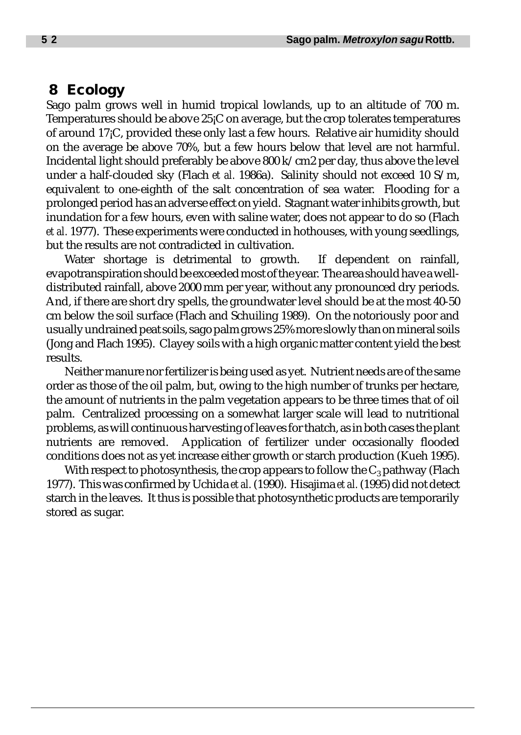## 8 Ecology

Sago palm grows well in humid tropical lowlands, up to an altitude of 700 m. Temperatures should be above 25¡C on average, but the crop tolerates temperatures of around 17¡C, provided these only last a few hours. Relative air humidity should on the average be above 70%, but a few hours below that level are not harmful. Incidental light should preferably be above 800 k/cm2 per day, thus above the level under a half-clouded sky (Flach *et al.* 1986a). Salinity should not exceed 10 S/m, equivalent to one-eighth of the salt concentration of sea water. Flooding for a prolonged period has an adverse effect on yield. Stagnant water inhibits growth, but inundation for a few hours, even with saline water, does not appear to do so (Flach *et al.* 1977). These experiments were conducted in hothouses, with young seedlings, but the results are not contradicted in cultivation.

Water shortage is detrimental to growth. If dependent on rainfall, evapotranspiration should be exceeded most of the year. The area should have a well-distributed rainfall, above 2000 mm per year, without any pronounced dry periods. And, if there are short dry spells, the groundwater level should be at the most 40-50 cm below the soil surface (Flach and Schuiling 1989). On the notoriously poor and usually undrained peat soils, sago palm grows 25% more slowly than on mineral soils (Jong and Flach 1995). Clayey soils with a high organic matter content yield the best results.

Neither manure nor fertilizer is being used as yet. Nutrient needs are of the same order as those of the oil palm, but, owing to the high number of trunks per hectare, the amount of nutrients in the palm vegetation appears to be three times that of oil palm. Centralized processing on a somewhat larger scale will lead to nutritional problems, as will continuous harvesting of leaves for thatch, as in both cases the plant nutrients are removed. Application of fertilizer under occasionally flooded conditions does not as yet increase either growth or starch production (Kueh 1995).

With respect to photosynthesis, the crop appears to follow the $C_3$ pathway (Flach 1977). This was confirmed by Uchida *et al.* (1990). Hisajima *et al.* (1995) did not detect starch in the leaves. It thus is possible that photosynthetic products are temporarily stored as sugar.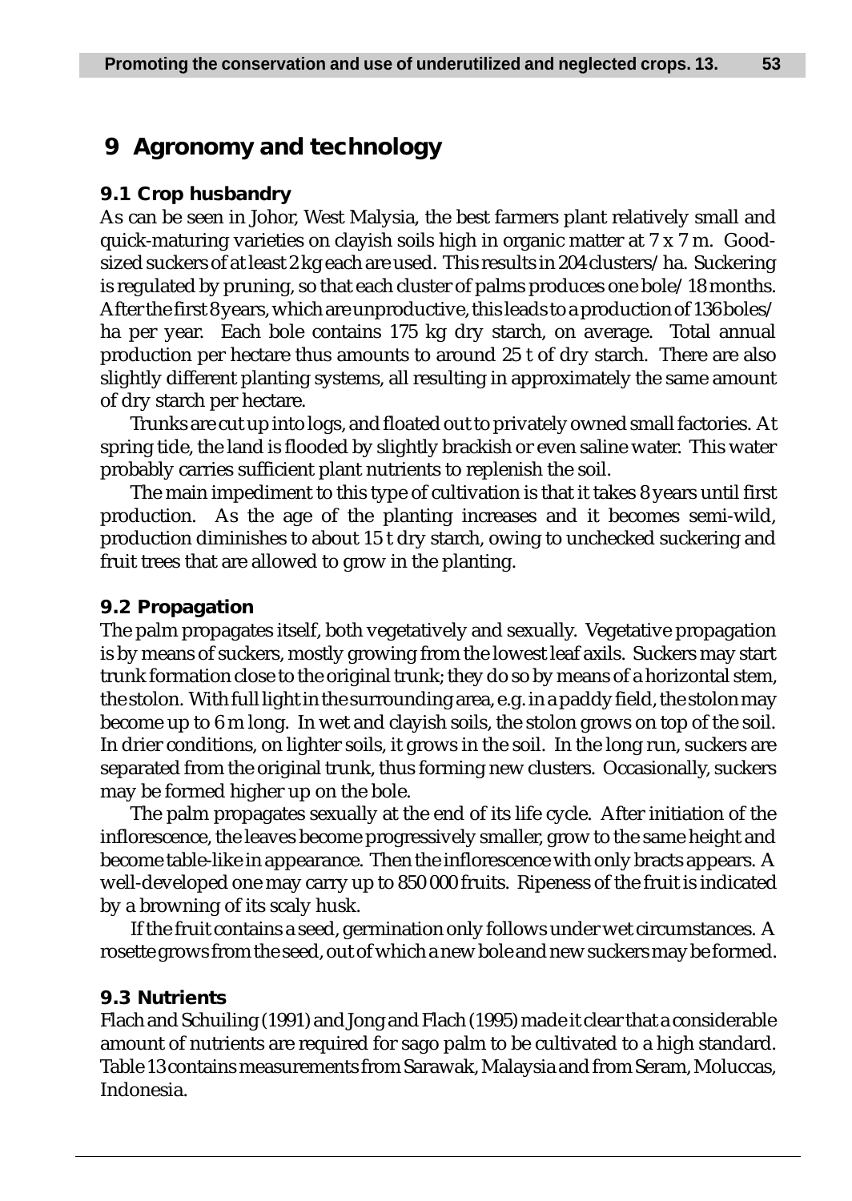# 9 Agronomy and technology

## 9.1 Crop husbandry

As can be seen in Johor, West Malysia, the best farmers plant relatively small and quick-maturing varieties on clayish soils high in organic matter at 7 x 7 m. Good-sized suckers of at least 2 kg each are used. This results in 204 clusters/ha. Suckering is regulated by pruning, so that each cluster of palms produces one bole/18 months. After the first 8 years, which are unproductive, this leads to a production of 136 boles/ha per year. Each bole contains 175 kg dry starch, on average. Total annual production per hectare thus amounts to around 25 t of dry starch. There are also slightly different planting systems, all resulting in approximately the same amount of dry starch per hectare.

Trunks are cut up into logs, and floated out to privately owned small factories. At spring tide, the land is flooded by slightly brackish or even saline water. This water probably carries sufficient plant nutrients to replenish the soil.

The main impediment to this type of cultivation is that it takes 8 years until first production. As the age of the planting increases and it becomes semi-wild, production diminishes to about 15 t dry starch, owing to unchecked suckering and fruit trees that are allowed to grow in the planting.

## 9.2 Propagation

The palm propagates itself, both vegetatively and sexually. Vegetative propagation is by means of suckers, mostly growing from the lowest leaf axils. Suckers may start trunk formation close to the original trunk; they do so by means of a horizontal stem, the stolon. With full light in the surrounding area, e.g. in a paddy field, the stolon may become up to 6 m long. In wet and clayish soils, the stolon grows on top of the soil. In drier conditions, on lighter soils, it grows in the soil. In the long run, suckers are separated from the original trunk, thus forming new clusters. Occasionally, suckers may be formed higher up on the bole.

The palm propagates sexually at the end of its life cycle. After initiation of the inflorescence, the leaves become progressively smaller, grow to the same height and become table-like in appearance. Then the inflorescence with only bracts appears. A well-developed one may carry up to 850 000 fruits. Ripeness of the fruit is indicated by a browning of its scaly husk.

If the fruit contains a seed, germination only follows under wet circumstances. A rosette grows from the seed, out of which a new bole and new suckers may be formed.

## 9.3 Nutrients

Flach and Schuiling (1991) and Jong and Flach (1995) made it clear that a considerable amount of nutrients are required for sago palm to be cultivated to a high standard. Table 13 contains measurements from Sarawak, Malaysia and from Seram, Moluccas, Indonesia.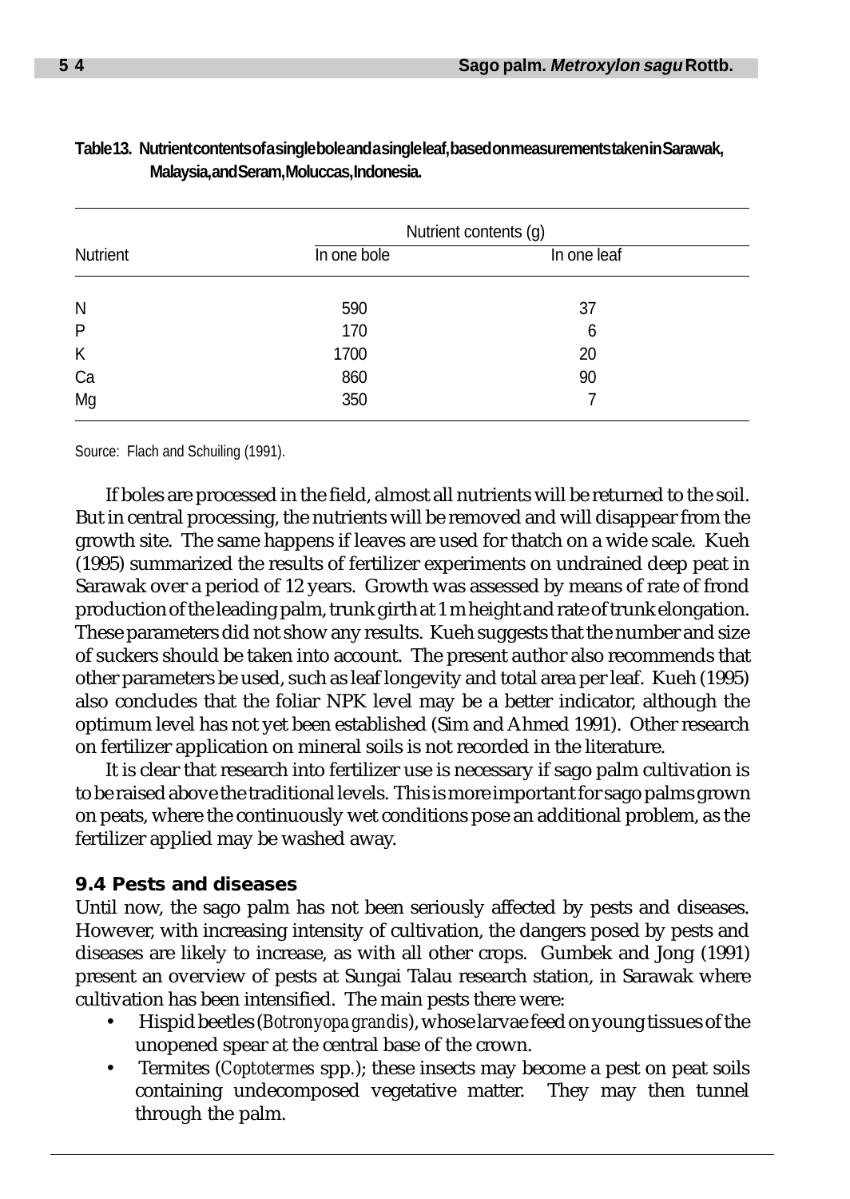**Table 13. Nutrient contents of a single bole and a single leaf, based on measurements taken in Sarawak, Malaysia, and Seram, Moluccas, Indonesia.**

| Nutrient | Nutrient contents (g) | |
|---|---|---|
| | In one bole | In one leaf |
| N | 590 | 37 |
| P | 170 | 6 |
| K | 1700 | 20 |
| Ca | 860 | 90 |
| Mg | 350 | 7 |

Source: Flach and Schuiling (1991).

If boles are processed in the field, almost all nutrients will be returned to the soil. But in central processing, the nutrients will be removed and will disappear from the growth site. The same happens if leaves are used for thatch on a wide scale. Kueh (1995) summarized the results of fertilizer experiments on undrained deep peat in Sarawak over a period of 12 years. Growth was assessed by means of rate of frond production of the leading palm, trunk girth at 1 m height and rate of trunk elongation. These parameters did not show any results. Kueh suggests that the number and size of suckers should be taken into account. The present author also recommends that other parameters be used, such as leaf longevity and total area per leaf. Kueh (1995) also concludes that the foliar NPK level may be a better indicator, although the optimum level has not yet been established (Sim and Ahmed 1991). Other research on fertilizer application on mineral soils is not recorded in the literature.

It is clear that research into fertilizer use is necessary if sago palm cultivation is to be raised above the traditional levels. This is more important for sago palms grown on peats, where the continuously wet conditions pose an additional problem, as the fertilizer applied may be washed away.

### 9.4 Pests and diseases

Until now, the sago palm has not been seriously affected by pests and diseases. However, with increasing intensity of cultivation, the dangers posed by pests and diseases are likely to increase, as with all other crops. Gumbek and Jong (1991) present an overview of pests at Sungai Talau research station, in Sarawak where cultivation has been intensified. The main pests there were:

- Hispid beetles (*Botronyopa grandis*), whose larvae feed on young tissues of the unopened spear at the central base of the crown.
- Termites (*Coptotermes* spp.); these insects may become a pest on peat soils containing undecomposed vegetative matter. They may then tunnel through the palm.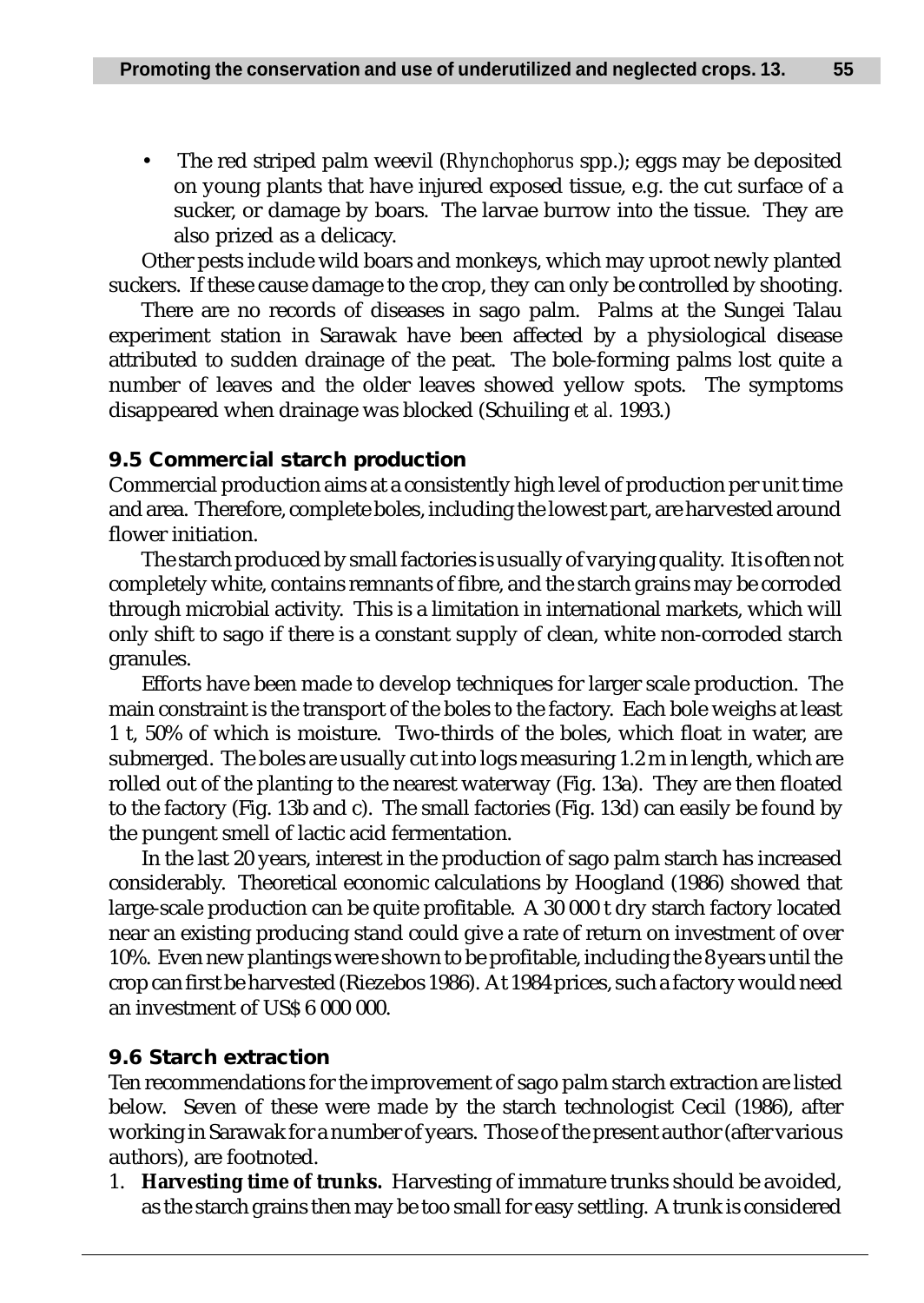- The red striped palm weevil (*Rhynchophorus* spp.); eggs may be deposited on young plants that have injured exposed tissue, e.g. the cut surface of a sucker, or damage by boars. The larvae burrow into the tissue. They are also prized as a delicacy.

Other pests include wild boars and monkeys, which may uproot newly planted suckers. If these cause damage to the crop, they can only be controlled by shooting.

There are no records of diseases in sago palm. Palms at the Sungei Talau experiment station in Sarawak have been affected by a physiological disease attributed to sudden drainage of the peat. The bole-forming palms lost quite a number of leaves and the older leaves showed yellow spots. The symptoms disappeared when drainage was blocked (Schuiling *et al.* 1993.)

### 9.5 Commercial starch production

Commercial production aims at a consistently high level of production per unit time and area. Therefore, complete boles, including the lowest part, are harvested around flower initiation.

The starch produced by small factories is usually of varying quality. It is often not completely white, contains remnants of fibre, and the starch grains may be corroded through microbial activity. This is a limitation in international markets, which will only shift to sago if there is a constant supply of clean, white non-corroded starch granules.

Efforts have been made to develop techniques for larger scale production. The main constraint is the transport of the boles to the factory. Each bole weighs at least 1 t, 50% of which is moisture. Two-thirds of the boles, which float in water, are submerged. The boles are usually cut into logs measuring 1.2 m in length, which are rolled out of the planting to the nearest waterway (Fig. 13a). They are then floated to the factory (Fig. 13b and c). The small factories (Fig. 13d) can easily be found by the pungent smell of lactic acid fermentation.

In the last 20 years, interest in the production of sago palm starch has increased considerably. Theoretical economic calculations by Hoogland (1986) showed that large-scale production can be quite profitable. A 30 000 t dry starch factory located near an existing producing stand could give a rate of return on investment of over 10%. Even new plantings were shown to be profitable, including the 8 years until the crop can first be harvested (Riezebos 1986). At 1984 prices, such a factory would need an investment of US$ 6 000 000.

### 9.6 Starch extraction

Ten recommendations for the improvement of sago palm starch extraction are listed below. Seven of these were made by the starch technologist Cecil (1986), after working in Sarawak for a number of years. Those of the present author (after various authors), are footnoted.

1. **Harvesting time of trunks.** Harvesting of immature trunks should be avoided, as the starch grains then may be too small for easy settling. A trunk is considered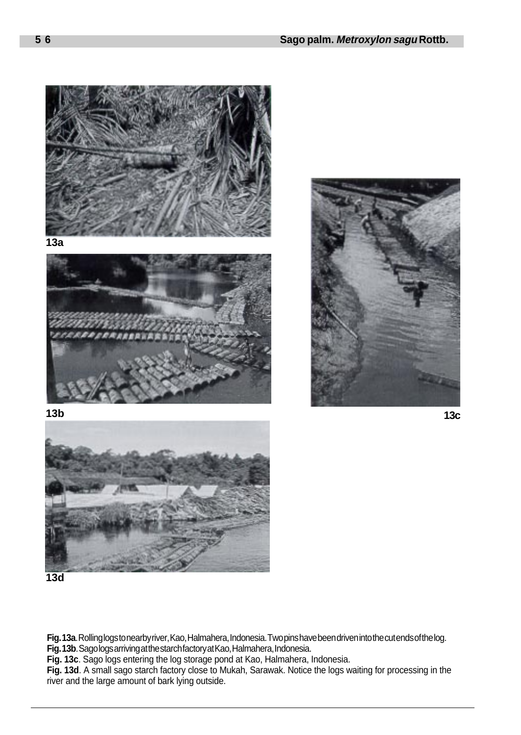13a

13b

13c

13d

**Fig. 13a**. Rolling logs to nearby river, Kao, Halmahera, Indonesia. Two pins have been driven into the cut ends of the log.
**Fig. 13b**. Sago logs arriving at the starch factory at Kao, Halmahera, Indonesia.
**Fig. 13c**. Sago logs entering the log storage pond at Kao, Halmahera, Indonesia.
**Fig. 13d**. A small sago starch factory close to Mukah, Sarawak. Notice the logs waiting for processing in the river and the large amount of bark lying outside.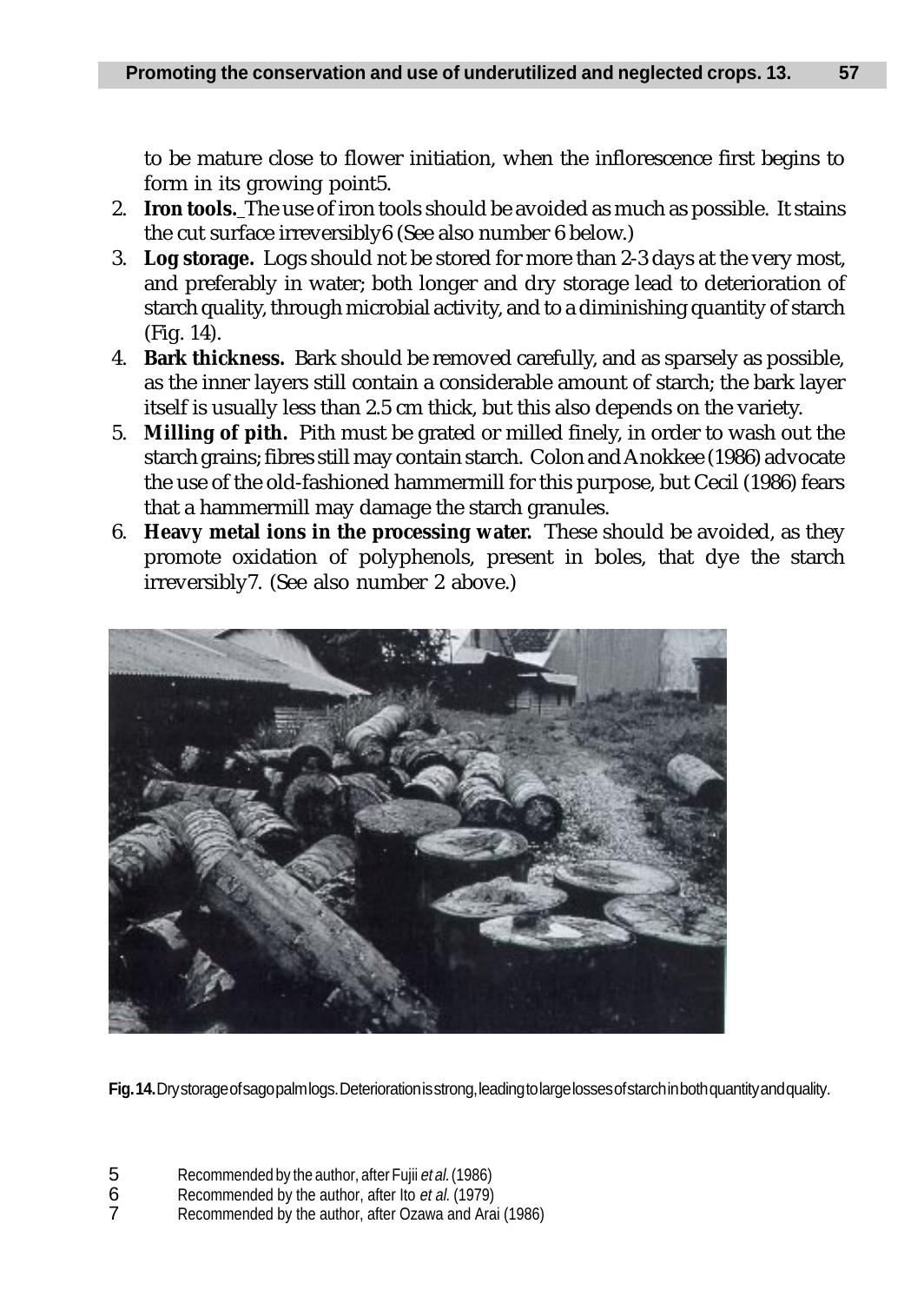to be mature close to flower initiation, when the inflorescence first begins to form in its growing point[5].

2. **Iron tools.** The use of iron tools should be avoided as much as possible. It stains the cut surface irreversibly[6] (See also number 6 below.)
3. **Log storage.** Logs should not be stored for more than 2-3 days at the very most, and preferably in water; both longer and dry storage lead to deterioration of starch quality, through microbial activity, and to a diminishing quantity of starch (Fig. 14).
4. **Bark thickness.** Bark should be removed carefully, and as sparsely as possible, as the inner layers still contain a considerable amount of starch; the bark layer itself is usually less than 2.5 cm thick, but this also depends on the variety.
5. **Milling of pith.** Pith must be grated or milled finely, in order to wash out the starch grains; fibres still may contain starch. Colon and Anokkee (1986) advocate the use of the old-fashioned hammermill for this purpose, but Cecil (1986) fears that a hammermill may damage the starch granules.
6. **Heavy metal ions in the processing water.** These should be avoided, as they promote oxidation of polyphenols, present in boles, that dye the starch irreversibly[7]. (See also number 2 above.)

**Fig. 14.** Dry storage of sago palm logs. Deterioration is strong, leading to large losses of starch in both quantity and quality.

---

[5] Recommended by the author, after Fujii *et al.* (1986)

[6] Recommended by the author, after Ito *et al.* (1979)

[7] Recommended by the author, after Ozawa and Arai (1986)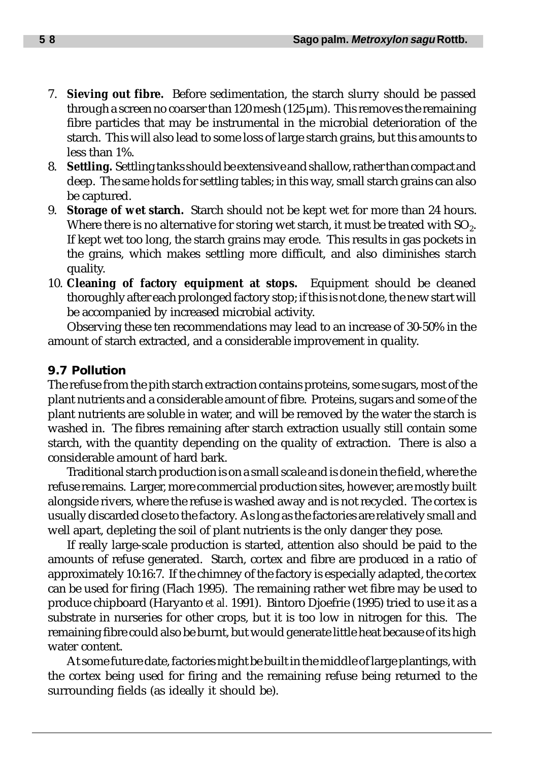7. **Sieving out fibre.** Before sedimentation, the starch slurry should be passed through a screen no coarser than 120 mesh (125 µm). This removes the remaining fibre particles that may be instrumental in the microbial deterioration of the starch. This will also lead to some loss of large starch grains, but this amounts to less than 1%.
8. **Settling.** Settling tanks should be extensive and shallow, rather than compact and deep. The same holds for settling tables; in this way, small starch grains can also be captured.
9. **Storage of wet starch.** Starch should not be kept wet for more than 24 hours. Where there is no alternative for storing wet starch, it must be treated with $SO_2$. If kept wet too long, the starch grains may erode. This results in gas pockets in the grains, which makes settling more difficult, and also diminishes starch quality.
10. **Cleaning of factory equipment at stops.** Equipment should be cleaned thoroughly after each prolonged factory stop; if this is not done, the new start will be accompanied by increased microbial activity.

Observing these ten recommendations may lead to an increase of 30-50% in the amount of starch extracted, and a considerable improvement in quality.

## 9.7 Pollution

The refuse from the pith starch extraction contains proteins, some sugars, most of the plant nutrients and a considerable amount of fibre. Proteins, sugars and some of the plant nutrients are soluble in water, and will be removed by the water the starch is washed in. The fibres remaining after starch extraction usually still contain some starch, with the quantity depending on the quality of extraction. There is also a considerable amount of hard bark.

Traditional starch production is on a small scale and is done in the field, where the refuse remains. Larger, more commercial production sites, however, are mostly built alongside rivers, where the refuse is washed away and is not recycled. The cortex is usually discarded close to the factory. As long as the factories are relatively small and well apart, depleting the soil of plant nutrients is the only danger they pose.

If really large-scale production is started, attention also should be paid to the amounts of refuse generated. Starch, cortex and fibre are produced in a ratio of approximately 10:16:7. If the chimney of the factory is especially adapted, the cortex can be used for firing (Flach 1995). The remaining rather wet fibre may be used to produce chipboard (Haryanto *et al.* 1991). Bintoro Djoefrie (1995) tried to use it as a substrate in nurseries for other crops, but it is too low in nitrogen for this. The remaining fibre could also be burnt, but would generate little heat because of its high water content.

At some future date, factories might be built in the middle of large plantings, with the cortex being used for firing and the remaining refuse being returned to the surrounding fields (as ideally it should be).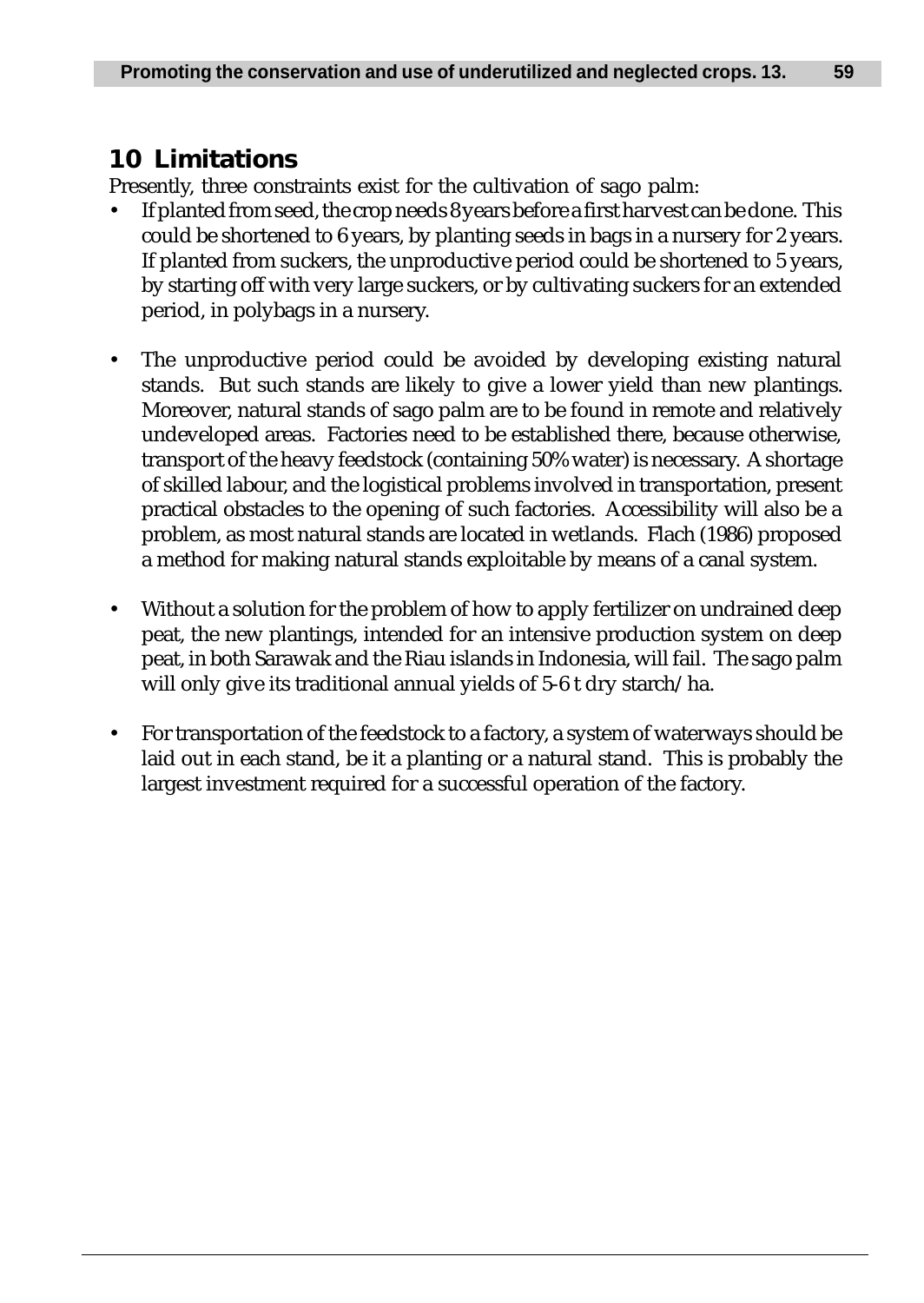## 10 Limitations

Presently, three constraints exist for the cultivation of sago palm:

- If planted from seed, the crop needs 8 years before a first harvest can be done. This could be shortened to 6 years, by planting seeds in bags in a nursery for 2 years. If planted from suckers, the unproductive period could be shortened to 5 years, by starting off with very large suckers, or by cultivating suckers for an extended period, in polybags in a nursery.
- The unproductive period could be avoided by developing existing natural stands. But such stands are likely to give a lower yield than new plantings. Moreover, natural stands of sago palm are to be found in remote and relatively undeveloped areas. Factories need to be established there, because otherwise, transport of the heavy feedstock (containing 50% water) is necessary. A shortage of skilled labour, and the logistical problems involved in transportation, present practical obstacles to the opening of such factories. Accessibility will also be a problem, as most natural stands are located in wetlands. Flach (1986) proposed a method for making natural stands exploitable by means of a canal system.
- Without a solution for the problem of how to apply fertilizer on undrained deep peat, the new plantings, intended for an intensive production system on deep peat, in both Sarawak and the Riau islands in Indonesia, will fail. The sago palm will only give its traditional annual yields of 5-6 t dry starch/ha.
- For transportation of the feedstock to a factory, a system of waterways should be laid out in each stand, be it a planting or a natural stand. This is probably the largest investment required for a successful operation of the factory.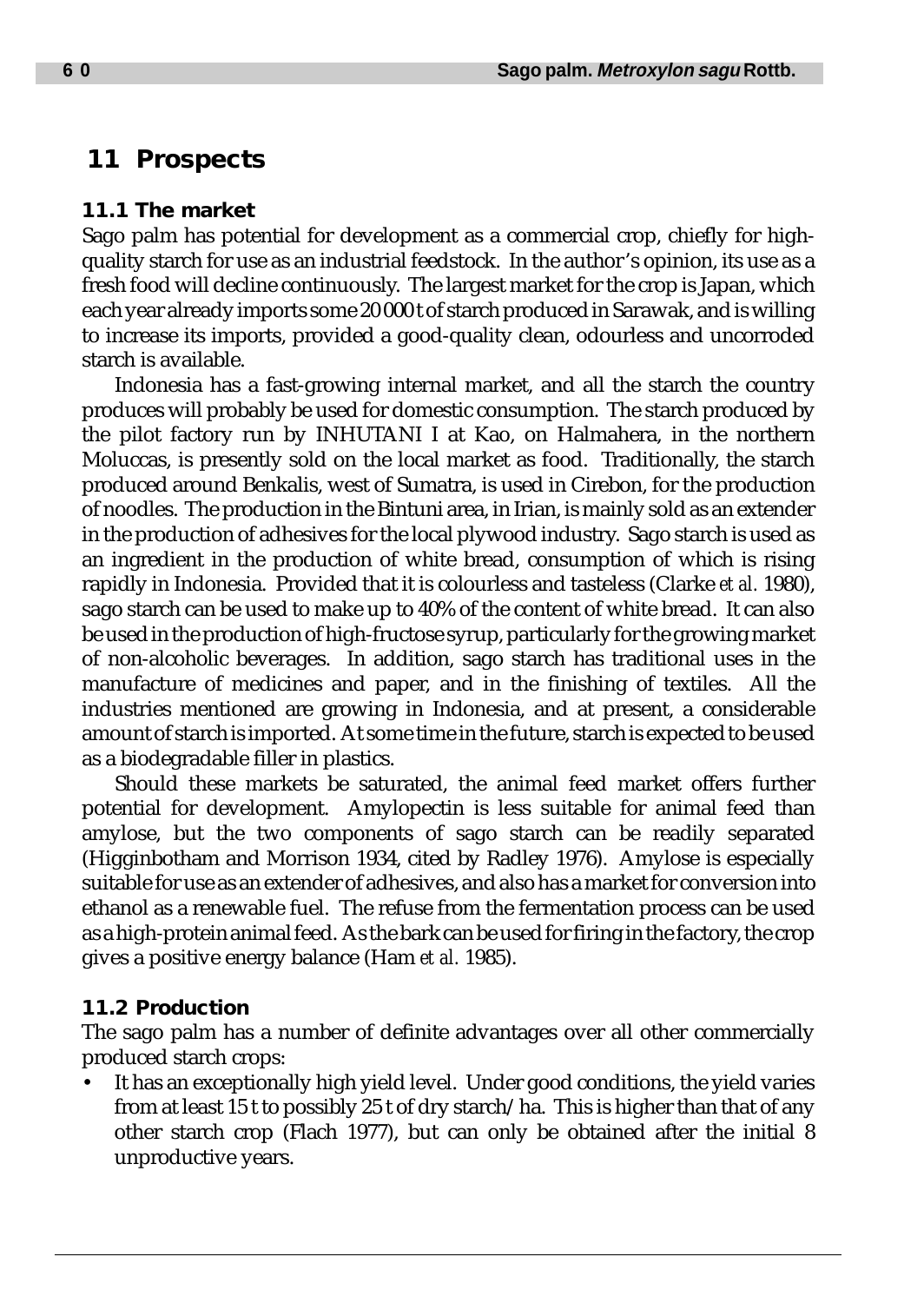## 11 Prospects

### 11.1 The market

Sago palm has potential for development as a commercial crop, chiefly for high-quality starch for use as an industrial feedstock. In the author's opinion, its use as a fresh food will decline continuously. The largest market for the crop is Japan, which each year already imports some 20 000 t of starch produced in Sarawak, and is willing to increase its imports, provided a good-quality clean, odourless and uncorroded starch is available.

Indonesia has a fast-growing internal market, and all the starch the country produces will probably be used for domestic consumption. The starch produced by the pilot factory run by INHUTANI I at Kao, on Halmahera, in the northern Moluccas, is presently sold on the local market as food. Traditionally, the starch produced around Benkalis, west of Sumatra, is used in Cirebon, for the production of noodles. The production in the Bintuni area, in Irian, is mainly sold as an extender in the production of adhesives for the local plywood industry. Sago starch is used as an ingredient in the production of white bread, consumption of which is rising rapidly in Indonesia. Provided that it is colourless and tasteless (Clarke *et al.* 1980), sago starch can be used to make up to 40% of the content of white bread. It can also be used in the production of high-fructose syrup, particularly for the growing market of non-alcoholic beverages. In addition, sago starch has traditional uses in the manufacture of medicines and paper, and in the finishing of textiles. All the industries mentioned are growing in Indonesia, and at present, a considerable amount of starch is imported. At some time in the future, starch is expected to be used as a biodegradable filler in plastics.

Should these markets be saturated, the animal feed market offers further potential for development. Amylopectin is less suitable for animal feed than amylose, but the two components of sago starch can be readily separated (Higginbotham and Morrison 1934, cited by Radley 1976). Amylose is especially suitable for use as an extender of adhesives, and also has a market for conversion into ethanol as a renewable fuel. The refuse from the fermentation process can be used as a high-protein animal feed. As the bark can be used for firing in the factory, the crop gives a positive energy balance (Ham *et al.* 1985).

### 11.2 Production

The sago palm has a number of definite advantages over all other commercially produced starch crops:

- It has an exceptionally high yield level. Under good conditions, the yield varies from at least 15 t to possibly 25 t of dry starch/ha. This is higher than that of any other starch crop (Flach 1977), but can only be obtained after the initial 8 unproductive years.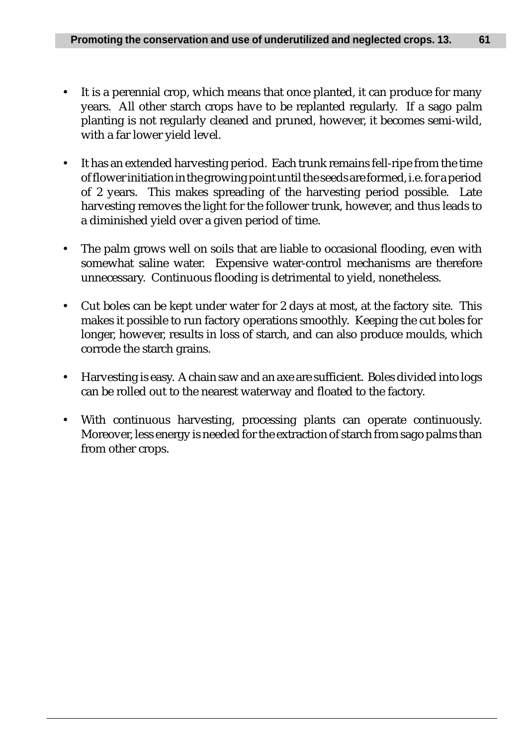- It is a perennial crop, which means that once planted, it can produce for many years. All other starch crops have to be replanted regularly. If a sago palm planting is not regularly cleaned and pruned, however, it becomes semi-wild, with a far lower yield level.

- It has an extended harvesting period. Each trunk remains fell-ripe from the time of flower initiation in the growing point until the seeds are formed, i.e. for a period of 2 years. This makes spreading of the harvesting period possible. Late harvesting removes the light for the follower trunk, however, and thus leads to a diminished yield over a given period of time.

- The palm grows well on soils that are liable to occasional flooding, even with somewhat saline water. Expensive water-control mechanisms are therefore unnecessary. Continuous flooding is detrimental to yield, nonetheless.

- Cut boles can be kept under water for 2 days at most, at the factory site. This makes it possible to run factory operations smoothly. Keeping the cut boles for longer, however, results in loss of starch, and can also produce moulds, which corrode the starch grains.

- Harvesting is easy. A chain saw and an axe are sufficient. Boles divided into logs can be rolled out to the nearest waterway and floated to the factory.

- With continuous harvesting, processing plants can operate continuously. Moreover, less energy is needed for the extraction of starch from sago palms than from other crops.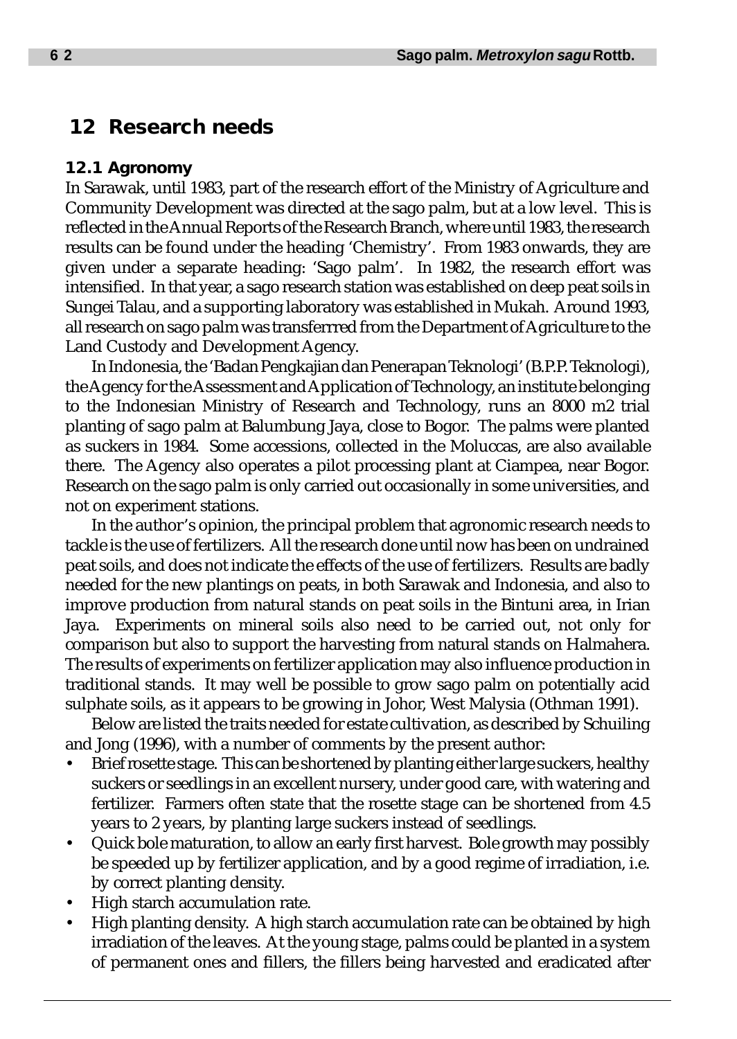# 12 Research needs

## 12.1 Agronomy

In Sarawak, until 1983, part of the research effort of the Ministry of Agriculture and Community Development was directed at the sago palm, but at a low level. This is reflected in the Annual Reports of the Research Branch, where until 1983, the research results can be found under the heading 'Chemistry'. From 1983 onwards, they are given under a separate heading: 'Sago palm'. In 1982, the research effort was intensified. In that year, a sago research station was established on deep peat soils in Sungei Talau, and a supporting laboratory was established in Mukah. Around 1993, all research on sago palm was transferrred from the Department of Agriculture to the Land Custody and Development Agency.

In Indonesia, the 'Badan Pengkajian dan Penerapan Teknologi' (B.P.P. Teknologi), the Agency for the Assessment and Application of Technology, an institute belonging to the Indonesian Ministry of Research and Technology, runs an 8000 m2 trial planting of sago palm at Balumbung Jaya, close to Bogor. The palms were planted as suckers in 1984. Some accessions, collected in the Moluccas, are also available there. The Agency also operates a pilot processing plant at Ciampea, near Bogor. Research on the sago palm is only carried out occasionally in some universities, and not on experiment stations.

In the author's opinion, the principal problem that agronomic research needs to tackle is the use of fertilizers. All the research done until now has been on undrained peat soils, and does not indicate the effects of the use of fertilizers. Results are badly needed for the new plantings on peats, in both Sarawak and Indonesia, and also to improve production from natural stands on peat soils in the Bintuni area, in Irian Jaya. Experiments on mineral soils also need to be carried out, not only for comparison but also to support the harvesting from natural stands on Halmahera. The results of experiments on fertilizer application may also influence production in traditional stands. It may well be possible to grow sago palm on potentially acid sulphate soils, as it appears to be growing in Johor, West Malysia (Othman 1991).

Below are listed the traits needed for estate cultivation, as described by Schuiling and Jong (1996), with a number of comments by the present author:

- Brief rosette stage. This can be shortened by planting either large suckers, healthy suckers or seedlings in an excellent nursery, under good care, with watering and fertilizer. Farmers often state that the rosette stage can be shortened from 4.5 years to 2 years, by planting large suckers instead of seedlings.
- Quick bole maturation, to allow an early first harvest. Bole growth may possibly be speeded up by fertilizer application, and by a good regime of irradiation, i.e. by correct planting density.
- High starch accumulation rate.
- High planting density. A high starch accumulation rate can be obtained by high irradiation of the leaves. At the young stage, palms could be planted in a system of permanent ones and fillers, the fillers being harvested and eradicated after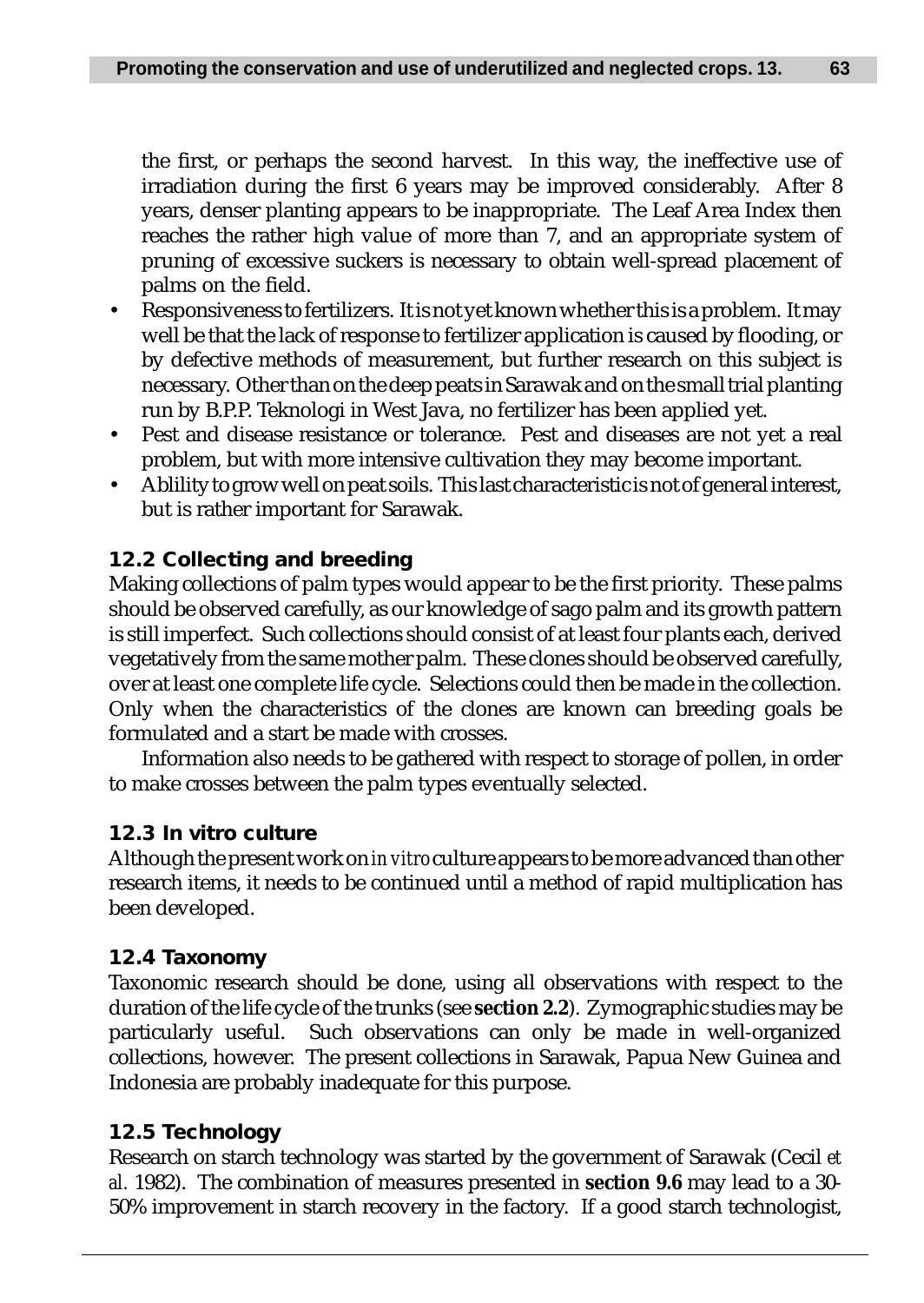the first, or perhaps the second harvest. In this way, the ineffective use of irradiation during the first 6 years may be improved considerably. After 8 years, denser planting appears to be inappropriate. The Leaf Area Index then reaches the rather high value of more than 7, and an appropriate system of pruning of excessive suckers is necessary to obtain well-spread placement of palms on the field.

- Responsiveness to fertilizers. It is not yet known whether this is a problem. It may well be that the lack of response to fertilizer application is caused by flooding, or by defective methods of measurement, but further research on this subject is necessary. Other than on the deep peats in Sarawak and on the small trial planting run by B.P.P. Teknologi in West Java, no fertilizer has been applied yet.
- Pest and disease resistance or tolerance. Pest and diseases are not yet a real problem, but with more intensive cultivation they may become important.
- Ablility to grow well on peat soils. This last characteristic is not of general interest, but is rather important for Sarawak.

## 12.2 Collecting and breeding

Making collections of palm types would appear to be the first priority. These palms should be observed carefully, as our knowledge of sago palm and its growth pattern is still imperfect. Such collections should consist of at least four plants each, derived vegetatively from the same mother palm. These clones should be observed carefully, over at least one complete life cycle. Selections could then be made in the collection. Only when the characteristics of the clones are known can breeding goals be formulated and a start be made with crosses.

Information also needs to be gathered with respect to storage of pollen, in order to make crosses between the palm types eventually selected.

## 12.3 In vitro culture

Although the present work on *in vitro* culture appears to be more advanced than other research items, it needs to be continued until a method of rapid multiplication has been developed.

## 12.4 Taxonomy

Taxonomic research should be done, using all observations with respect to the duration of the life cycle of the trunks (see **section 2.2**). Zymographic studies may be particularly useful. Such observations can only be made in well-organized collections, however. The present collections in Sarawak, Papua New Guinea and Indonesia are probably inadequate for this purpose.

## 12.5 Technology

Research on starch technology was started by the government of Sarawak (Cecil *et al.* 1982). The combination of measures presented in **section 9.6** may lead to a 30-50% improvement in starch recovery in the factory. If a good starch technologist,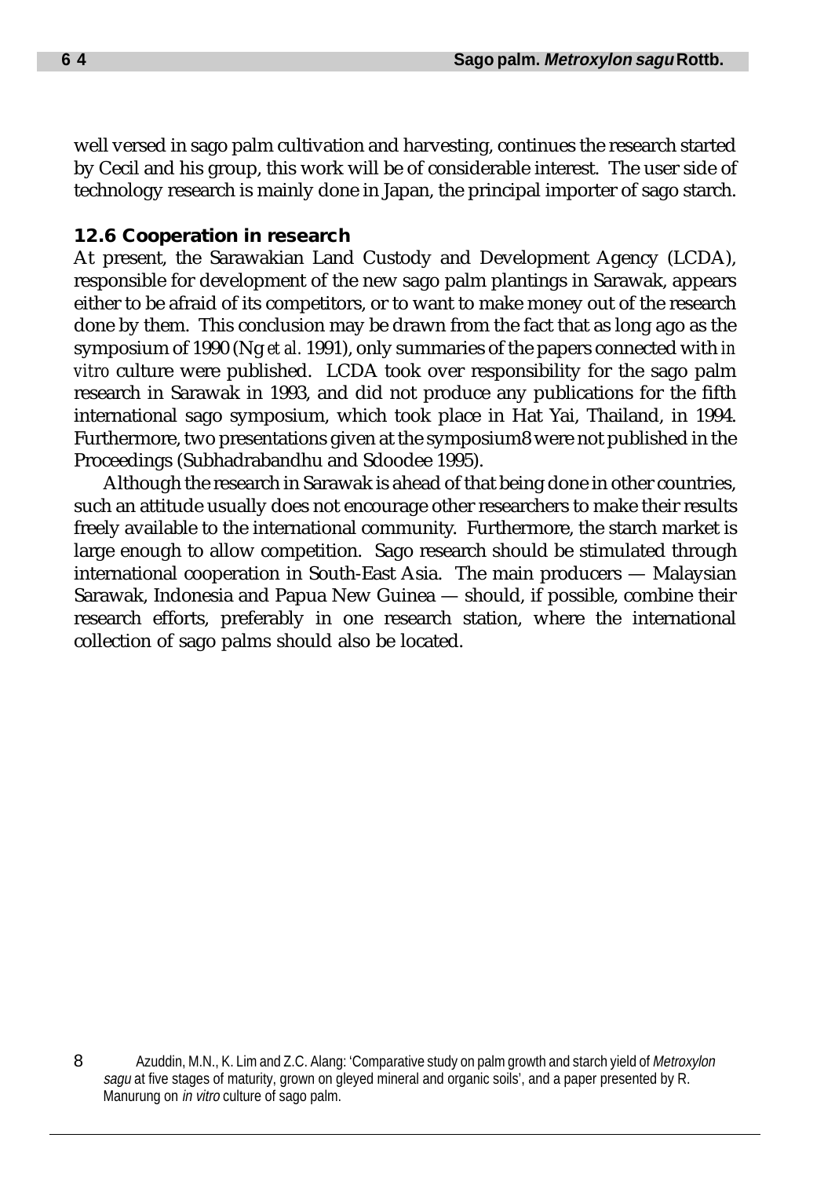well versed in sago palm cultivation and harvesting, continues the research started by Cecil and his group, this work will be of considerable interest. The user side of technology research is mainly done in Japan, the principal importer of sago starch.

### 12.6 Cooperation in research

At present, the Sarawakian Land Custody and Development Agency (LCDA), responsible for development of the new sago palm plantings in Sarawak, appears either to be afraid of its competitors, or to want to make money out of the research done by them. This conclusion may be drawn from the fact that as long ago as the symposium of 1990 (Ng *et al.* 1991), only summaries of the papers connected with *in vitro* culture were published. LCDA took over responsibility for the sago palm research in Sarawak in 1993, and did not produce any publications for the fifth international sago symposium, which took place in Hat Yai, Thailand, in 1994. Furthermore, two presentations given at the symposium[8] were not published in the Proceedings (Subhadrabandhu and Sdoodee 1995).

Although the research in Sarawak is ahead of that being done in other countries, such an attitude usually does not encourage other researchers to make their results freely available to the international community. Furthermore, the starch market is large enough to allow competition. Sago research should be stimulated through international cooperation in South-East Asia. The main producers — Malaysian Sarawak, Indonesia and Papua New Guinea — should, if possible, combine their research efforts, preferably in one research station, where the international collection of sago palms should also be located.

---

[8] Azuddin, M.N., K. Lim and Z.C. Alang: 'Comparative study on palm growth and starch yield of *Metroxylon sagu* at five stages of maturity, grown on gleyed mineral and organic soils', and a paper presented by R. Manurung on *in vitro* culture of sago palm.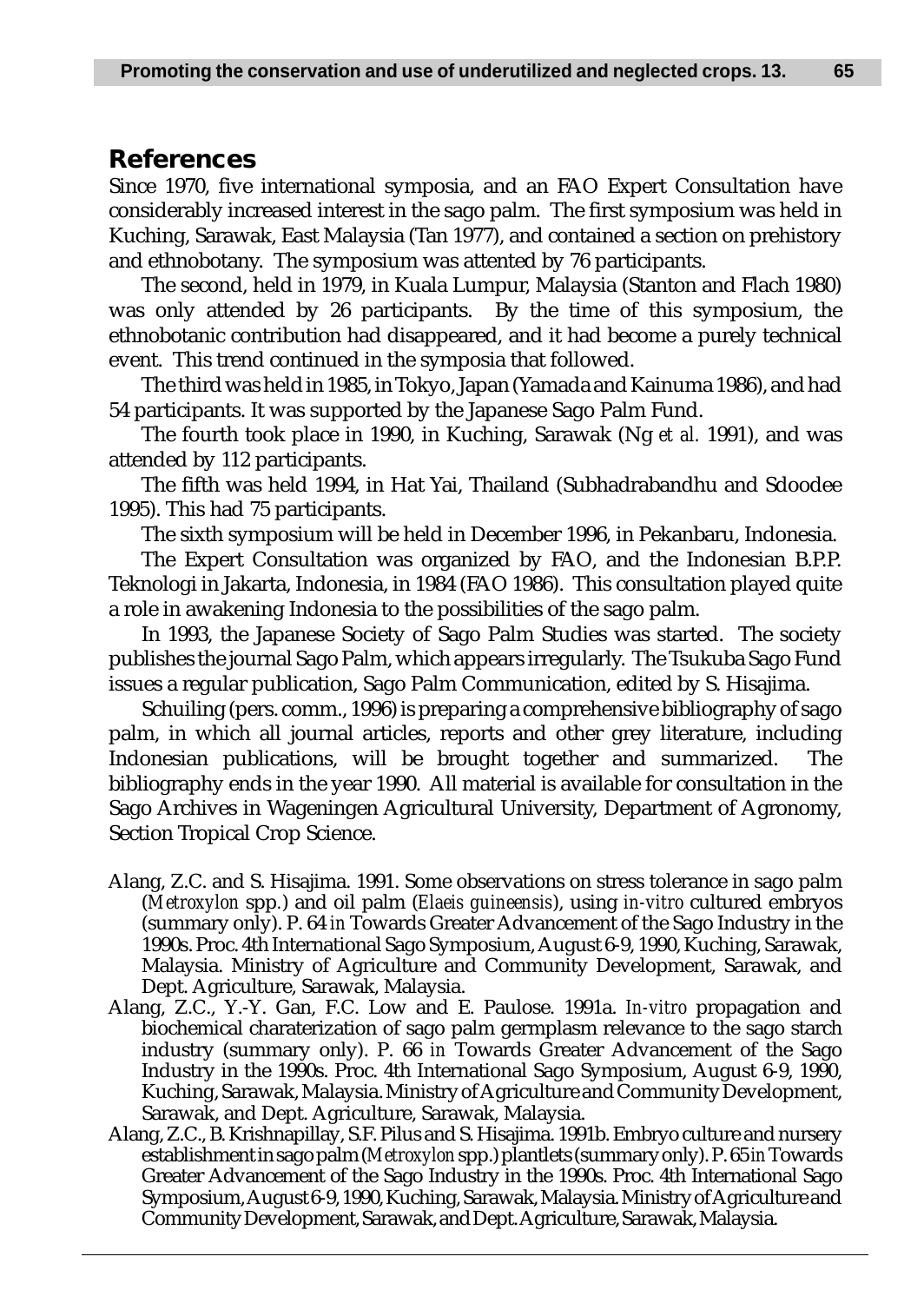## References

Since 1970, five international symposia, and an FAO Expert Consultation have considerably increased interest in the sago palm. The first symposium was held in Kuching, Sarawak, East Malaysia (Tan 1977), and contained a section on prehistory and ethnobotany. The symposium was attented by 76 participants.

The second, held in 1979, in Kuala Lumpur, Malaysia (Stanton and Flach 1980) was only attended by 26 participants. By the time of this symposium, the ethnobotanic contribution had disappeared, and it had become a purely technical event. This trend continued in the symposia that followed.

The third was held in 1985, in Tokyo, Japan (Yamada and Kainuma 1986), and had 54 participants. It was supported by the Japanese Sago Palm Fund.

The fourth took place in 1990, in Kuching, Sarawak (Ng *et al.* 1991), and was attended by 112 participants.

The fifth was held 1994, in Hat Yai, Thailand (Subhadrabandhu and Sdoodee 1995). This had 75 participants.

The sixth symposium will be held in December 1996, in Pekanbaru, Indonesia.

The Expert Consultation was organized by FAO, and the Indonesian B.P.P. Teknologi in Jakarta, Indonesia, in 1984 (FAO 1986). This consultation played quite a role in awakening Indonesia to the possibilities of the sago palm.

In 1993, the Japanese Society of Sago Palm Studies was started. The society publishes the journal Sago Palm, which appears irregularly. The Tsukuba Sago Fund issues a regular publication, Sago Palm Communication, edited by S. Hisajima.

Schuiling (pers. comm., 1996) is preparing a comprehensive bibliography of sago palm, in which all journal articles, reports and other grey literature, including Indonesian publications, will be brought together and summarized. The bibliography ends in the year 1990. All material is available for consultation in the Sago Archives in Wageningen Agricultural University, Department of Agronomy, Section Tropical Crop Science.

Alang, Z.C. and S. Hisajima. 1991. Some observations on stress tolerance in sago palm (*Metroxylon* spp.) and oil palm (*Elaeis guineensis*), using *in-vitro* cultured embryos (summary only). P. 64 *in* Towards Greater Advancement of the Sago Industry in the 1990s. Proc. 4th International Sago Symposium, August 6-9, 1990, Kuching, Sarawak, Malaysia. Ministry of Agriculture and Community Development, Sarawak, and Dept. Agriculture, Sarawak, Malaysia.

Alang, Z.C., Y.-Y. Gan, F.C. Low and E. Paulose. 1991a. *In-vitro* propagation and biochemical charaterization of sago palm germplasm relevance to the sago starch industry (summary only). P. 66 *in* Towards Greater Advancement of the Sago Industry in the 1990s. Proc. 4th International Sago Symposium, August 6-9, 1990, Kuching, Sarawak, Malaysia. Ministry of Agriculture and Community Development, Sarawak, and Dept. Agriculture, Sarawak, Malaysia.

Alang, Z.C., B. Krishnapillay, S.F. Pilus and S. Hisajima. 1991b. Embryo culture and nursery establishment in sago palm (*Metroxylon* spp.) plantlets (summary only). P. 65 *in* Towards Greater Advancement of the Sago Industry in the 1990s. Proc. 4th International Sago Symposium, August 6-9, 1990, Kuching, Sarawak, Malaysia. Ministry of Agriculture and Community Development, Sarawak, and Dept. Agriculture, Sarawak, Malaysia.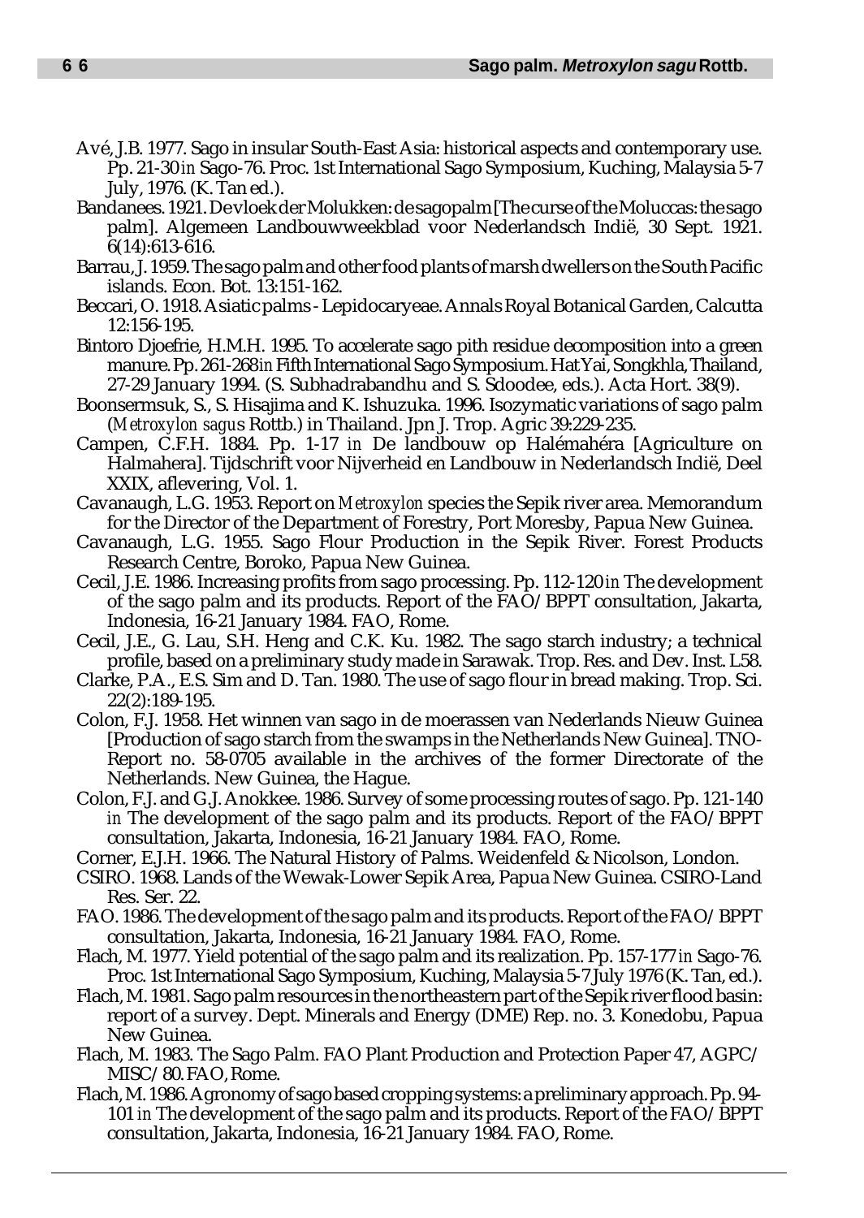Avé, J.B. 1977. Sago in insular South-East Asia: historical aspects and contemporary use. Pp. 21-30 *in* Sago-76. Proc. 1st International Sago Symposium, Kuching, Malaysia 5-7 July, 1976. (K. Tan ed.).

Bandanees. 1921. De vloek der Molukken: de sagopalm [The curse of the Moluccas: the sago palm]. Algemeen Landbouwweekblad voor Nederlandsch Indië, 30 Sept. 1921. 6(14):613-616.

Barrau, J. 1959. The sago palm and other food plants of marsh dwellers on the South Pacific islands. Econ. Bot. 13:151-162.

Beccari, O. 1918. Asiatic palms - Lepidocaryeae. Annals Royal Botanical Garden, Calcutta 12:156-195.

Bintoro Djoefrie, H.M.H. 1995. To accelerate sago pith residue decomposition into a green manure. Pp. 261-268 *in* Fifth International Sago Symposium. Hat Yai, Songkhla, Thailand, 27-29 January 1994. (S. Subhadrabandhu and S. Sdoodee, eds.). Acta Hort. 38(9).

Boonsermsuk, S., S. Hisajima and K. Ishuzuka. 1996. Isozymatic variations of sago palm (*Metroxylon sagus* Rottb.) in Thailand. Jpn J. Trop. Agric 39:229-235.

Campen, C.F.H. 1884. Pp. 1-17 *in* De landbouw op Halémahéra [Agriculture on Halmahera]. Tijdschrift voor Nijverheid en Landbouw in Nederlandsch Indië, Deel XXIX, aflevering, Vol. 1.

Cavanaugh, L.G. 1953. Report on *Metroxylon* species the Sepik river area. Memorandum for the Director of the Department of Forestry, Port Moresby, Papua New Guinea.

Cavanaugh, L.G. 1955. Sago Flour Production in the Sepik River. Forest Products Research Centre, Boroko, Papua New Guinea.

Cecil, J.E. 1986. Increasing profits from sago processing. Pp. 112-120 *in* The development of the sago palm and its products. Report of the FAO/BPPT consultation, Jakarta, Indonesia, 16-21 January 1984. FAO, Rome.

Cecil, J.E., G. Lau, S.H. Heng and C.K. Ku. 1982. The sago starch industry; a technical profile, based on a preliminary study made in Sarawak. Trop. Res. and Dev. Inst. L58.

Clarke, P.A., E.S. Sim and D. Tan. 1980. The use of sago flour in bread making. Trop. Sci. 22(2):189-195.

Colon, F.J. 1958. Het winnen van sago in de moerassen van Nederlands Nieuw Guinea [Production of sago starch from the swamps in the Netherlands New Guinea]. TNO-Report no. 58-0705 available in the archives of the former Directorate of the Netherlands. New Guinea, the Hague.

Colon, F.J. and G.J. Anokkee. 1986. Survey of some processing routes of sago. Pp. 121-140 *in* The development of the sago palm and its products. Report of the FAO/BPPT consultation, Jakarta, Indonesia, 16-21 January 1984. FAO, Rome.

Corner, E.J.H. 1966. The Natural History of Palms. Weidenfeld & Nicolson, London.

CSIRO. 1968. Lands of the Wewak-Lower Sepik Area, Papua New Guinea. CSIRO-Land Res. Ser. 22.

FAO. 1986. The development of the sago palm and its products. Report of the FAO/BPPT consultation, Jakarta, Indonesia, 16-21 January 1984. FAO, Rome.

Flach, M. 1977. Yield potential of the sago palm and its realization. Pp. 157-177 *in* Sago-76. Proc. 1st International Sago Symposium, Kuching, Malaysia 5-7 July 1976 (K. Tan, ed.).

Flach, M. 1981. Sago palm resources in the northeastern part of the Sepik river flood basin: report of a survey. Dept. Minerals and Energy (DME) Rep. no. 3. Konedobu, Papua New Guinea.

Flach, M. 1983. The Sago Palm. FAO Plant Production and Protection Paper 47, AGPC/MISC/80. FAO, Rome.

Flach, M. 1986. Agronomy of sago based cropping systems: a preliminary approach. Pp. 94-101 *in* The development of the sago palm and its products. Report of the FAO/BPPT consultation, Jakarta, Indonesia, 16-21 January 1984. FAO, Rome.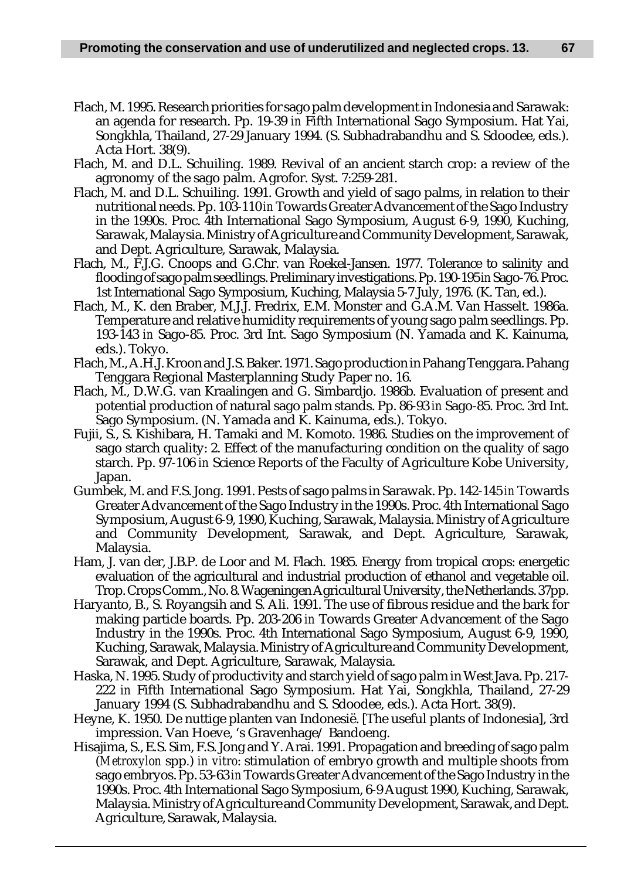Flach, M. 1995. Research priorities for sago palm development in Indonesia and Sarawak: an agenda for research. Pp. 19-39 *in* Fifth International Sago Symposium. Hat Yai, Songkhla, Thailand, 27-29 January 1994. (S. Subhadrabandhu and S. Sdoodee, eds.). Acta Hort. 38(9).

Flach, M. and D.L. Schuiling. 1989. Revival of an ancient starch crop: a review of the agronomy of the sago palm. Agrofor. Syst. 7:259-281.

Flach, M. and D.L. Schuiling. 1991. Growth and yield of sago palms, in relation to their nutritional needs. Pp. 103-110 *in* Towards Greater Advancement of the Sago Industry in the 1990s. Proc. 4th International Sago Symposium, August 6-9, 1990, Kuching, Sarawak, Malaysia. Ministry of Agriculture and Community Development, Sarawak, and Dept. Agriculture, Sarawak, Malaysia.

Flach, M., F.J.G. Cnoops and G.Chr. van Roekel-Jansen. 1977. Tolerance to salinity and flooding of sago palm seedlings. Preliminary investigations. Pp. 190-195 *in* Sago-76. Proc. 1st International Sago Symposium, Kuching, Malaysia 5-7 July, 1976. (K. Tan, ed.).

Flach, M., K. den Braber, M.J.J. Fredrix, E.M. Monster and G.A.M. Van Hasselt. 1986a. Temperature and relative humidity requirements of young sago palm seedlings. Pp. 193-143 *in* Sago-85. Proc. 3rd Int. Sago Symposium (N. Yamada and K. Kainuma, eds.). Tokyo.

Flach, M., A.H.J. Kroon and J.S. Baker. 1971. Sago production in Pahang Tenggara. Pahang Tenggara Regional Masterplanning Study Paper no. 16.

Flach, M., D.W.G. van Kraalingen and G. Simbardjo. 1986b. Evaluation of present and potential production of natural sago palm stands. Pp. 86-93 *in* Sago-85. Proc. 3rd Int. Sago Symposium. (N. Yamada and K. Kainuma, eds.). Tokyo.

Fujii, S., S. Kishibara, H. Tamaki and M. Komoto. 1986. Studies on the improvement of sago starch quality: 2. Effect of the manufacturing condition on the quality of sago starch. Pp. 97-106 *in* Science Reports of the Faculty of Agriculture Kobe University, Japan.

Gumbek, M. and F.S. Jong. 1991. Pests of sago palms in Sarawak. Pp. 142-145 *in* Towards Greater Advancement of the Sago Industry in the 1990s. Proc. 4th International Sago Symposium, August 6-9, 1990, Kuching, Sarawak, Malaysia. Ministry of Agriculture and Community Development, Sarawak, and Dept. Agriculture, Sarawak, Malaysia.

Ham, J. van der, J.B.P. de Loor and M. Flach. 1985. Energy from tropical crops: energetic evaluation of the agricultural and industrial production of ethanol and vegetable oil. Trop. Crops Comm., No. 8. Wageningen Agricultural University, the Netherlands. 37pp.

Haryanto, B., S. Royangsih and S. Ali. 1991. The use of fibrous residue and the bark for making particle boards. Pp. 203-206 *in* Towards Greater Advancement of the Sago Industry in the 1990s. Proc. 4th International Sago Symposium, August 6-9, 1990, Kuching, Sarawak, Malaysia. Ministry of Agriculture and Community Development, Sarawak, and Dept. Agriculture, Sarawak, Malaysia.

Haska, N. 1995. Study of productivity and starch yield of sago palm in West Java. Pp. 217-222 *in* Fifth International Sago Symposium. Hat Yai, Songkhla, Thailand, 27-29 January 1994 (S. Subhadrabandhu and S. Sdoodee, eds.). Acta Hort. 38(9).

Heyne, K. 1950. De nuttige planten van Indonesië. [The useful plants of Indonesia], 3rd impression. Van Hoeve, 's Gravenhage/ Bandoeng.

Hisajima, S., E.S. Sim, F.S. Jong and Y. Arai. 1991. Propagation and breeding of sago palm (*Metroxylon* spp.) *in vitro*: stimulation of embryo growth and multiple shoots from sago embryos. Pp. 53-63 *in* Towards Greater Advancement of the Sago Industry in the 1990s. Proc. 4th International Sago Symposium, 6-9 August 1990, Kuching, Sarawak, Malaysia. Ministry of Agriculture and Community Development, Sarawak, and Dept. Agriculture, Sarawak, Malaysia.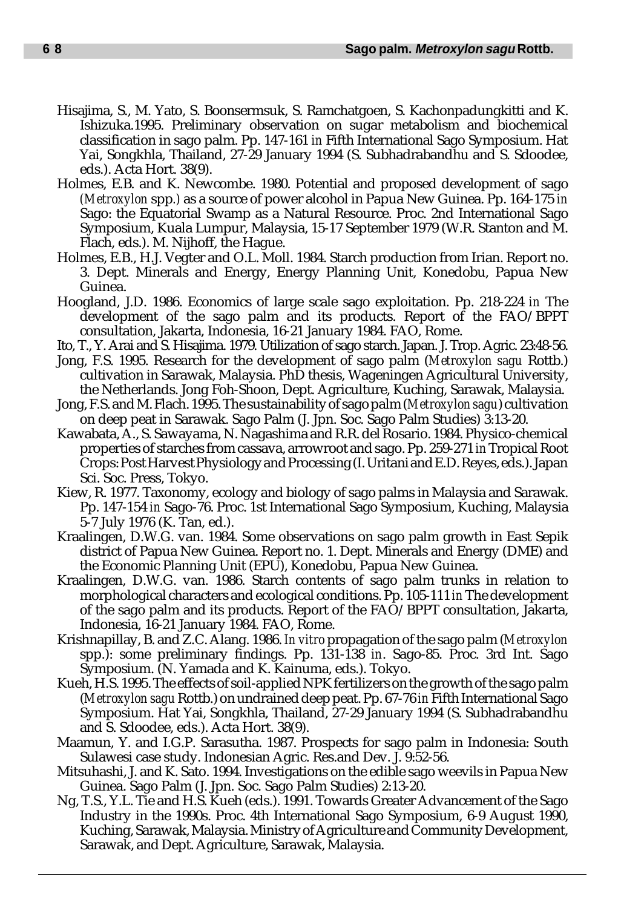Hisajima, S., M. Yato, S. Boonsermsuk, S. Ramchatgoen, S. Kachonpadungkitti and K. Ishizuka.1995. Preliminary observation on sugar metabolism and biochemical classification in sago palm. Pp. 147-161 *in* Fifth International Sago Symposium. Hat Yai, Songkhla, Thailand, 27-29 January 1994 (S. Subhadrabandhu and S. Sdoodee, eds.). Acta Hort. 38(9).

Holmes, E.B. and K. Newcombe. 1980. Potential and proposed development of sago (*Metroxylon* spp.) as a source of power alcohol in Papua New Guinea. Pp. 164-175 *in* Sago: the Equatorial Swamp as a Natural Resource. Proc. 2nd International Sago Symposium, Kuala Lumpur, Malaysia, 15-17 September 1979 (W.R. Stanton and M. Flach, eds.). M. Nijhoff, the Hague.

Holmes, E.B., H.J. Vegter and O.L. Moll. 1984. Starch production from Irian. Report no. 3. Dept. Minerals and Energy, Energy Planning Unit, Konedobu, Papua New Guinea.

Hoogland, J.D. 1986. Economics of large scale sago exploitation. Pp. 218-224 *in* The development of the sago palm and its products. Report of the FAO/BPPT consultation, Jakarta, Indonesia, 16-21 January 1984. FAO, Rome.

Ito, T., Y. Arai and S. Hisajima. 1979. Utilization of sago starch. Japan. J. Trop. Agric. 23:48-56.

Jong, F.S. 1995. Research for the development of sago palm (*Metroxylon sagu* Rottb.) cultivation in Sarawak, Malaysia. PhD thesis, Wageningen Agricultural University, the Netherlands. Jong Foh-Shoon, Dept. Agriculture, Kuching, Sarawak, Malaysia.

Jong, F.S. and M. Flach. 1995. The sustainability of sago palm (*Metroxylon sagu*) cultivation on deep peat in Sarawak. Sago Palm (J. Jpn. Soc. Sago Palm Studies) 3:13-20.

Kawabata, A., S. Sawayama, N. Nagashima and R.R. del Rosario. 1984. Physico-chemical properties of starches from cassava, arrowroot and sago. Pp. 259-271 *in* Tropical Root Crops: Post Harvest Physiology and Processing (I. Uritani and E.D. Reyes, eds.). Japan Sci. Soc. Press, Tokyo.

Kiew, R. 1977. Taxonomy, ecology and biology of sago palms in Malaysia and Sarawak. Pp. 147-154 *in* Sago-76. Proc. 1st International Sago Symposium, Kuching, Malaysia 5-7 July 1976 (K. Tan, ed.).

Kraalingen, D.W.G. van. 1984. Some observations on sago palm growth in East Sepik district of Papua New Guinea. Report no. 1. Dept. Minerals and Energy (DME) and the Economic Planning Unit (EPU), Konedobu, Papua New Guinea.

Kraalingen, D.W.G. van. 1986. Starch contents of sago palm trunks in relation to morphological characters and ecological conditions. Pp. 105-111 *in* The development of the sago palm and its products. Report of the FAO/BPPT consultation, Jakarta, Indonesia, 16-21 January 1984. FAO, Rome.

Krishnapillay, B. and Z.C. Alang. 1986. *In vitro* propagation of the sago palm (*Metroxylon* spp.): some preliminary findings. Pp. 131-138 *in*. Sago-85. Proc. 3rd Int. Sago Symposium. (N. Yamada and K. Kainuma, eds.). Tokyo.

Kueh, H.S. 1995. The effects of soil-applied NPK fertilizers on the growth of the sago palm (*Metroxylon sagu* Rottb.) on undrained deep peat. Pp. 67-76 *in* Fifth International Sago Symposium. Hat Yai, Songkhla, Thailand, 27-29 January 1994 (S. Subhadrabandhu and S. Sdoodee, eds.). Acta Hort. 38(9).

Maamun, Y. and I.G.P. Sarasutha. 1987. Prospects for sago palm in Indonesia: South Sulawesi case study. Indonesian Agric. Res.and Dev. J. 9:52-56.

Mitsuhashi, J. and K. Sato. 1994. Investigations on the edible sago weevils in Papua New Guinea. Sago Palm (J. Jpn. Soc. Sago Palm Studies) 2:13-20.

Ng, T.S., Y.L. Tie and H.S. Kueh (eds.). 1991. Towards Greater Advancement of the Sago Industry in the 1990s. Proc. 4th International Sago Symposium, 6-9 August 1990, Kuching, Sarawak, Malaysia. Ministry of Agriculture and Community Development, Sarawak, and Dept. Agriculture, Sarawak, Malaysia.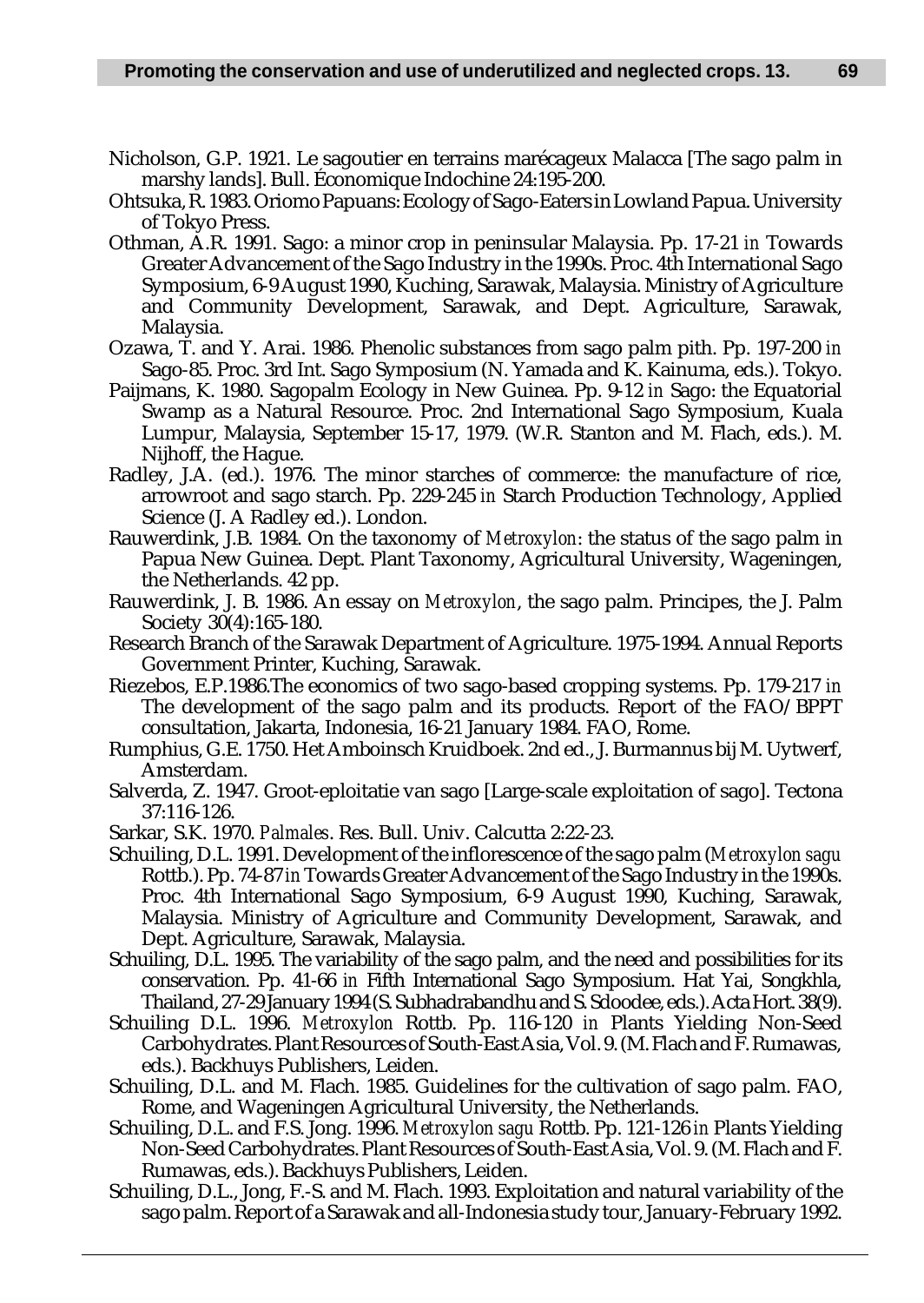Nicholson, G.P. 1921. Le sagoutier en terrains marécageux Malacca [The sago palm in marshy lands]. Bull. Économique Indochine 24:195-200.

Ohtsuka, R. 1983. Oriomo Papuans: Ecology of Sago-Eaters in Lowland Papua. University of Tokyo Press.

Othman, A.R. 1991. Sago: a minor crop in peninsular Malaysia. Pp. 17-21 *in* Towards Greater Advancement of the Sago Industry in the 1990s. Proc. 4th International Sago Symposium, 6-9 August 1990, Kuching, Sarawak, Malaysia. Ministry of Agriculture and Community Development, Sarawak, and Dept. Agriculture, Sarawak, Malaysia.

Ozawa, T. and Y. Arai. 1986. Phenolic substances from sago palm pith. Pp. 197-200 *in* Sago-85. Proc. 3rd Int. Sago Symposium (N. Yamada and K. Kainuma, eds.). Tokyo.

Paijmans, K. 1980. Sagopalm Ecology in New Guinea. Pp. 9-12 *in* Sago: the Equatorial Swamp as a Natural Resource. Proc. 2nd International Sago Symposium, Kuala Lumpur, Malaysia, September 15-17, 1979. (W.R. Stanton and M. Flach, eds.). M. Nijhoff, the Hague.

Radley, J.A. (ed.). 1976. The minor starches of commerce: the manufacture of rice, arrowroot and sago starch. Pp. 229-245 *in* Starch Production Technology, Applied Science (J. A Radley ed.). London.

Rauwerdink, J.B. 1984. On the taxonomy of *Metroxylon*: the status of the sago palm in Papua New Guinea. Dept. Plant Taxonomy, Agricultural University, Wageningen, the Netherlands. 42 pp.

Rauwerdink, J. B. 1986. An essay on *Metroxylon*, the sago palm. Principes, the J. Palm Society 30(4):165-180.

Research Branch of the Sarawak Department of Agriculture. 1975-1994. Annual Reports Government Printer, Kuching, Sarawak.

Riezebos, E.P.1986.The economics of two sago-based cropping systems. Pp. 179-217 *in* The development of the sago palm and its products. Report of the FAO/BPPT consultation, Jakarta, Indonesia, 16-21 January 1984. FAO, Rome.

Rumphius, G.E. 1750. Het Amboinsch Kruidboek. 2nd ed., J. Burmannus bij M. Uytwerf, Amsterdam.

Salverda, Z. 1947. Groot-eploitatie van sago [Large-scale exploitation of sago]. Tectona 37:116-126.

Sarkar, S.K. 1970. *Palmales*. Res. Bull. Univ. Calcutta 2:22-23.

Schuiling, D.L. 1991. Development of the inflorescence of the sago palm (*Metroxylon sagu* Rottb.). Pp. 74-87 *in* Towards Greater Advancement of the Sago Industry in the 1990s. Proc. 4th International Sago Symposium, 6-9 August 1990, Kuching, Sarawak, Malaysia. Ministry of Agriculture and Community Development, Sarawak, and Dept. Agriculture, Sarawak, Malaysia.

Schuiling, D.L. 1995. The variability of the sago palm, and the need and possibilities for its conservation. Pp. 41-66 *in* Fifth International Sago Symposium. Hat Yai, Songkhla, Thailand, 27-29 January 1994 (S. Subhadrabandhu and S. Sdoodee, eds.). Acta Hort. 38(9).

Schuiling D.L. 1996. *Metroxylon* Rottb. Pp. 116-120 *in* Plants Yielding Non-Seed Carbohydrates. Plant Resources of South-East Asia, Vol. 9. (M. Flach and F. Rumawas, eds.). Backhuys Publishers, Leiden.

Schuiling, D.L. and M. Flach. 1985. Guidelines for the cultivation of sago palm. FAO, Rome, and Wageningen Agricultural University, the Netherlands.

Schuiling, D.L. and F.S. Jong. 1996. *Metroxylon sagu* Rottb. Pp. 121-126 *in* Plants Yielding Non-Seed Carbohydrates. Plant Resources of South-East Asia, Vol. 9. (M. Flach and F. Rumawas, eds.). Backhuys Publishers, Leiden.

Schuiling, D.L., Jong, F.-S. and M. Flach. 1993. Exploitation and natural variability of the sago palm. Report of a Sarawak and all-Indonesia study tour, January-February 1992.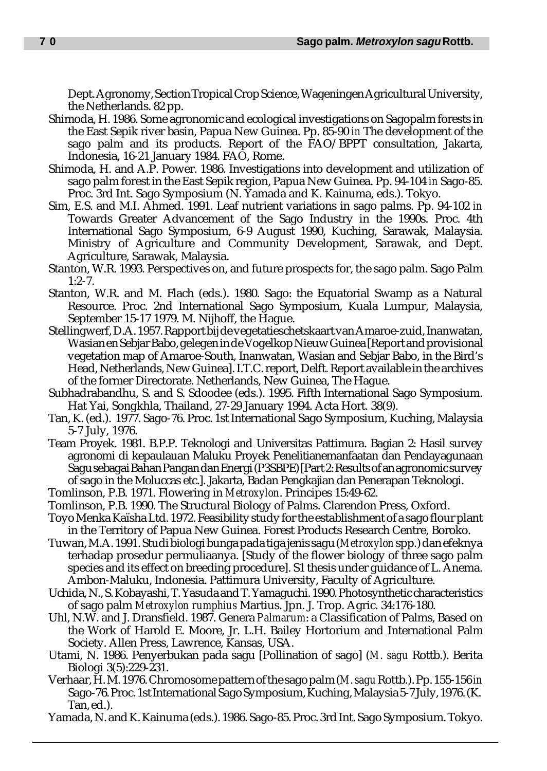Dept. Agronomy, Section Tropical Crop Science, Wageningen Agricultural University, the Netherlands. 82 pp.

Shimoda, H. 1986. Some agronomic and ecological investigations on Sagopalm forests in the East Sepik river basin, Papua New Guinea. Pp. 85-90 *in* The development of the sago palm and its products. Report of the FAO/BPPT consultation, Jakarta, Indonesia, 16-21 January 1984. FAO, Rome.

Shimoda, H. and A.P. Power. 1986. Investigations into development and utilization of sago palm forest in the East Sepik region, Papua New Guinea. Pp. 94-104 *in* Sago-85. Proc. 3rd Int. Sago Symposium (N. Yamada and K. Kainuma, eds.). Tokyo.

Sim, E.S. and M.I. Ahmed. 1991. Leaf nutrient variations in sago palms. Pp. 94-102 *in* Towards Greater Advancement of the Sago Industry in the 1990s. Proc. 4th International Sago Symposium, 6-9 August 1990, Kuching, Sarawak, Malaysia. Ministry of Agriculture and Community Development, Sarawak, and Dept. Agriculture, Sarawak, Malaysia.

Stanton, W.R. 1993. Perspectives on, and future prospects for, the sago palm. Sago Palm 1:2-7.

Stanton, W.R. and M. Flach (eds.). 1980. Sago: the Equatorial Swamp as a Natural Resource. Proc. 2nd International Sago Symposium, Kuala Lumpur, Malaysia, September 15-17 1979. M. Nijhoff, the Hague.

Stellingwerf, D.A. 1957. Rapport bij de vegetatieschetskaart van Amaroe-zuid, Inanwatan, Wasian en Sebjar Babo, gelegen in de Vogelkop Nieuw Guinea [Report and provisional vegetation map of Amaroe-South, Inanwatan, Wasian and Sebjar Babo, in the Bird's Head, Netherlands, New Guinea]. I.T.C. report, Delft. Report available in the archives of the former Directorate. Netherlands, New Guinea, The Hague.

Subhadrabandhu, S. and S. Sdoodee (eds.). 1995. Fifth International Sago Symposium. Hat Yai, Songkhla, Thailand, 27-29 January 1994. Acta Hort. 38(9).

Tan, K. (ed.). 1977. Sago-76. Proc. 1st International Sago Symposium, Kuching, Malaysia 5-7 July, 1976.

Team Proyek. 1981. B.P.P. Teknologi and Universitas Pattimura. Bagian 2: Hasil survey agronomi di kepaulauan Maluku Proyek Penelitianemanfaatan dan Pendayagunaan Sagu sebagai Bahan Pangan dan Energi (P3SBPE) [Part 2: Results of an agronomic survey of sago in the Moluccas etc.]. Jakarta, Badan Pengkajian dan Penerapan Teknologi.

Tomlinson, P.B. 1971. Flowering in *Metroxylon*. Principes 15:49-62.

Tomlinson, P.B. 1990. The Structural Biology of Palms. Clarendon Press, Oxford.

Toyo Menka Kaïsha Ltd. 1972. Feasibility study for the establishment of a sago flour plant in the Territory of Papua New Guinea. Forest Products Research Centre, Boroko.

Tuwan, M.A. 1991. Studi biologi bunga pada tiga jenis sagu (*Metroxylon* spp.) dan efeknya terhadap prosedur permuliaanya. [Study of the flower biology of three sago palm species and its effect on breeding procedure]. S1 thesis under guidance of L. Anema. Ambon-Maluku, Indonesia. Pattimura University, Faculty of Agriculture.

Uchida, N., S. Kobayashi, T. Yasuda and T. Yamaguchi. 1990. Photosynthetic characteristics of sago palm *Metroxylon rumphius* Martius. Jpn. J. Trop. Agric. 34:176-180.

Uhl, N.W. and J. Dransfield. 1987. Genera *Palmarum*: a Classification of Palms, Based on the Work of Harold E. Moore, Jr. L.H. Bailey Hortorium and International Palm Society. Allen Press, Lawrence, Kansas, USA.

Utami, N. 1986. Penyerbukan pada sagu [Pollination of sago] (*M. sagu* Rottb.). Berita Biologi 3(5):229-231.

Verhaar, H.M. 1976. Chromosome pattern of the sago palm (*M. sagu* Rottb.). Pp. 155-156 *in* Sago-76. Proc. 1st International Sago Symposium, Kuching, Malaysia 5-7 July, 1976. (K. Tan, ed.).

Yamada, N. and K. Kainuma (eds.). 1986. Sago-85. Proc. 3rd Int. Sago Symposium. Tokyo.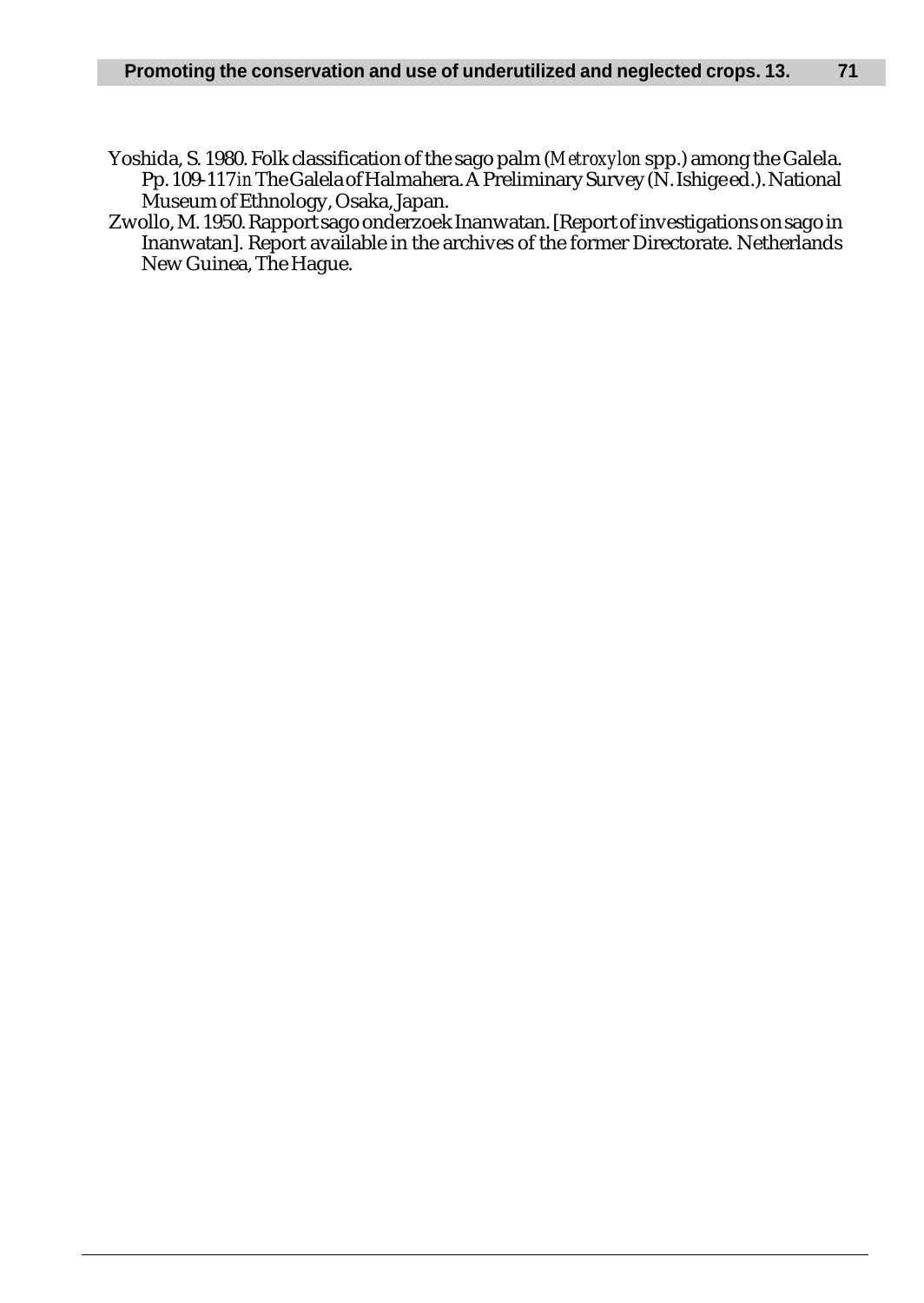Yoshida, S. 1980. Folk classification of the sago palm (*Metroxylon* spp.) among the Galela. Pp. 109-117 *in* The Galela of Halmahera. A Preliminary Survey (N. Ishige ed.). National Museum of Ethnology, Osaka, Japan.

Zwollo, M. 1950. Rapport sago onderzoek Inanwatan. [Report of investigations on sago in Inanwatan]. Report available in the archives of the former Directorate. Netherlands New Guinea, The Hague.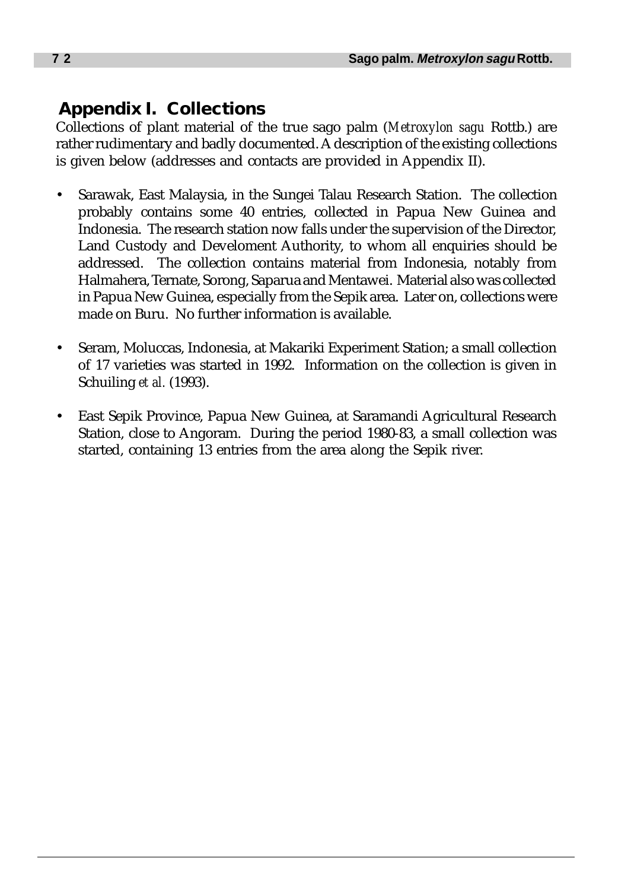# Appendix I. Collections

Collections of plant material of the true sago palm (*Metroxylon sagu* Rottb.) are rather rudimentary and badly documented. A description of the existing collections is given below (addresses and contacts are provided in Appendix II).

- Sarawak, East Malaysia, in the Sungei Talau Research Station. The collection probably contains some 40 entries, collected in Papua New Guinea and Indonesia. The research station now falls under the supervision of the Director, Land Custody and Develoment Authority, to whom all enquiries should be addressed. The collection contains material from Indonesia, notably from Halmahera, Ternate, Sorong, Saparua and Mentawei. Material also was collected in Papua New Guinea, especially from the Sepik area. Later on, collections were made on Buru. No further information is available.

- Seram, Moluccas, Indonesia, at Makariki Experiment Station; a small collection of 17 varieties was started in 1992. Information on the collection is given in Schuiling *et al.* (1993).

- East Sepik Province, Papua New Guinea, at Saramandi Agricultural Research Station, close to Angoram. During the period 1980-83, a small collection was started, containing 13 entries from the area along the Sepik river.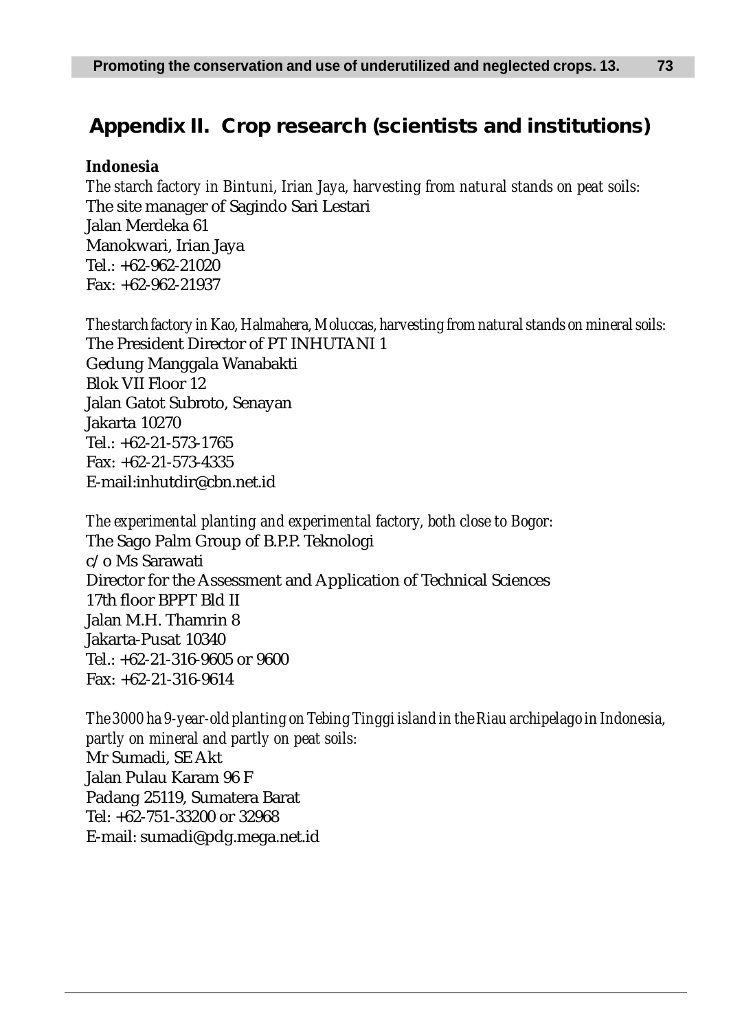# Appendix II. Crop research (scientists and institutions)

**Indonesia**

*The starch factory in Bintuni, Irian Jaya, harvesting from natural stands on peat soils:*
The site manager of Sagindo Sari Lestari
Jalan Merdeka 61
Manokwari, Irian Jaya
Tel.: +62-962-21020
Fax: +62-962-21937

*The starch factory in Kao, Halmahera, Moluccas, harvesting from natural stands on mineral soils:*
The President Director of PT INHUTANI 1
Gedung Manggala Wanabakti
Blok VII Floor 12
Jalan Gatot Subroto, Senayan
Jakarta 10270
Tel.: +62-21-573-1765
Fax: +62-21-573-4335
E-mail:inhutdir@cbn.net.id

*The experimental planting and experimental factory, both close to Bogor:*
The Sago Palm Group of B.P.P. Teknologi
c/o Ms Sarawati
Director for the Assessment and Application of Technical Sciences
17th floor BPPT Bld II
Jalan M.H. Thamrin 8
Jakarta-Pusat 10340
Tel.: +62-21-316-9605 or 9600
Fax: +62-21-316-9614

*The 3000 ha 9-year-old planting on Tebing Tinggi island in the Riau archipelago in Indonesia, partly on mineral and partly on peat soils:*
Mr Sumadi, SE Akt
Jalan Pulau Karam 96 F
Padang 25119, Sumatera Barat
Tel: +62-751-33200 or 32968
E-mail: sumadi@pdg.mega.net.id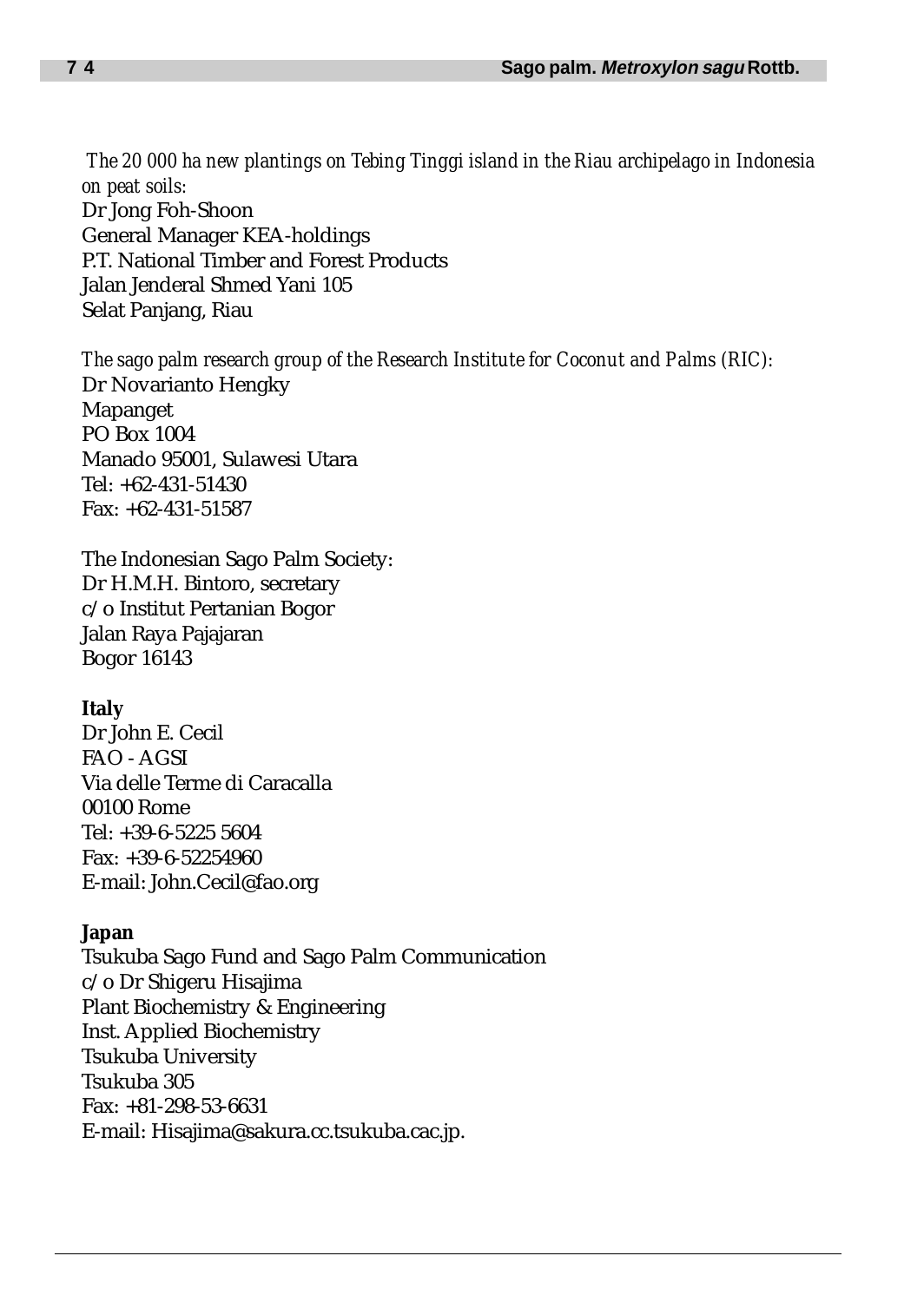*The 20 000 ha new plantings on Tebing Tinggi island in the Riau archipelago in Indonesia on peat soils:*
Dr Jong Foh-Shoon
General Manager KEA-holdings
P.T. National Timber and Forest Products
Jalan Jenderal Shmed Yani 105
Selat Panjang, Riau

*The sago palm research group of the Research Institute for Coconut and Palms (RIC):*
Dr Novarianto Hengky
Mapanget
PO Box 1004
Manado 95001, Sulawesi Utara
Tel: +62-431-51430
Fax: +62-431-51587

The Indonesian Sago Palm Society:
Dr H.M.H. Bintoro, secretary
c/o Institut Pertanian Bogor
Jalan Raya Pajajaran
Bogor 16143

**Italy**
Dr John E. Cecil
FAO - AGSI
Via delle Terme di Caracalla
00100 Rome
Tel: +39-6-5225 5604
Fax: +39-6-52254960
E-mail: John.Cecil@fao.org

**Japan**
Tsukuba Sago Fund and Sago Palm Communication
c/o Dr Shigeru Hisajima
Plant Biochemistry & Engineering
Inst. Applied Biochemistry
Tsukuba University
Tsukuba 305
Fax: +81-298-53-6631
E-mail: Hisajima@sakura.cc.tsukuba.cac.jp.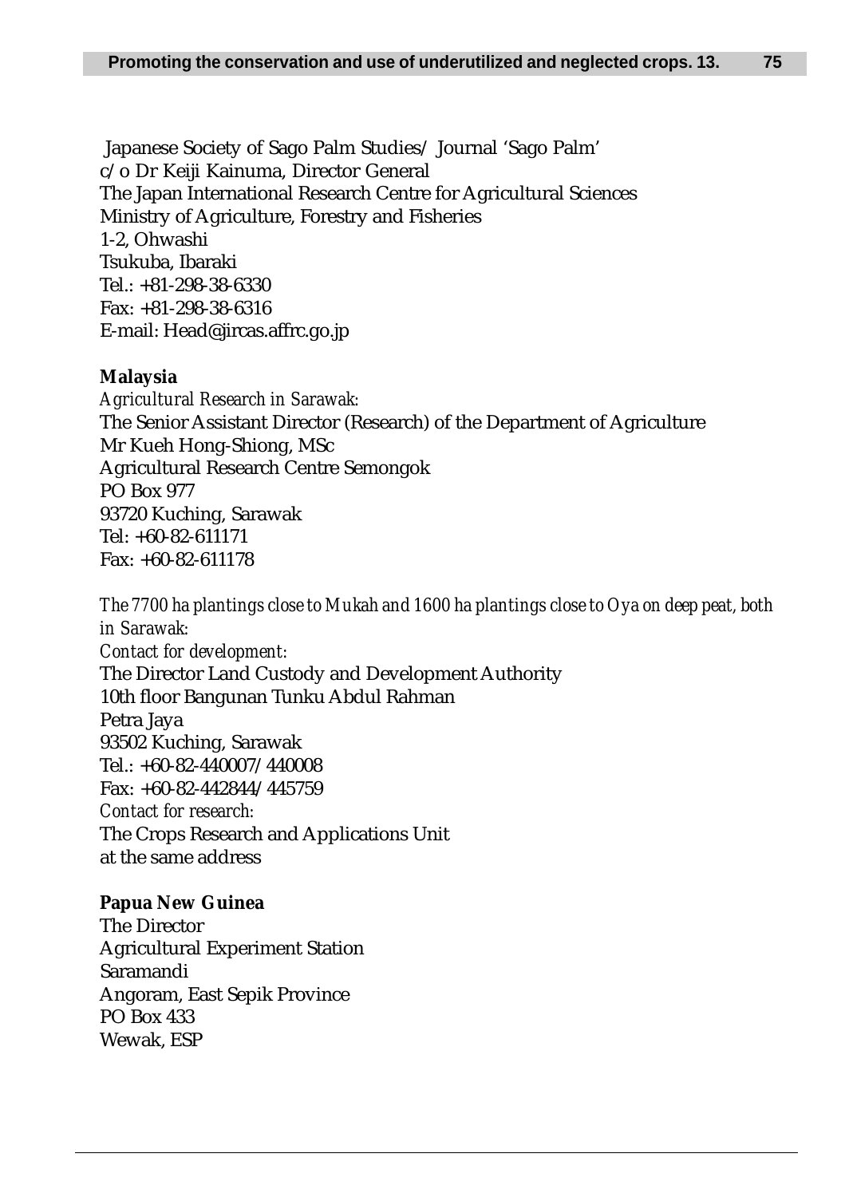Japanese Society of Sago Palm Studies/ Journal 'Sago Palm'
c/o Dr Keiji Kainuma, Director General
The Japan International Research Centre for Agricultural Sciences
Ministry of Agriculture, Forestry and Fisheries
1-2, Ohwashi
Tsukuba, Ibaraki
Tel.: +81-298-38-6330
Fax: +81-298-38-6316
E-mail: Head@jircas.affrc.go.jp

**Malaysia**

*Agricultural Research in Sarawak:*
The Senior Assistant Director (Research) of the Department of Agriculture
Mr Kueh Hong-Shiong, MSc
Agricultural Research Centre Semongok
PO Box 977
93720 Kuching, Sarawak
Tel: +60-82-611171
Fax: +60-82-611178

*The 7700 ha plantings close to Mukah and 1600 ha plantings close to Oya on deep peat, both in Sarawak:*
*Contact for development:*
The Director Land Custody and Development Authority
10th floor Bangunan Tunku Abdul Rahman
Petra Jaya
93502 Kuching, Sarawak
Tel.: +60-82-440007/440008
Fax: +60-82-442844/445759
*Contact for research:*
The Crops Research and Applications Unit
at the same address

**Papua New Guinea**

The Director
Agricultural Experiment Station
Saramandi
Angoram, East Sepik Province
PO Box 433
Wewak, ESP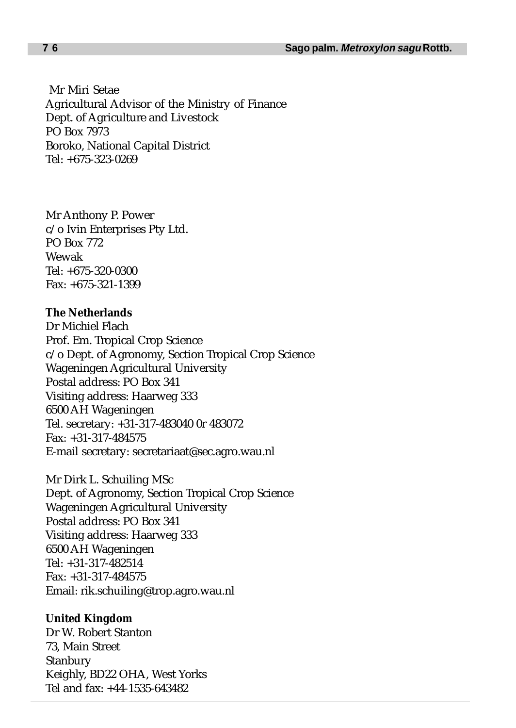Mr Miri Setae
Agricultural Advisor of the Ministry of Finance
Dept. of Agriculture and Livestock
PO Box 7973
Boroko, National Capital District
Tel: +675-323-0269

Mr Anthony P. Power
c/o Ivin Enterprises Pty Ltd.
PO Box 772
Wewak
Tel: +675-320-0300
Fax: +675-321-1399

**The Netherlands**
Dr Michiel Flach
Prof. Em. Tropical Crop Science
c/o Dept. of Agronomy, Section Tropical Crop Science
Wageningen Agricultural University
Postal address: PO Box 341
Visiting address: Haarweg 333
6500 AH Wageningen
Tel. secretary: +31-317-483040 0r 483072
Fax: +31-317-484575
E-mail secretary: secretariaat@sec.agro.wau.nl

Mr Dirk L. Schuiling MSc
Dept. of Agronomy, Section Tropical Crop Science
Wageningen Agricultural University
Postal address: PO Box 341
Visiting address: Haarweg 333
6500 AH Wageningen
Tel: +31-317-482514
Fax: +31-317-484575
Email: rik.schuiling@trop.agro.wau.nl

**United Kingdom**
Dr W. Robert Stanton
73, Main Street
Stanbury
Keighly, BD22 OHA, West Yorks
Tel and fax: +44-1535-643482